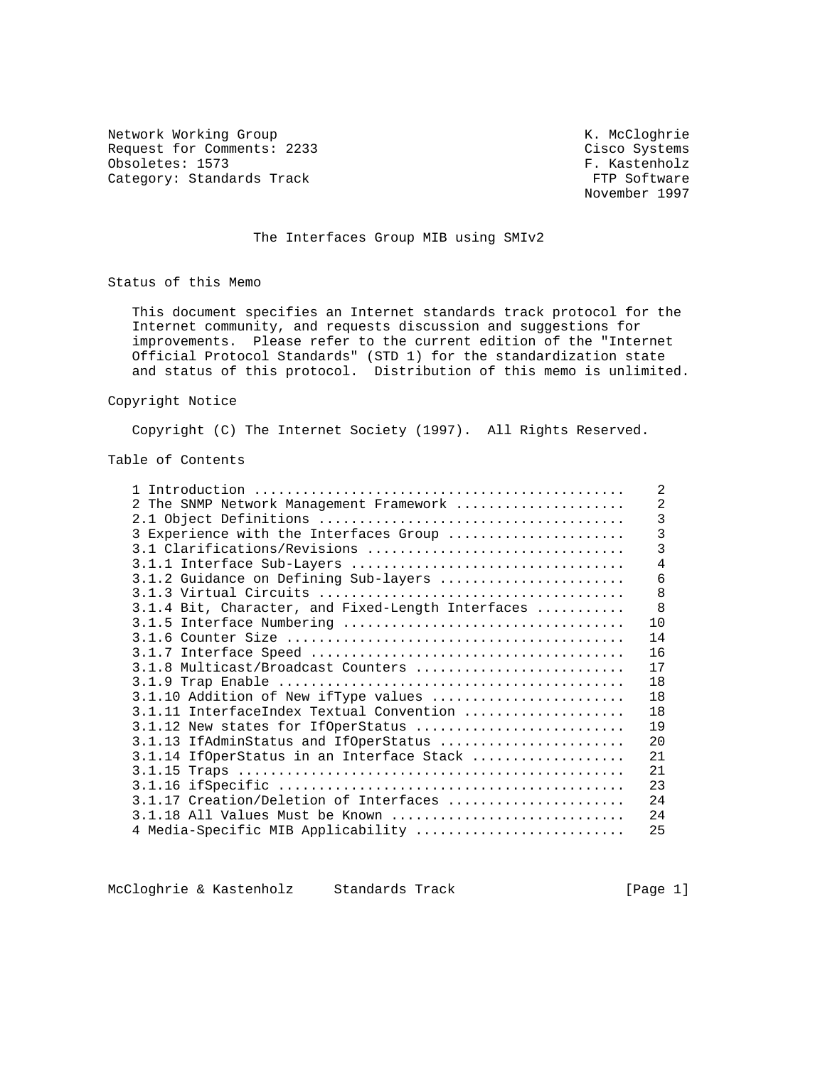Network Working Group K. McCloghrie
Request for Comments: 2233 Cisco Systems
Obsoletes: 1573 F. Kastenholz
Category: Standards Track FTP Software
November 1997

# The Interfaces Group MIB using SMIv2

## Status of this Memo

This document specifies an Internet standards track protocol for the Internet community, and requests discussion and suggestions for improvements. Please refer to the current edition of the "Internet Official Protocol Standards" (STD 1) for the standardization state and status of this protocol. Distribution of this memo is unlimited.

## Copyright Notice

Copyright (C) The Internet Society (1997). All Rights Reserved.

## Table of Contents

```
1 Introduction ..............................................    2
2 The SNMP Network Management Framework .....................    2
2.1 Object Definitions ......................................    3
3 Experience with the Interfaces Group ......................    3
3.1 Clarifications/Revisions ................................    3
3.1.1 Interface Sub-Layers ..................................    4
3.1.2 Guidance on Defining Sub-layers .......................    6
3.1.3 Virtual Circuits ......................................    8
3.1.4 Bit, Character, and Fixed-Length Interfaces ...........    8
3.1.5 Interface Numbering ...................................   10
3.1.6 Counter Size ..........................................   14
3.1.7 Interface Speed .......................................   16
3.1.8 Multicast/Broadcast Counters ..........................   17
3.1.9 Trap Enable ...........................................   18
3.1.10 Addition of New ifType values ........................   18
3.1.11 InterfaceIndex Textual Convention ....................   18
3.1.12 New states for IfOperStatus ..........................   19
3.1.13 IfAdminStatus and IfOperStatus .......................   20
3.1.14 IfOperStatus in an Interface Stack ...................   21
3.1.15 Traps ................................................   21
3.1.16 ifSpecific ...........................................   23
3.1.17 Creation/Deletion of Interfaces ......................   24
3.1.18 All Values Must be Known .............................   24
4 Media-Specific MIB Applicability ..........................   25
```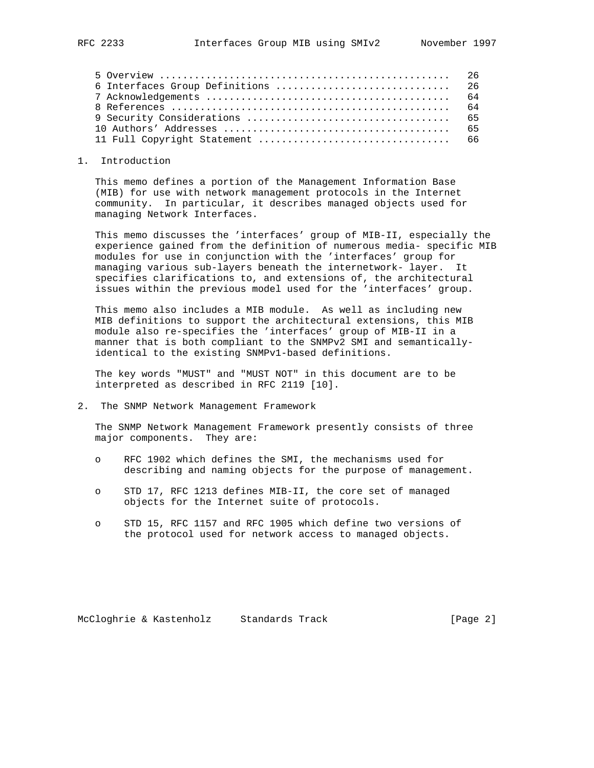5 Overview .................................................. 26
6 Interfaces Group Definitions .............................. 26
7 Acknowledgements .......................................... 64
8 References ................................................ 64
9 Security Considerations ................................... 65
10 Authors' Addresses ....................................... 65
11 Full Copyright Statement ................................. 66

## 1. Introduction

This memo defines a portion of the Management Information Base (MIB) for use with network management protocols in the Internet community. In particular, it describes managed objects used for managing Network Interfaces.

This memo discusses the 'interfaces' group of MIB-II, especially the experience gained from the definition of numerous media- specific MIB modules for use in conjunction with the 'interfaces' group for managing various sub-layers beneath the internetwork- layer. It specifies clarifications to, and extensions of, the architectural issues within the previous model used for the 'interfaces' group.

This memo also includes a MIB module. As well as including new MIB definitions to support the architectural extensions, this MIB module also re-specifies the 'interfaces' group of MIB-II in a manner that is both compliant to the SNMPv2 SMI and semantically-identical to the existing SNMPv1-based definitions.

The key words "MUST" and "MUST NOT" in this document are to be interpreted as described in RFC 2119 [10].

## 2. The SNMP Network Management Framework

The SNMP Network Management Framework presently consists of three major components. They are:

- RFC 1902 which defines the SMI, the mechanisms used for describing and naming objects for the purpose of management.
- STD 17, RFC 1213 defines MIB-II, the core set of managed objects for the Internet suite of protocols.
- STD 15, RFC 1157 and RFC 1905 which define two versions of the protocol used for network access to managed objects.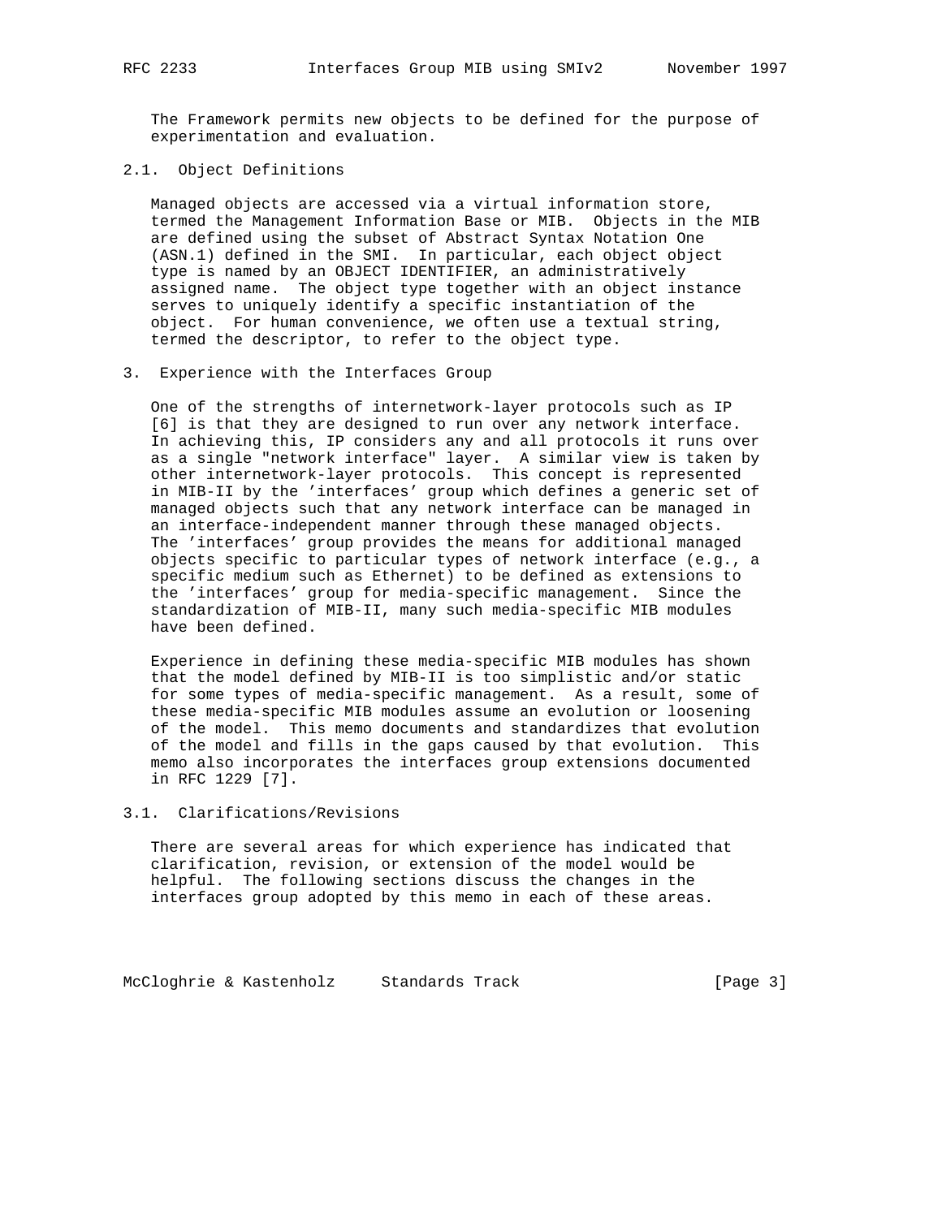The Framework permits new objects to be defined for the purpose of experimentation and evaluation.

## 2.1. Object Definitions

Managed objects are accessed via a virtual information store, termed the Management Information Base or MIB. Objects in the MIB are defined using the subset of Abstract Syntax Notation One (ASN.1) defined in the SMI. In particular, each object object type is named by an OBJECT IDENTIFIER, an administratively assigned name. The object type together with an object instance serves to uniquely identify a specific instantiation of the object. For human convenience, we often use a textual string, termed the descriptor, to refer to the object type.

# 3. Experience with the Interfaces Group

One of the strengths of internetwork-layer protocols such as IP [6] is that they are designed to run over any network interface. In achieving this, IP considers any and all protocols it runs over as a single "network interface" layer. A similar view is taken by other internetwork-layer protocols. This concept is represented in MIB-II by the 'interfaces' group which defines a generic set of managed objects such that any network interface can be managed in an interface-independent manner through these managed objects. The 'interfaces' group provides the means for additional managed objects specific to particular types of network interface (e.g., a specific medium such as Ethernet) to be defined as extensions to the 'interfaces' group for media-specific management. Since the standardization of MIB-II, many such media-specific MIB modules have been defined.

Experience in defining these media-specific MIB modules has shown that the model defined by MIB-II is too simplistic and/or static for some types of media-specific management. As a result, some of these media-specific MIB modules assume an evolution or loosening of the model. This memo documents and standardizes that evolution of the model and fills in the gaps caused by that evolution. This memo also incorporates the interfaces group extensions documented in RFC 1229 [7].

## 3.1. Clarifications/Revisions

There are several areas for which experience has indicated that clarification, revision, or extension of the model would be helpful. The following sections discuss the changes in the interfaces group adopted by this memo in each of these areas.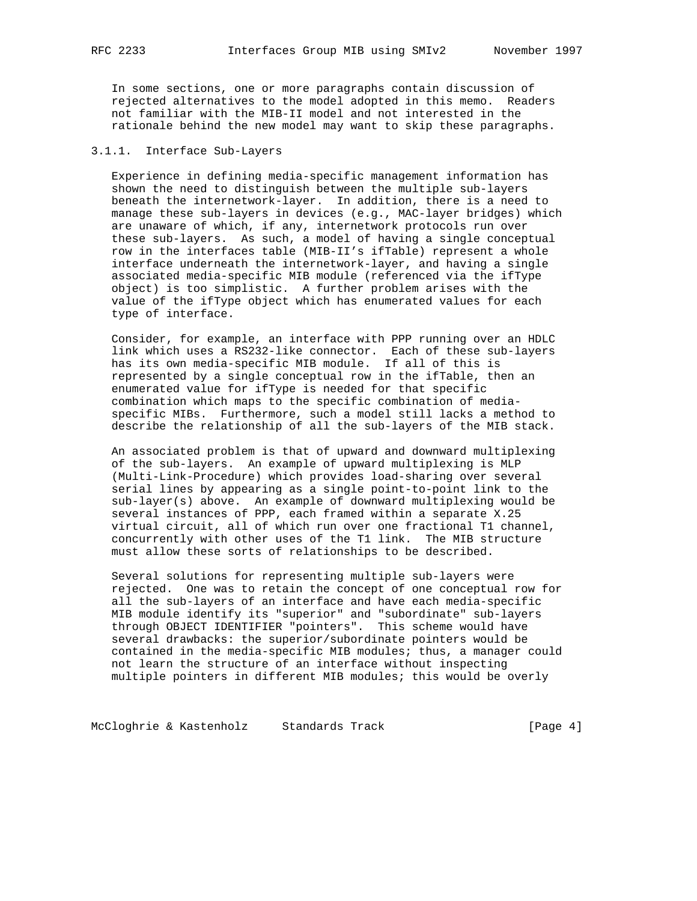In some sections, one or more paragraphs contain discussion of rejected alternatives to the model adopted in this memo. Readers not familiar with the MIB-II model and not interested in the rationale behind the new model may want to skip these paragraphs.

### 3.1.1. Interface Sub-Layers

Experience in defining media-specific management information has shown the need to distinguish between the multiple sub-layers beneath the internetwork-layer. In addition, there is a need to manage these sub-layers in devices (e.g., MAC-layer bridges) which are unaware of which, if any, internetwork protocols run over these sub-layers. As such, a model of having a single conceptual row in the interfaces table (MIB-II's ifTable) represent a whole interface underneath the internetwork-layer, and having a single associated media-specific MIB module (referenced via the ifType object) is too simplistic. A further problem arises with the value of the ifType object which has enumerated values for each type of interface.

Consider, for example, an interface with PPP running over an HDLC link which uses a RS232-like connector. Each of these sub-layers has its own media-specific MIB module. If all of this is represented by a single conceptual row in the ifTable, then an enumerated value for ifType is needed for that specific combination which maps to the specific combination of media-specific MIBs. Furthermore, such a model still lacks a method to describe the relationship of all the sub-layers of the MIB stack.

An associated problem is that of upward and downward multiplexing of the sub-layers. An example of upward multiplexing is MLP (Multi-Link-Procedure) which provides load-sharing over several serial lines by appearing as a single point-to-point link to the sub-layer(s) above. An example of downward multiplexing would be several instances of PPP, each framed within a separate X.25 virtual circuit, all of which run over one fractional T1 channel, concurrently with other uses of the T1 link. The MIB structure must allow these sorts of relationships to be described.

Several solutions for representing multiple sub-layers were rejected. One was to retain the concept of one conceptual row for all the sub-layers of an interface and have each media-specific MIB module identify its "superior" and "subordinate" sub-layers through OBJECT IDENTIFIER "pointers". This scheme would have several drawbacks: the superior/subordinate pointers would be contained in the media-specific MIB modules; thus, a manager could not learn the structure of an interface without inspecting multiple pointers in different MIB modules; this would be overly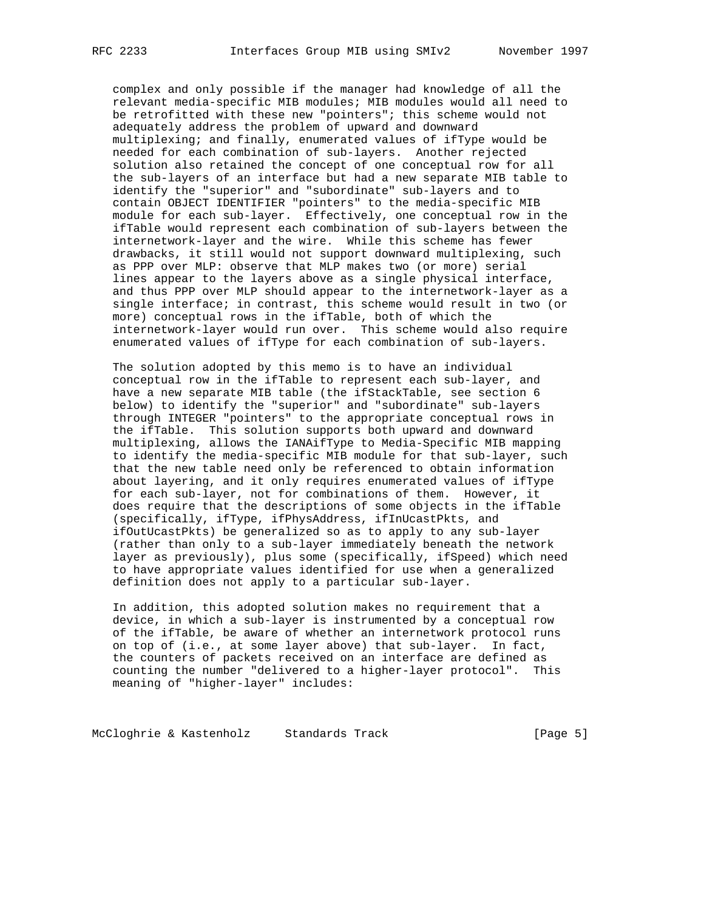complex and only possible if the manager had knowledge of all the relevant media-specific MIB modules; MIB modules would all need to be retrofitted with these new "pointers"; this scheme would not adequately address the problem of upward and downward multiplexing; and finally, enumerated values of ifType would be needed for each combination of sub-layers. Another rejected solution also retained the concept of one conceptual row for all the sub-layers of an interface but had a new separate MIB table to identify the "superior" and "subordinate" sub-layers and to contain OBJECT IDENTIFIER "pointers" to the media-specific MIB module for each sub-layer. Effectively, one conceptual row in the ifTable would represent each combination of sub-layers between the internetwork-layer and the wire. While this scheme has fewer drawbacks, it still would not support downward multiplexing, such as PPP over MLP: observe that MLP makes two (or more) serial lines appear to the layers above as a single physical interface, and thus PPP over MLP should appear to the internetwork-layer as a single interface; in contrast, this scheme would result in two (or more) conceptual rows in the ifTable, both of which the internetwork-layer would run over. This scheme would also require enumerated values of ifType for each combination of sub-layers.

The solution adopted by this memo is to have an individual conceptual row in the ifTable to represent each sub-layer, and have a new separate MIB table (the ifStackTable, see section 6 below) to identify the "superior" and "subordinate" sub-layers through INTEGER "pointers" to the appropriate conceptual rows in the ifTable. This solution supports both upward and downward multiplexing, allows the IANAifType to Media-Specific MIB mapping to identify the media-specific MIB module for that sub-layer, such that the new table need only be referenced to obtain information about layering, and it only requires enumerated values of ifType for each sub-layer, not for combinations of them. However, it does require that the descriptions of some objects in the ifTable (specifically, ifType, ifPhysAddress, ifInUcastPkts, and ifOutUcastPkts) be generalized so as to apply to any sub-layer (rather than only to a sub-layer immediately beneath the network layer as previously), plus some (specifically, ifSpeed) which need to have appropriate values identified for use when a generalized definition does not apply to a particular sub-layer.

In addition, this adopted solution makes no requirement that a device, in which a sub-layer is instrumented by a conceptual row of the ifTable, be aware of whether an internetwork protocol runs on top of (i.e., at some layer above) that sub-layer. In fact, the counters of packets received on an interface are defined as counting the number "delivered to a higher-layer protocol". This meaning of "higher-layer" includes: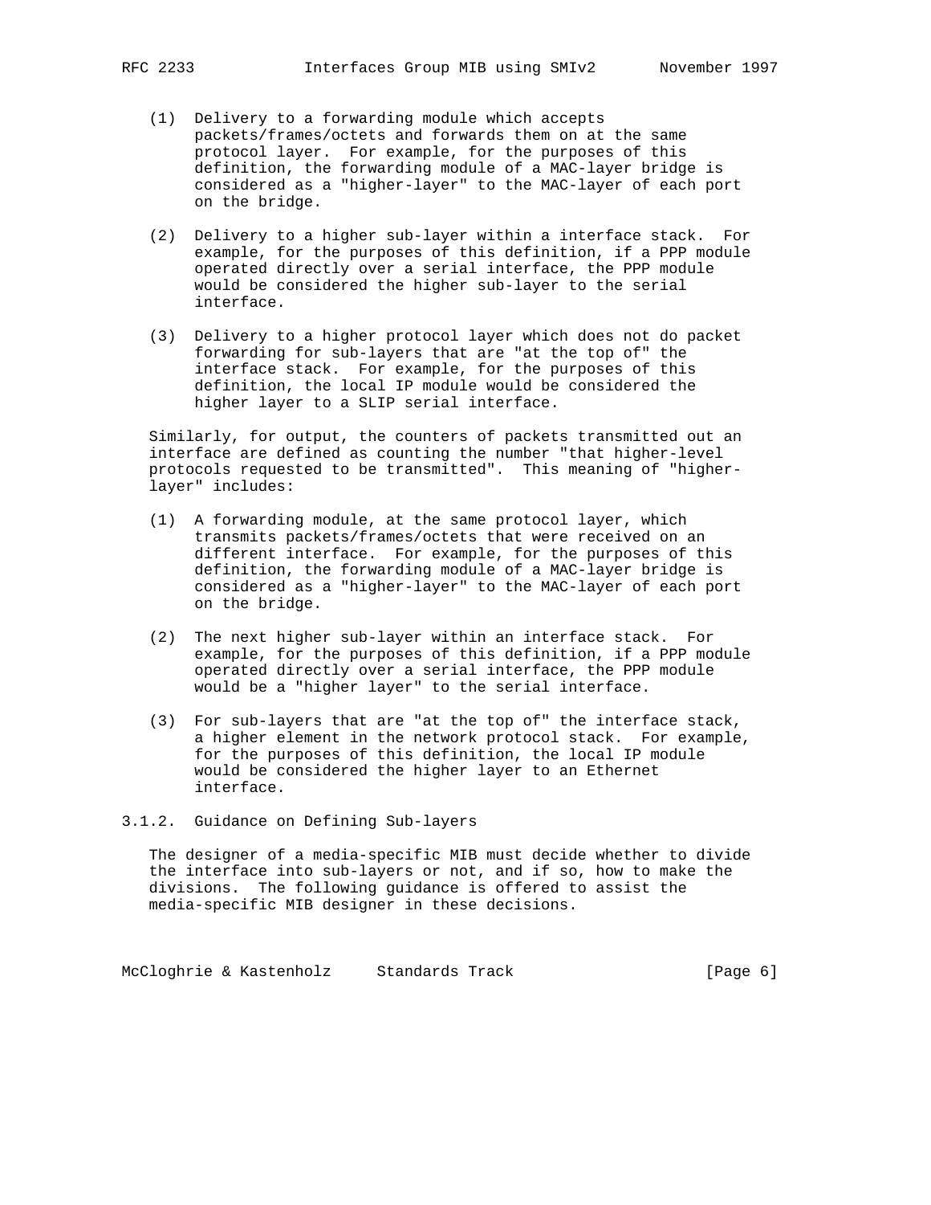(1) Delivery to a forwarding module which accepts packets/frames/octets and forwards them on at the same protocol layer. For example, for the purposes of this definition, the forwarding module of a MAC-layer bridge is considered as a "higher-layer" to the MAC-layer of each port on the bridge.

(2) Delivery to a higher sub-layer within a interface stack. For example, for the purposes of this definition, if a PPP module operated directly over a serial interface, the PPP module would be considered the higher sub-layer to the serial interface.

(3) Delivery to a higher protocol layer which does not do packet forwarding for sub-layers that are "at the top of" the interface stack. For example, for the purposes of this definition, the local IP module would be considered the higher layer to a SLIP serial interface.

Similarly, for output, the counters of packets transmitted out an interface are defined as counting the number "that higher-level protocols requested to be transmitted". This meaning of "higher-layer" includes:

(1) A forwarding module, at the same protocol layer, which transmits packets/frames/octets that were received on an different interface. For example, for the purposes of this definition, the forwarding module of a MAC-layer bridge is considered as a "higher-layer" to the MAC-layer of each port on the bridge.

(2) The next higher sub-layer within an interface stack. For example, for the purposes of this definition, if a PPP module operated directly over a serial interface, the PPP module would be a "higher layer" to the serial interface.

(3) For sub-layers that are "at the top of" the interface stack, a higher element in the network protocol stack. For example, for the purposes of this definition, the local IP module would be considered the higher layer to an Ethernet interface.

### 3.1.2. Guidance on Defining Sub-layers

The designer of a media-specific MIB must decide whether to divide the interface into sub-layers or not, and if so, how to make the divisions. The following guidance is offered to assist the media-specific MIB designer in these decisions.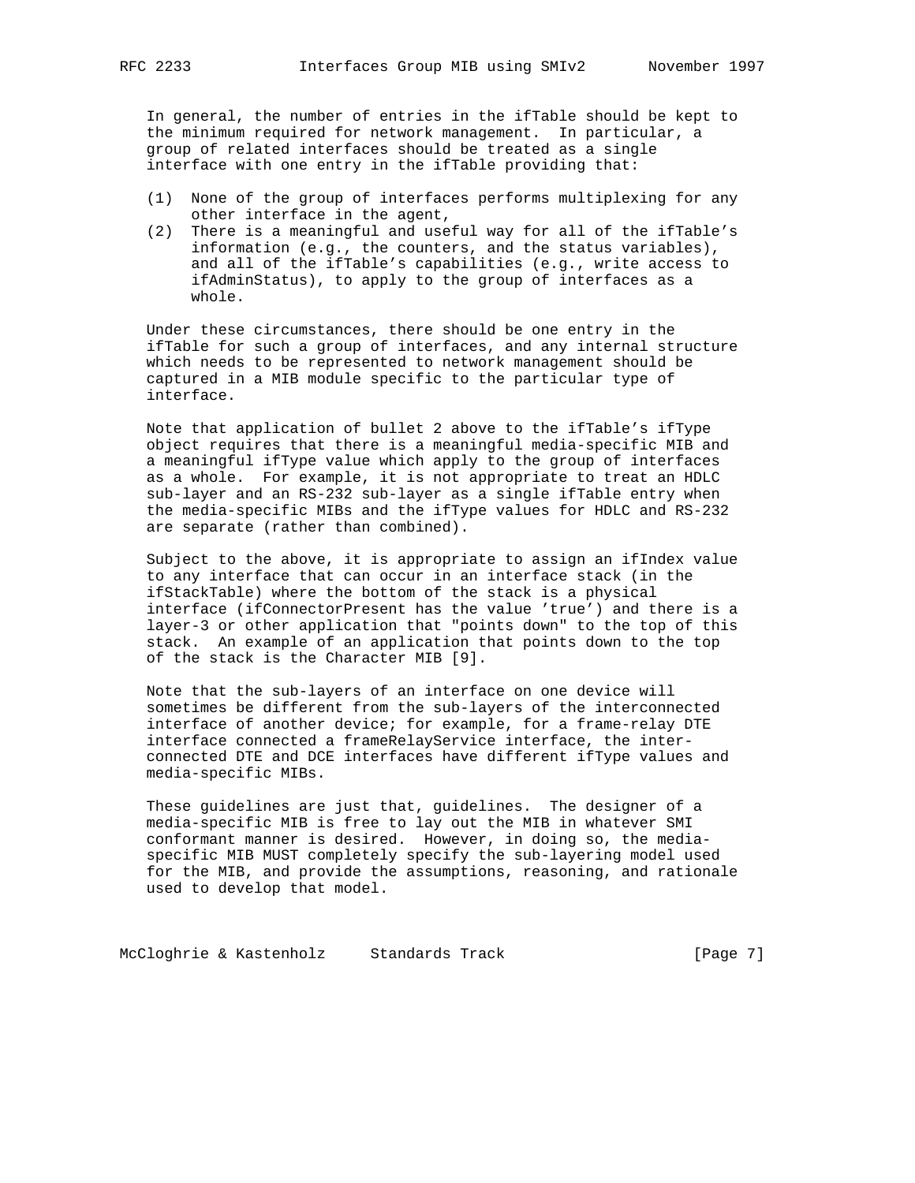In general, the number of entries in the ifTable should be kept to the minimum required for network management. In particular, a group of related interfaces should be treated as a single interface with one entry in the ifTable providing that:

(1) None of the group of interfaces performs multiplexing for any other interface in the agent,

(2) There is a meaningful and useful way for all of the ifTable's information (e.g., the counters, and the status variables), and all of the ifTable's capabilities (e.g., write access to ifAdminStatus), to apply to the group of interfaces as a whole.

Under these circumstances, there should be one entry in the ifTable for such a group of interfaces, and any internal structure which needs to be represented to network management should be captured in a MIB module specific to the particular type of interface.

Note that application of bullet 2 above to the ifTable's ifType object requires that there is a meaningful media-specific MIB and a meaningful ifType value which apply to the group of interfaces as a whole. For example, it is not appropriate to treat an HDLC sub-layer and an RS-232 sub-layer as a single ifTable entry when the media-specific MIBs and the ifType values for HDLC and RS-232 are separate (rather than combined).

Subject to the above, it is appropriate to assign an ifIndex value to any interface that can occur in an interface stack (in the ifStackTable) where the bottom of the stack is a physical interface (ifConnectorPresent has the value 'true') and there is a layer-3 or other application that "points down" to the top of this stack. An example of an application that points down to the top of the stack is the Character MIB [9].

Note that the sub-layers of an interface on one device will sometimes be different from the sub-layers of the interconnected interface of another device; for example, for a frame-relay DTE interface connected a frameRelayService interface, the inter-connected DTE and DCE interfaces have different ifType values and media-specific MIBs.

These guidelines are just that, guidelines. The designer of a media-specific MIB is free to lay out the MIB in whatever SMI conformant manner is desired. However, in doing so, the media-specific MIB MUST completely specify the sub-layering model used for the MIB, and provide the assumptions, reasoning, and rationale used to develop that model.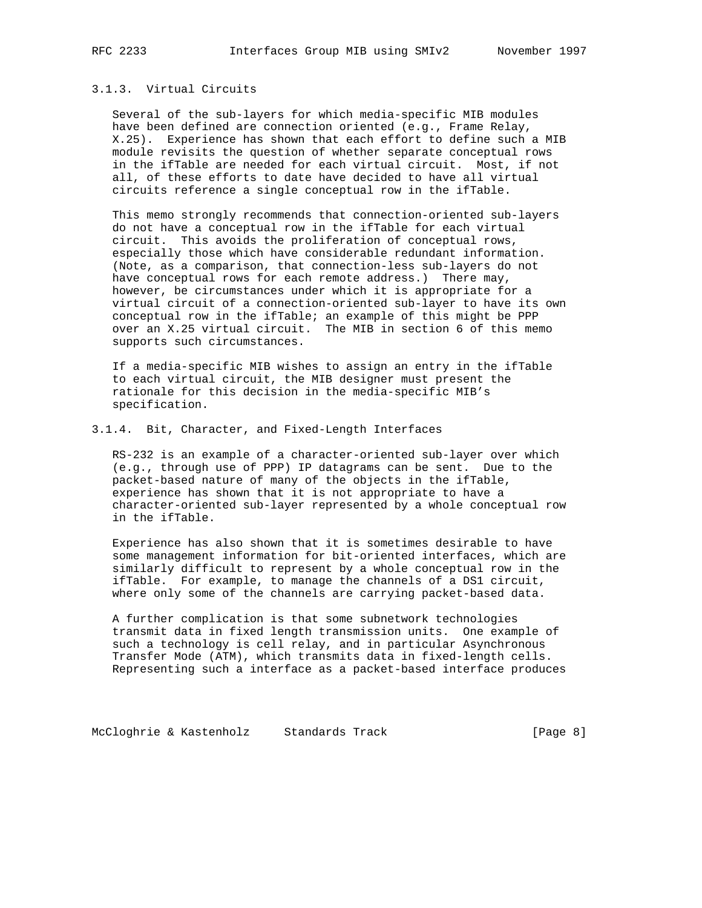### 3.1.3. Virtual Circuits

Several of the sub-layers for which media-specific MIB modules have been defined are connection oriented (e.g., Frame Relay, X.25). Experience has shown that each effort to define such a MIB module revisits the question of whether separate conceptual rows in the ifTable are needed for each virtual circuit. Most, if not all, of these efforts to date have decided to have all virtual circuits reference a single conceptual row in the ifTable.

This memo strongly recommends that connection-oriented sub-layers do not have a conceptual row in the ifTable for each virtual circuit. This avoids the proliferation of conceptual rows, especially those which have considerable redundant information. (Note, as a comparison, that connection-less sub-layers do not have conceptual rows for each remote address.) There may, however, be circumstances under which it is appropriate for a virtual circuit of a connection-oriented sub-layer to have its own conceptual row in the ifTable; an example of this might be PPP over an X.25 virtual circuit. The MIB in section 6 of this memo supports such circumstances.

If a media-specific MIB wishes to assign an entry in the ifTable to each virtual circuit, the MIB designer must present the rationale for this decision in the media-specific MIB's specification.

### 3.1.4. Bit, Character, and Fixed-Length Interfaces

RS-232 is an example of a character-oriented sub-layer over which (e.g., through use of PPP) IP datagrams can be sent. Due to the packet-based nature of many of the objects in the ifTable, experience has shown that it is not appropriate to have a character-oriented sub-layer represented by a whole conceptual row in the ifTable.

Experience has also shown that it is sometimes desirable to have some management information for bit-oriented interfaces, which are similarly difficult to represent by a whole conceptual row in the ifTable. For example, to manage the channels of a DS1 circuit, where only some of the channels are carrying packet-based data.

A further complication is that some subnetwork technologies transmit data in fixed length transmission units. One example of such a technology is cell relay, and in particular Asynchronous Transfer Mode (ATM), which transmits data in fixed-length cells. Representing such a interface as a packet-based interface produces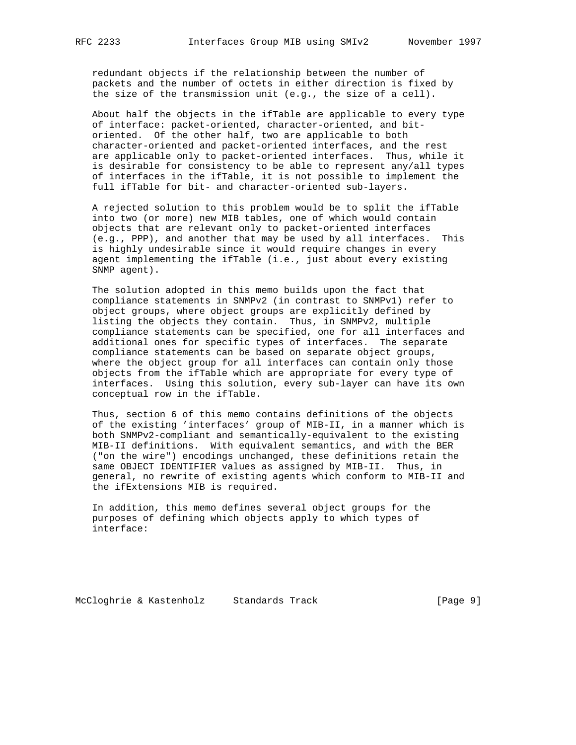redundant objects if the relationship between the number of packets and the number of octets in either direction is fixed by the size of the transmission unit (e.g., the size of a cell).

About half the objects in the ifTable are applicable to every type of interface: packet-oriented, character-oriented, and bit-oriented. Of the other half, two are applicable to both character-oriented and packet-oriented interfaces, and the rest are applicable only to packet-oriented interfaces. Thus, while it is desirable for consistency to be able to represent any/all types of interfaces in the ifTable, it is not possible to implement the full ifTable for bit- and character-oriented sub-layers.

A rejected solution to this problem would be to split the ifTable into two (or more) new MIB tables, one of which would contain objects that are relevant only to packet-oriented interfaces (e.g., PPP), and another that may be used by all interfaces. This is highly undesirable since it would require changes in every agent implementing the ifTable (i.e., just about every existing SNMP agent).

The solution adopted in this memo builds upon the fact that compliance statements in SNMPv2 (in contrast to SNMPv1) refer to object groups, where object groups are explicitly defined by listing the objects they contain. Thus, in SNMPv2, multiple compliance statements can be specified, one for all interfaces and additional ones for specific types of interfaces. The separate compliance statements can be based on separate object groups, where the object group for all interfaces can contain only those objects from the ifTable which are appropriate for every type of interfaces. Using this solution, every sub-layer can have its own conceptual row in the ifTable.

Thus, section 6 of this memo contains definitions of the objects of the existing 'interfaces' group of MIB-II, in a manner which is both SNMPv2-compliant and semantically-equivalent to the existing MIB-II definitions. With equivalent semantics, and with the BER ("on the wire") encodings unchanged, these definitions retain the same OBJECT IDENTIFIER values as assigned by MIB-II. Thus, in general, no rewrite of existing agents which conform to MIB-II and the ifExtensions MIB is required.

In addition, this memo defines several object groups for the purposes of defining which objects apply to which types of interface: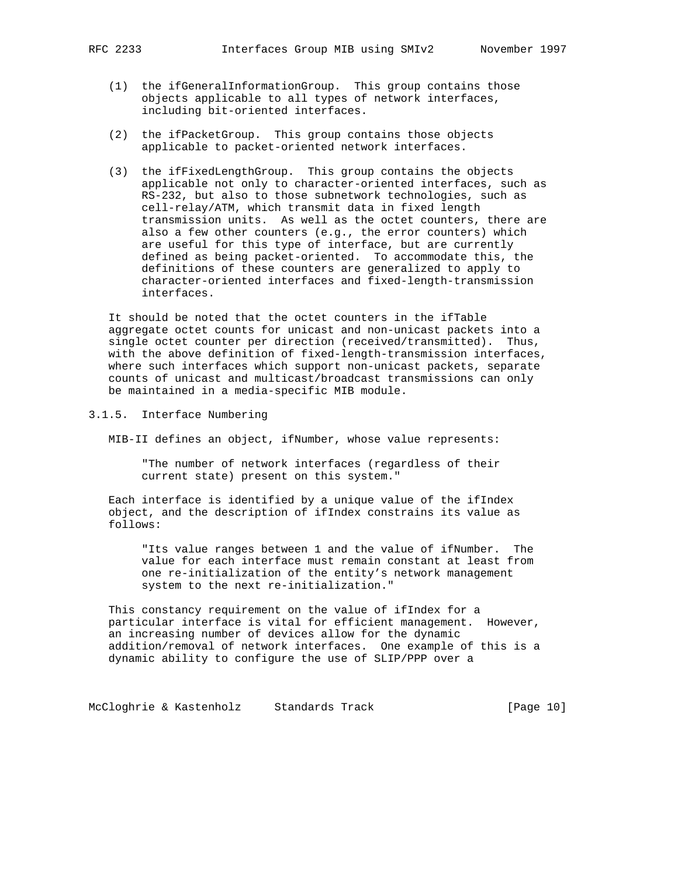(1) the ifGeneralInformationGroup. This group contains those objects applicable to all types of network interfaces, including bit-oriented interfaces.

(2) the ifPacketGroup. This group contains those objects applicable to packet-oriented network interfaces.

(3) the ifFixedLengthGroup. This group contains the objects applicable not only to character-oriented interfaces, such as RS-232, but also to those subnetwork technologies, such as cell-relay/ATM, which transmit data in fixed length transmission units. As well as the octet counters, there are also a few other counters (e.g., the error counters) which are useful for this type of interface, but are currently defined as being packet-oriented. To accommodate this, the definitions of these counters are generalized to apply to character-oriented interfaces and fixed-length-transmission interfaces.

It should be noted that the octet counters in the ifTable aggregate octet counts for unicast and non-unicast packets into a single octet counter per direction (received/transmitted). Thus, with the above definition of fixed-length-transmission interfaces, where such interfaces which support non-unicast packets, separate counts of unicast and multicast/broadcast transmissions can only be maintained in a media-specific MIB module.

### 3.1.5. Interface Numbering

MIB-II defines an object, ifNumber, whose value represents:

> "The number of network interfaces (regardless of their current state) present on this system."

Each interface is identified by a unique value of the ifIndex object, and the description of ifIndex constrains its value as follows:

> "Its value ranges between 1 and the value of ifNumber. The value for each interface must remain constant at least from one re-initialization of the entity's network management system to the next re-initialization."

This constancy requirement on the value of ifIndex for a particular interface is vital for efficient management. However, an increasing number of devices allow for the dynamic addition/removal of network interfaces. One example of this is a dynamic ability to configure the use of SLIP/PPP over a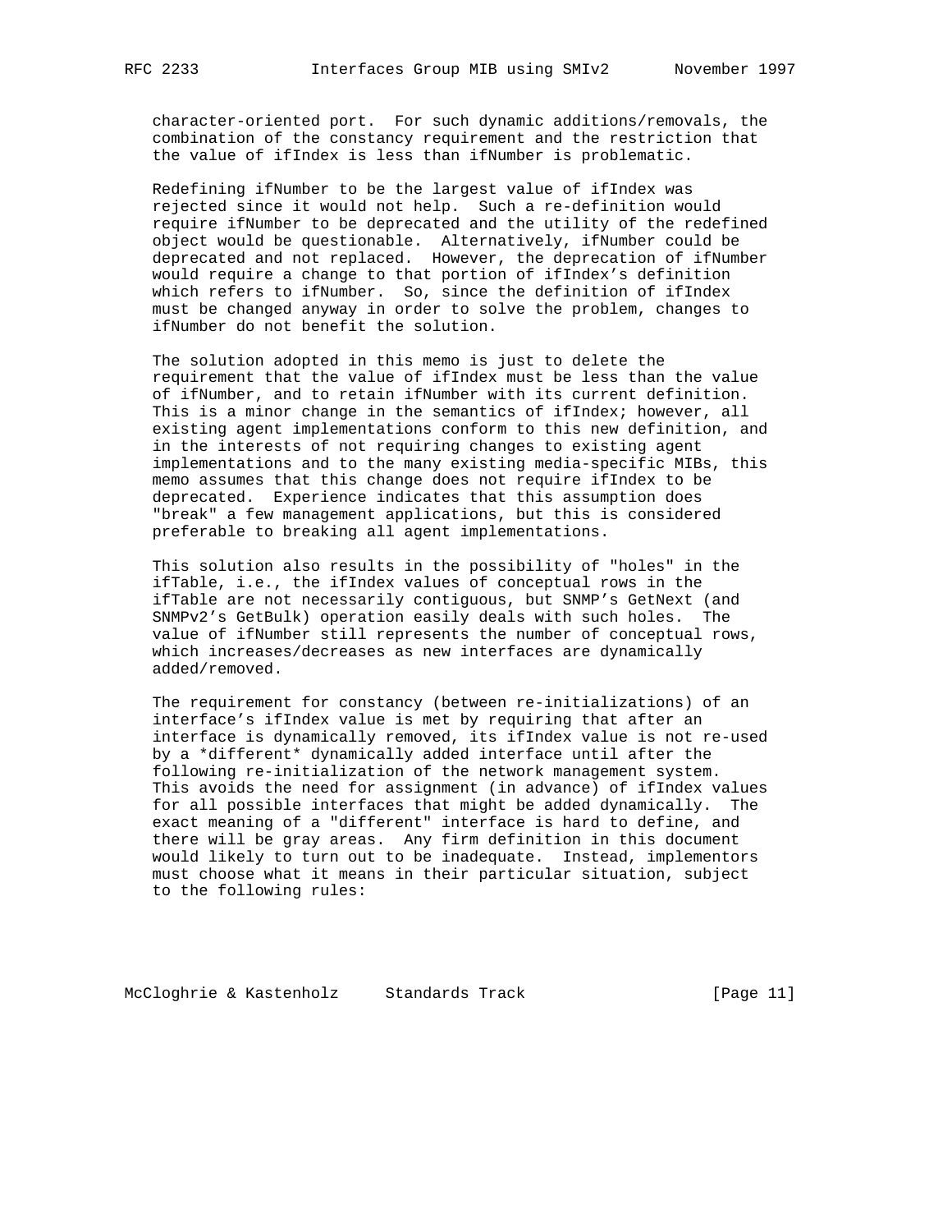character-oriented port. For such dynamic additions/removals, the combination of the constancy requirement and the restriction that the value of ifIndex is less than ifNumber is problematic.

Redefining ifNumber to be the largest value of ifIndex was rejected since it would not help. Such a re-definition would require ifNumber to be deprecated and the utility of the redefined object would be questionable. Alternatively, ifNumber could be deprecated and not replaced. However, the deprecation of ifNumber would require a change to that portion of ifIndex's definition which refers to ifNumber. So, since the definition of ifIndex must be changed anyway in order to solve the problem, changes to ifNumber do not benefit the solution.

The solution adopted in this memo is just to delete the requirement that the value of ifIndex must be less than the value of ifNumber, and to retain ifNumber with its current definition. This is a minor change in the semantics of ifIndex; however, all existing agent implementations conform to this new definition, and in the interests of not requiring changes to existing agent implementations and to the many existing media-specific MIBs, this memo assumes that this change does not require ifIndex to be deprecated. Experience indicates that this assumption does "break" a few management applications, but this is considered preferable to breaking all agent implementations.

This solution also results in the possibility of "holes" in the ifTable, i.e., the ifIndex values of conceptual rows in the ifTable are not necessarily contiguous, but SNMP's GetNext (and SNMPv2's GetBulk) operation easily deals with such holes. The value of ifNumber still represents the number of conceptual rows, which increases/decreases as new interfaces are dynamically added/removed.

The requirement for constancy (between re-initializations) of an interface's ifIndex value is met by requiring that after an interface is dynamically removed, its ifIndex value is not re-used by a *different* dynamically added interface until after the following re-initialization of the network management system. This avoids the need for assignment (in advance) of ifIndex values for all possible interfaces that might be added dynamically. The exact meaning of a "different" interface is hard to define, and there will be gray areas. Any firm definition in this document would likely to turn out to be inadequate. Instead, implementors must choose what it means in their particular situation, subject to the following rules: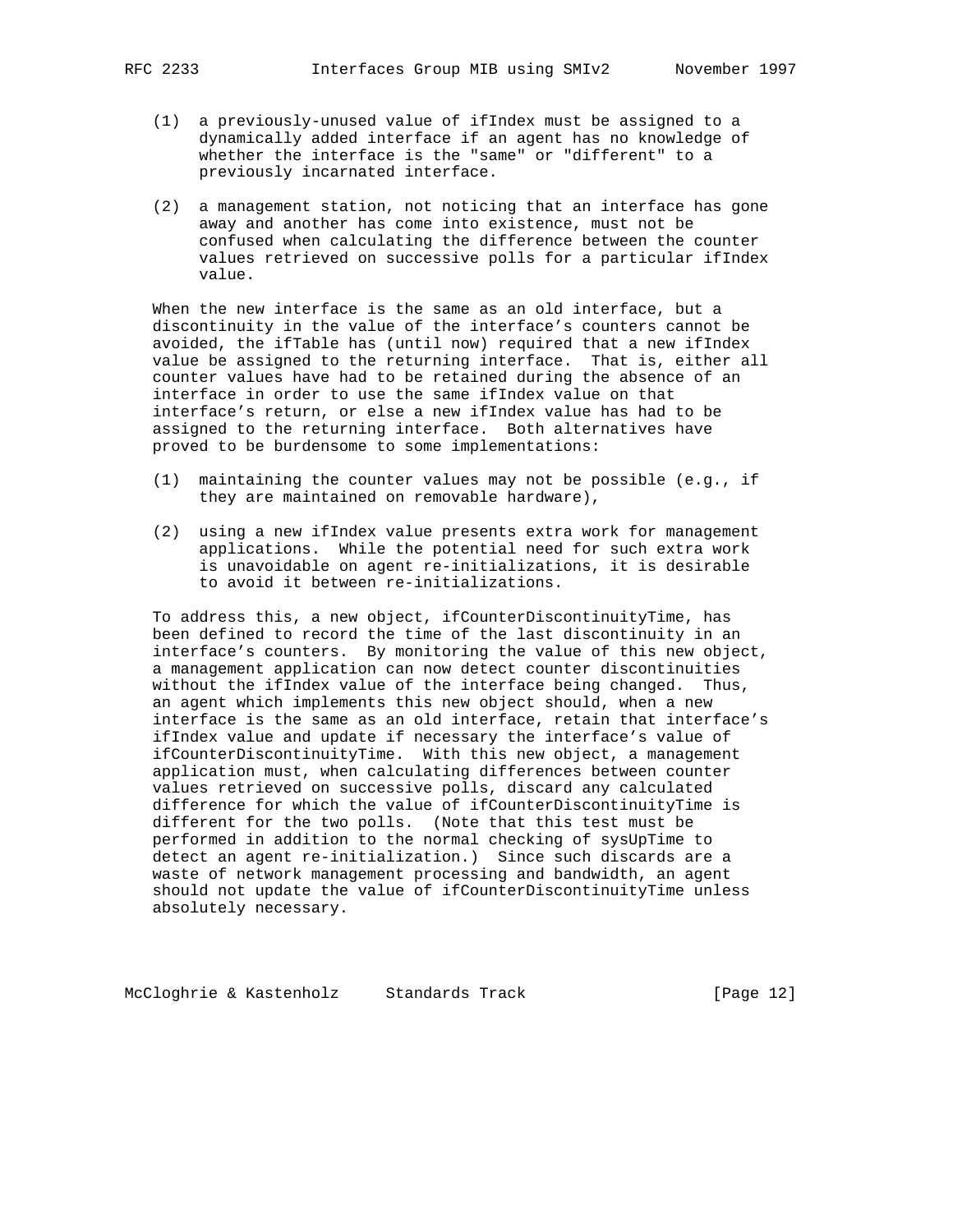(1) a previously-unused value of ifIndex must be assigned to a dynamically added interface if an agent has no knowledge of whether the interface is the "same" or "different" to a previously incarnated interface.

(2) a management station, not noticing that an interface has gone away and another has come into existence, must not be confused when calculating the difference between the counter values retrieved on successive polls for a particular ifIndex value.

When the new interface is the same as an old interface, but a discontinuity in the value of the interface's counters cannot be avoided, the ifTable has (until now) required that a new ifIndex value be assigned to the returning interface. That is, either all counter values have had to be retained during the absence of an interface in order to use the same ifIndex value on that interface's return, or else a new ifIndex value has had to be assigned to the returning interface. Both alternatives have proved to be burdensome to some implementations:

(1) maintaining the counter values may not be possible (e.g., if they are maintained on removable hardware),

(2) using a new ifIndex value presents extra work for management applications. While the potential need for such extra work is unavoidable on agent re-initializations, it is desirable to avoid it between re-initializations.

To address this, a new object, ifCounterDiscontinuityTime, has been defined to record the time of the last discontinuity in an interface's counters. By monitoring the value of this new object, a management application can now detect counter discontinuities without the ifIndex value of the interface being changed. Thus, an agent which implements this new object should, when a new interface is the same as an old interface, retain that interface's ifIndex value and update if necessary the interface's value of ifCounterDiscontinuityTime. With this new object, a management application must, when calculating differences between counter values retrieved on successive polls, discard any calculated difference for which the value of ifCounterDiscontinuityTime is different for the two polls. (Note that this test must be performed in addition to the normal checking of sysUpTime to detect an agent re-initialization.) Since such discards are a waste of network management processing and bandwidth, an agent should not update the value of ifCounterDiscontinuityTime unless absolutely necessary.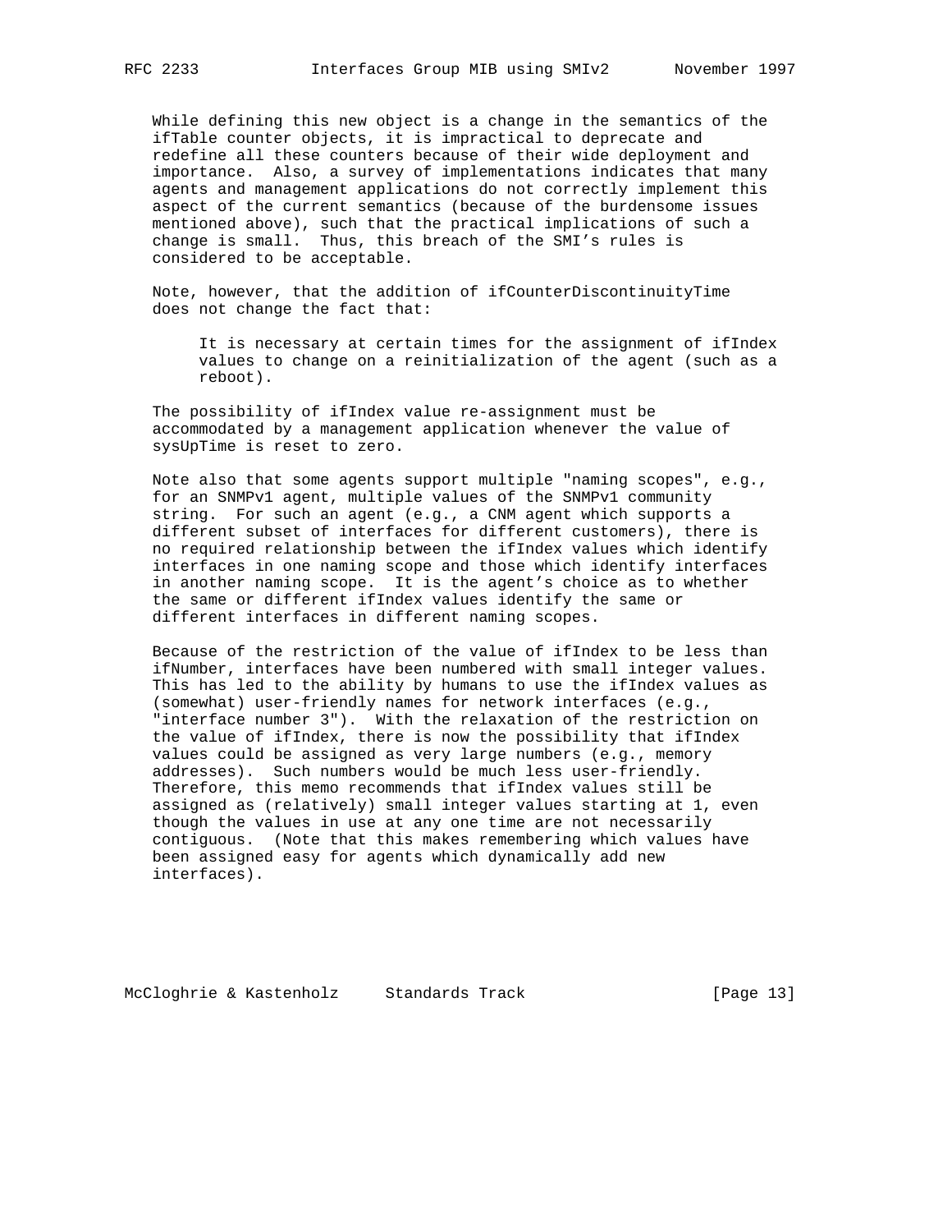While defining this new object is a change in the semantics of the ifTable counter objects, it is impractical to deprecate and redefine all these counters because of their wide deployment and importance. Also, a survey of implementations indicates that many agents and management applications do not correctly implement this aspect of the current semantics (because of the burdensome issues mentioned above), such that the practical implications of such a change is small. Thus, this breach of the SMI's rules is considered to be acceptable.

Note, however, that the addition of ifCounterDiscontinuityTime does not change the fact that:

> It is necessary at certain times for the assignment of ifIndex values to change on a reinitialization of the agent (such as a reboot).

The possibility of ifIndex value re-assignment must be accommodated by a management application whenever the value of sysUpTime is reset to zero.

Note also that some agents support multiple "naming scopes", e.g., for an SNMPv1 agent, multiple values of the SNMPv1 community string. For such an agent (e.g., a CNM agent which supports a different subset of interfaces for different customers), there is no required relationship between the ifIndex values which identify interfaces in one naming scope and those which identify interfaces in another naming scope. It is the agent's choice as to whether the same or different ifIndex values identify the same or different interfaces in different naming scopes.

Because of the restriction of the value of ifIndex to be less than ifNumber, interfaces have been numbered with small integer values. This has led to the ability by humans to use the ifIndex values as (somewhat) user-friendly names for network interfaces (e.g., "interface number 3"). With the relaxation of the restriction on the value of ifIndex, there is now the possibility that ifIndex values could be assigned as very large numbers (e.g., memory addresses). Such numbers would be much less user-friendly. Therefore, this memo recommends that ifIndex values still be assigned as (relatively) small integer values starting at 1, even though the values in use at any one time are not necessarily contiguous. (Note that this makes remembering which values have been assigned easy for agents which dynamically add new interfaces).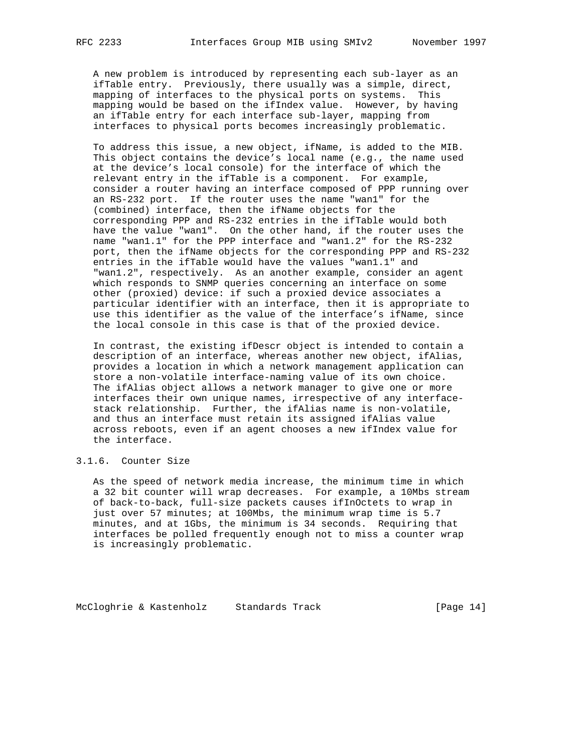A new problem is introduced by representing each sub-layer as an ifTable entry. Previously, there usually was a simple, direct, mapping of interfaces to the physical ports on systems. This mapping would be based on the ifIndex value. However, by having an ifTable entry for each interface sub-layer, mapping from interfaces to physical ports becomes increasingly problematic.

To address this issue, a new object, ifName, is added to the MIB. This object contains the device's local name (e.g., the name used at the device's local console) for the interface of which the relevant entry in the ifTable is a component. For example, consider a router having an interface composed of PPP running over an RS-232 port. If the router uses the name "wan1" for the (combined) interface, then the ifName objects for the corresponding PPP and RS-232 entries in the ifTable would both have the value "wan1". On the other hand, if the router uses the name "wan1.1" for the PPP interface and "wan1.2" for the RS-232 port, then the ifName objects for the corresponding PPP and RS-232 entries in the ifTable would have the values "wan1.1" and "wan1.2", respectively. As an another example, consider an agent which responds to SNMP queries concerning an interface on some other (proxied) device: if such a proxied device associates a particular identifier with an interface, then it is appropriate to use this identifier as the value of the interface's ifName, since the local console in this case is that of the proxied device.

In contrast, the existing ifDescr object is intended to contain a description of an interface, whereas another new object, ifAlias, provides a location in which a network management application can store a non-volatile interface-naming value of its own choice. The ifAlias object allows a network manager to give one or more interfaces their own unique names, irrespective of any interface-stack relationship. Further, the ifAlias name is non-volatile, and thus an interface must retain its assigned ifAlias value across reboots, even if an agent chooses a new ifIndex value for the interface.

### 3.1.6. Counter Size

As the speed of network media increase, the minimum time in which a 32 bit counter will wrap decreases. For example, a 10Mbs stream of back-to-back, full-size packets causes ifInOctets to wrap in just over 57 minutes; at 100Mbs, the minimum wrap time is 5.7 minutes, and at 1Gbs, the minimum is 34 seconds. Requiring that interfaces be polled frequently enough not to miss a counter wrap is increasingly problematic.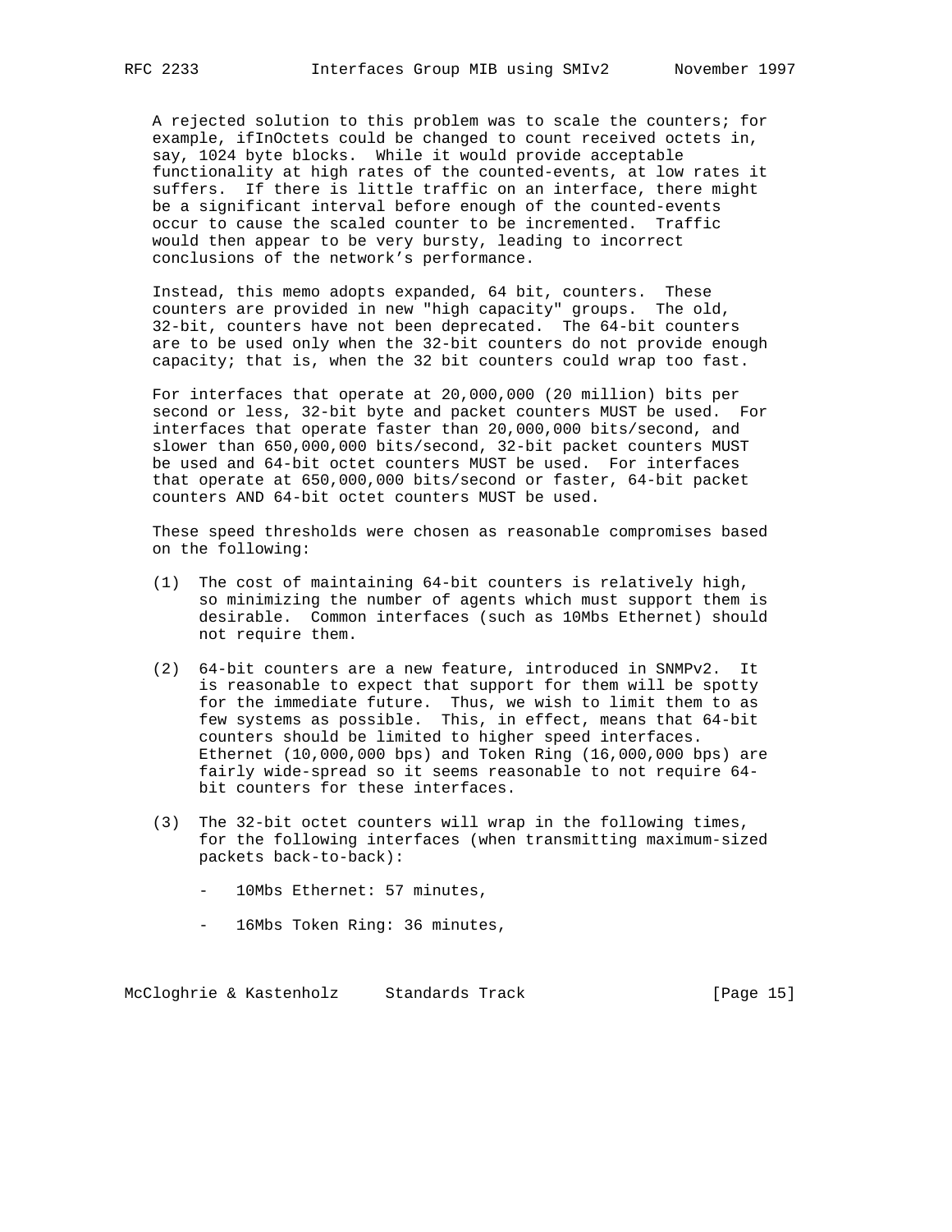A rejected solution to this problem was to scale the counters; for example, ifInOctets could be changed to count received octets in, say, 1024 byte blocks. While it would provide acceptable functionality at high rates of the counted-events, at low rates it suffers. If there is little traffic on an interface, there might be a significant interval before enough of the counted-events occur to cause the scaled counter to be incremented. Traffic would then appear to be very bursty, leading to incorrect conclusions of the network's performance.

Instead, this memo adopts expanded, 64 bit, counters. These counters are provided in new "high capacity" groups. The old, 32-bit, counters have not been deprecated. The 64-bit counters are to be used only when the 32-bit counters do not provide enough capacity; that is, when the 32 bit counters could wrap too fast.

For interfaces that operate at 20,000,000 (20 million) bits per second or less, 32-bit byte and packet counters MUST be used. For interfaces that operate faster than 20,000,000 bits/second, and slower than 650,000,000 bits/second, 32-bit packet counters MUST be used and 64-bit octet counters MUST be used. For interfaces that operate at 650,000,000 bits/second or faster, 64-bit packet counters AND 64-bit octet counters MUST be used.

These speed thresholds were chosen as reasonable compromises based on the following:

(1) The cost of maintaining 64-bit counters is relatively high, so minimizing the number of agents which must support them is desirable. Common interfaces (such as 10Mbs Ethernet) should not require them.

(2) 64-bit counters are a new feature, introduced in SNMPv2. It is reasonable to expect that support for them will be spotty for the immediate future. Thus, we wish to limit them to as few systems as possible. This, in effect, means that 64-bit counters should be limited to higher speed interfaces. Ethernet (10,000,000 bps) and Token Ring (16,000,000 bps) are fairly wide-spread so it seems reasonable to not require 64-bit counters for these interfaces.

(3) The 32-bit octet counters will wrap in the following times, for the following interfaces (when transmitting maximum-sized packets back-to-back):

- 10Mbs Ethernet: 57 minutes,
- 16Mbs Token Ring: 36 minutes,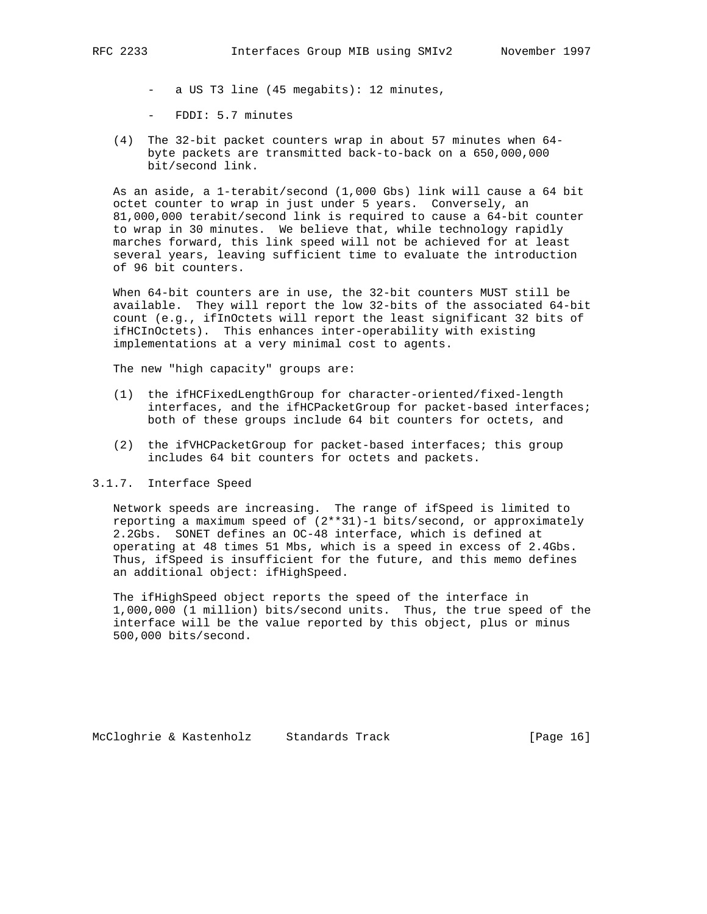- a US T3 line (45 megabits): 12 minutes,
- FDDI: 5.7 minutes

(4) The 32-bit packet counters wrap in about 57 minutes when 64-byte packets are transmitted back-to-back on a 650,000,000 bit/second link.

As an aside, a 1-terabit/second (1,000 Gbs) link will cause a 64 bit octet counter to wrap in just under 5 years. Conversely, an 81,000,000 terabit/second link is required to cause a 64-bit counter to wrap in 30 minutes. We believe that, while technology rapidly marches forward, this link speed will not be achieved for at least several years, leaving sufficient time to evaluate the introduction of 96 bit counters.

When 64-bit counters are in use, the 32-bit counters MUST still be available. They will report the low 32-bits of the associated 64-bit count (e.g., ifInOctets will report the least significant 32 bits of ifHCInOctets). This enhances inter-operability with existing implementations at a very minimal cost to agents.

The new "high capacity" groups are:

(1) the ifHCFixedLengthGroup for character-oriented/fixed-length interfaces, and the ifHCPacketGroup for packet-based interfaces; both of these groups include 64 bit counters for octets, and

(2) the ifVHCPacketGroup for packet-based interfaces; this group includes 64 bit counters for octets and packets.

### 3.1.7. Interface Speed

Network speeds are increasing. The range of ifSpeed is limited to reporting a maximum speed of (2**31)-1 bits/second, or approximately 2.2Gbs. SONET defines an OC-48 interface, which is defined at operating at 48 times 51 Mbs, which is a speed in excess of 2.4Gbs. Thus, ifSpeed is insufficient for the future, and this memo defines an additional object: ifHighSpeed.

The ifHighSpeed object reports the speed of the interface in 1,000,000 (1 million) bits/second units. Thus, the true speed of the interface will be the value reported by this object, plus or minus 500,000 bits/second.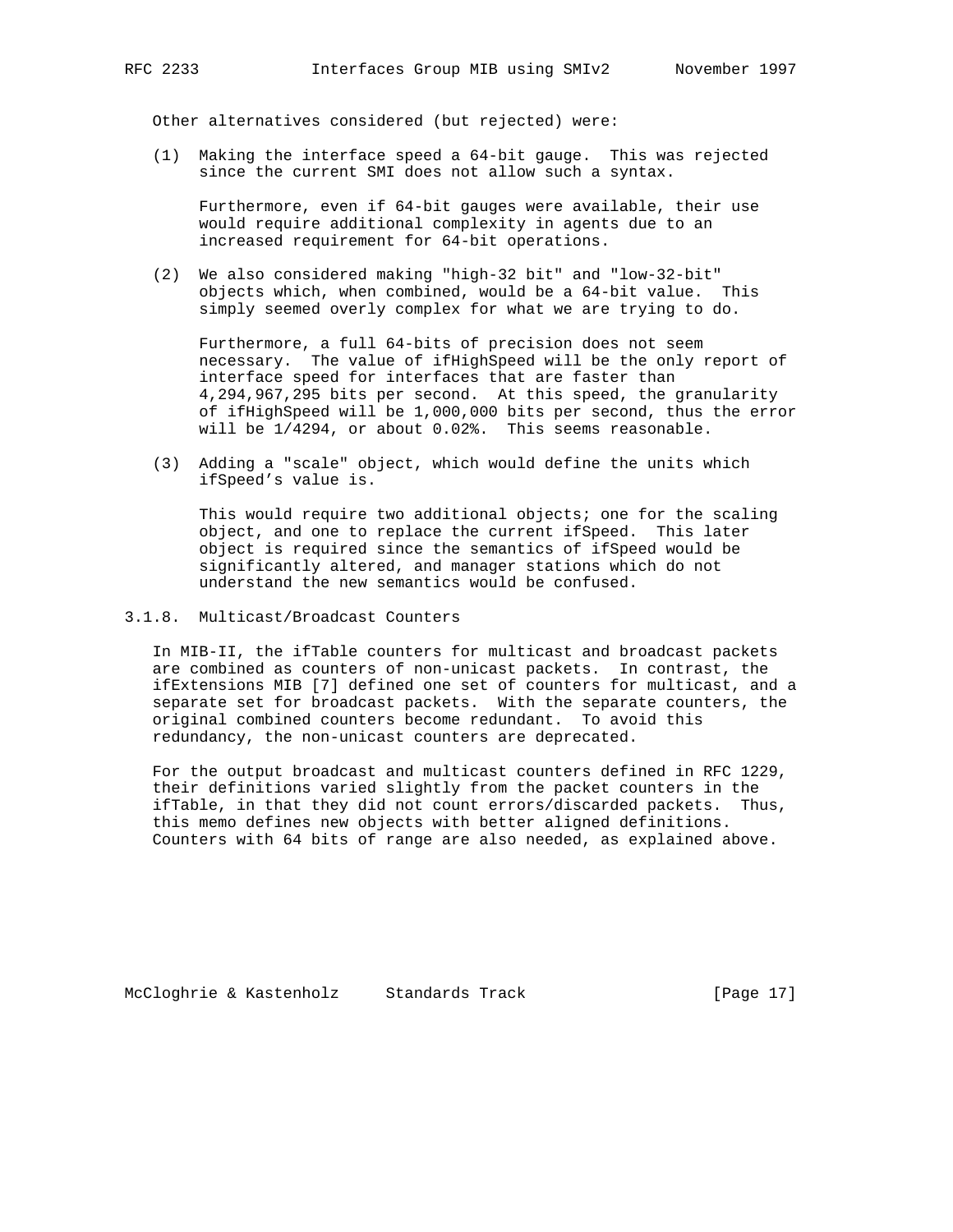Other alternatives considered (but rejected) were:

(1) Making the interface speed a 64-bit gauge. This was rejected since the current SMI does not allow such a syntax.

    Furthermore, even if 64-bit gauges were available, their use would require additional complexity in agents due to an increased requirement for 64-bit operations.

(2) We also considered making "high-32 bit" and "low-32-bit" objects which, when combined, would be a 64-bit value. This simply seemed overly complex for what we are trying to do.

    Furthermore, a full 64-bits of precision does not seem necessary. The value of ifHighSpeed will be the only report of interface speed for interfaces that are faster than 4,294,967,295 bits per second. At this speed, the granularity of ifHighSpeed will be 1,000,000 bits per second, thus the error will be 1/4294, or about 0.02%. This seems reasonable.

(3) Adding a "scale" object, which would define the units which ifSpeed's value is.

    This would require two additional objects; one for the scaling object, and one to replace the current ifSpeed. This later object is required since the semantics of ifSpeed would be significantly altered, and manager stations which do not understand the new semantics would be confused.

### 3.1.8. Multicast/Broadcast Counters

In MIB-II, the ifTable counters for multicast and broadcast packets are combined as counters of non-unicast packets. In contrast, the ifExtensions MIB [7] defined one set of counters for multicast, and a separate set for broadcast packets. With the separate counters, the original combined counters become redundant. To avoid this redundancy, the non-unicast counters are deprecated.

For the output broadcast and multicast counters defined in RFC 1229, their definitions varied slightly from the packet counters in the ifTable, in that they did not count errors/discarded packets. Thus, this memo defines new objects with better aligned definitions. Counters with 64 bits of range are also needed, as explained above.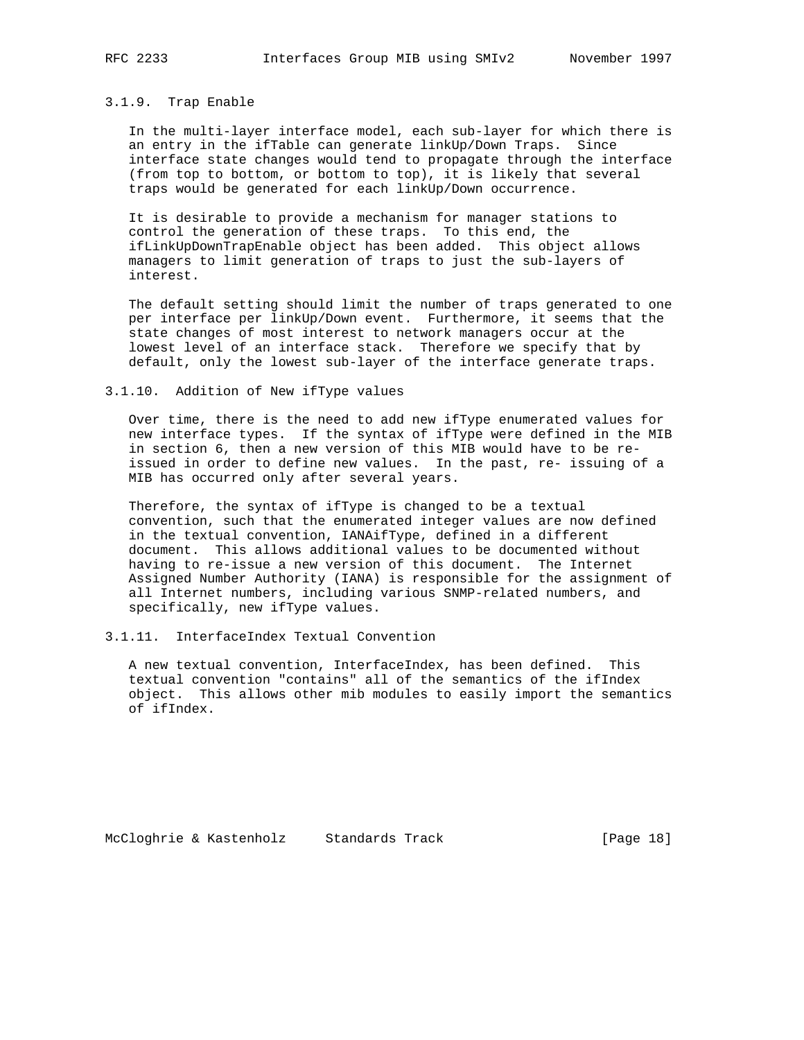### 3.1.9. Trap Enable

In the multi-layer interface model, each sub-layer for which there is an entry in the ifTable can generate linkUp/Down Traps. Since interface state changes would tend to propagate through the interface (from top to bottom, or bottom to top), it is likely that several traps would be generated for each linkUp/Down occurrence.

It is desirable to provide a mechanism for manager stations to control the generation of these traps. To this end, the ifLinkUpDownTrapEnable object has been added. This object allows managers to limit generation of traps to just the sub-layers of interest.

The default setting should limit the number of traps generated to one per interface per linkUp/Down event. Furthermore, it seems that the state changes of most interest to network managers occur at the lowest level of an interface stack. Therefore we specify that by default, only the lowest sub-layer of the interface generate traps.

### 3.1.10. Addition of New ifType values

Over time, there is the need to add new ifType enumerated values for new interface types. If the syntax of ifType were defined in the MIB in section 6, then a new version of this MIB would have to be re-issued in order to define new values. In the past, re- issuing of a MIB has occurred only after several years.

Therefore, the syntax of ifType is changed to be a textual convention, such that the enumerated integer values are now defined in the textual convention, IANAifType, defined in a different document. This allows additional values to be documented without having to re-issue a new version of this document. The Internet Assigned Number Authority (IANA) is responsible for the assignment of all Internet numbers, including various SNMP-related numbers, and specifically, new ifType values.

### 3.1.11. InterfaceIndex Textual Convention

A new textual convention, InterfaceIndex, has been defined. This textual convention "contains" all of the semantics of the ifIndex object. This allows other mib modules to easily import the semantics of ifIndex.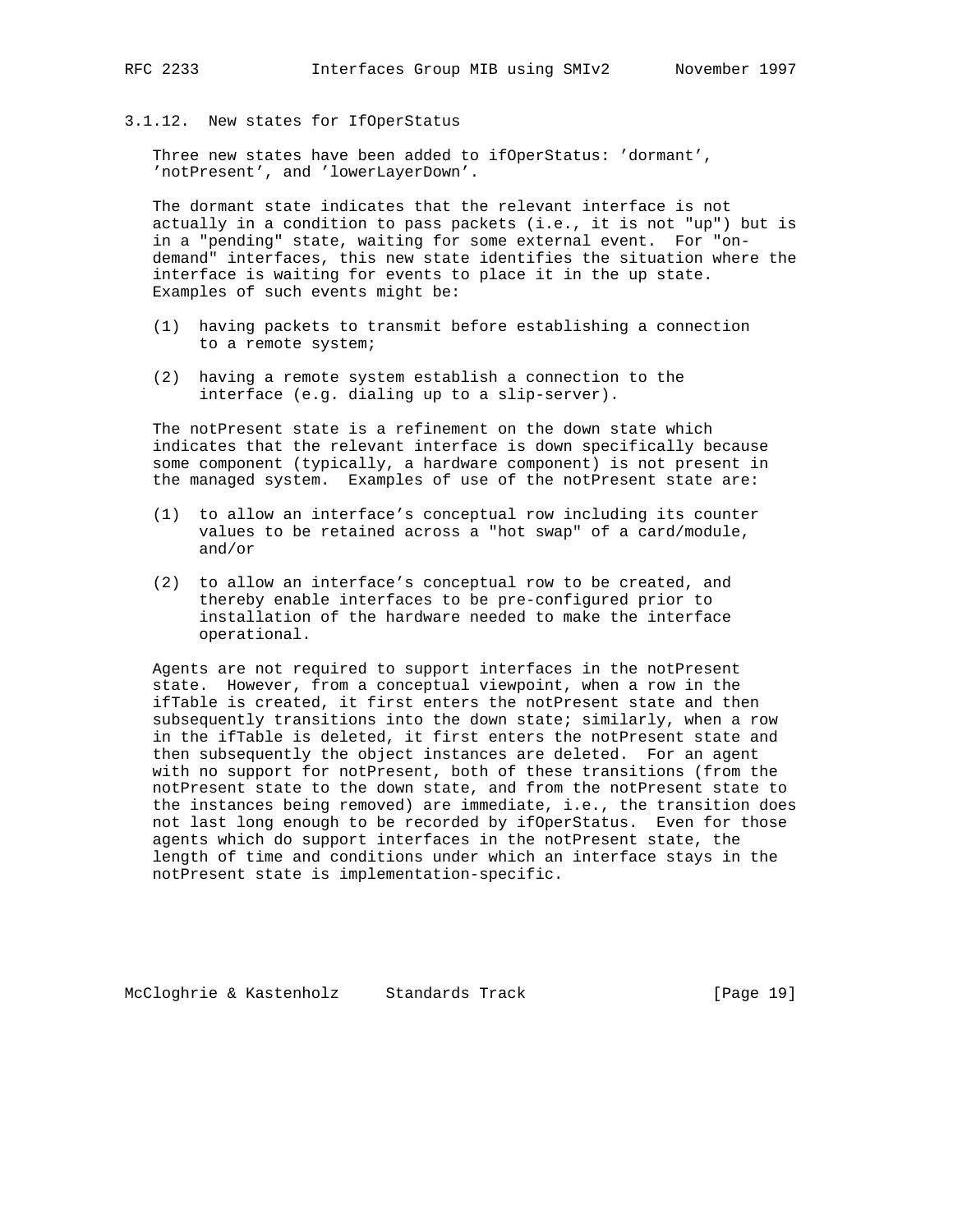### 3.1.12. New states for IfOperStatus

Three new states have been added to ifOperStatus: 'dormant', 'notPresent', and 'lowerLayerDown'.

The dormant state indicates that the relevant interface is not actually in a condition to pass packets (i.e., it is not "up") but is in a "pending" state, waiting for some external event. For "on-demand" interfaces, this new state identifies the situation where the interface is waiting for events to place it in the up state. Examples of such events might be:

(1) having packets to transmit before establishing a connection to a remote system;

(2) having a remote system establish a connection to the interface (e.g. dialing up to a slip-server).

The notPresent state is a refinement on the down state which indicates that the relevant interface is down specifically because some component (typically, a hardware component) is not present in the managed system. Examples of use of the notPresent state are:

(1) to allow an interface's conceptual row including its counter values to be retained across a "hot swap" of a card/module, and/or

(2) to allow an interface's conceptual row to be created, and thereby enable interfaces to be pre-configured prior to installation of the hardware needed to make the interface operational.

Agents are not required to support interfaces in the notPresent state. However, from a conceptual viewpoint, when a row in the ifTable is created, it first enters the notPresent state and then subsequently transitions into the down state; similarly, when a row in the ifTable is deleted, it first enters the notPresent state and then subsequently the object instances are deleted. For an agent with no support for notPresent, both of these transitions (from the notPresent state to the down state, and from the notPresent state to the instances being removed) are immediate, i.e., the transition does not last long enough to be recorded by ifOperStatus. Even for those agents which do support interfaces in the notPresent state, the length of time and conditions under which an interface stays in the notPresent state is implementation-specific.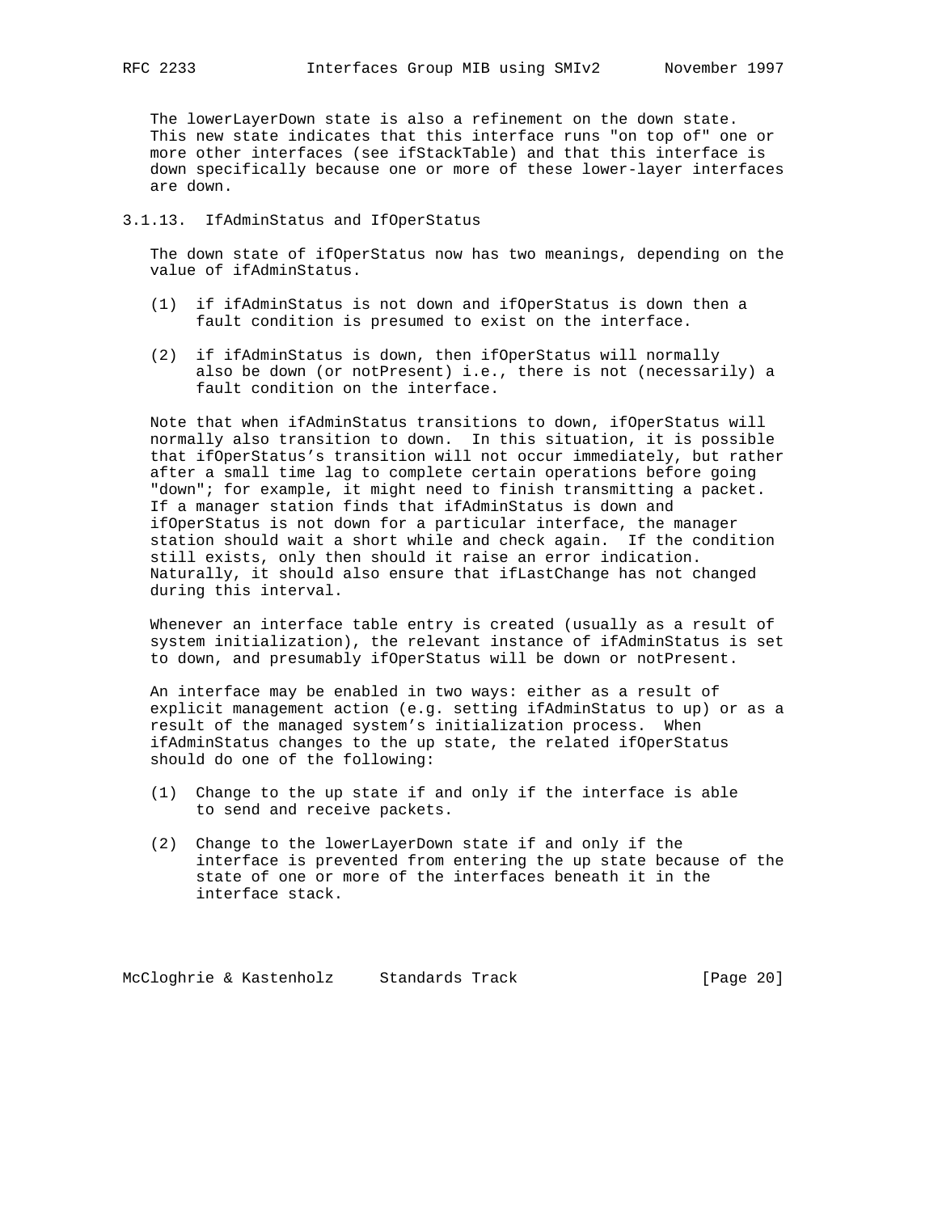The lowerLayerDown state is also a refinement on the down state. This new state indicates that this interface runs "on top of" one or more other interfaces (see ifStackTable) and that this interface is down specifically because one or more of these lower-layer interfaces are down.

### 3.1.13. IfAdminStatus and IfOperStatus

The down state of ifOperStatus now has two meanings, depending on the value of ifAdminStatus.

(1) if ifAdminStatus is not down and ifOperStatus is down then a fault condition is presumed to exist on the interface.

(2) if ifAdminStatus is down, then ifOperStatus will normally also be down (or notPresent) i.e., there is not (necessarily) a fault condition on the interface.

Note that when ifAdminStatus transitions to down, ifOperStatus will normally also transition to down. In this situation, it is possible that ifOperStatus's transition will not occur immediately, but rather after a small time lag to complete certain operations before going "down"; for example, it might need to finish transmitting a packet. If a manager station finds that ifAdminStatus is down and ifOperStatus is not down for a particular interface, the manager station should wait a short while and check again. If the condition still exists, only then should it raise an error indication. Naturally, it should also ensure that ifLastChange has not changed during this interval.

Whenever an interface table entry is created (usually as a result of system initialization), the relevant instance of ifAdminStatus is set to down, and presumably ifOperStatus will be down or notPresent.

An interface may be enabled in two ways: either as a result of explicit management action (e.g. setting ifAdminStatus to up) or as a result of the managed system's initialization process. When ifAdminStatus changes to the up state, the related ifOperStatus should do one of the following:

(1) Change to the up state if and only if the interface is able to send and receive packets.

(2) Change to the lowerLayerDown state if and only if the interface is prevented from entering the up state because of the state of one or more of the interfaces beneath it in the interface stack.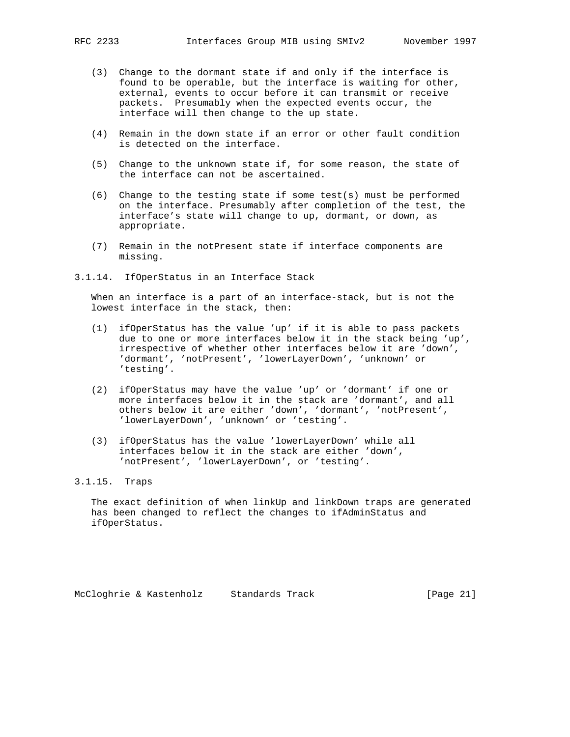(3) Change to the dormant state if and only if the interface is found to be operable, but the interface is waiting for other, external, events to occur before it can transmit or receive packets. Presumably when the expected events occur, the interface will then change to the up state.

(4) Remain in the down state if an error or other fault condition is detected on the interface.

(5) Change to the unknown state if, for some reason, the state of the interface can not be ascertained.

(6) Change to the testing state if some test(s) must be performed on the interface. Presumably after completion of the test, the interface's state will change to up, dormant, or down, as appropriate.

(7) Remain in the notPresent state if interface components are missing.

### 3.1.14. IfOperStatus in an Interface Stack

When an interface is a part of an interface-stack, but is not the lowest interface in the stack, then:

(1) ifOperStatus has the value 'up' if it is able to pass packets due to one or more interfaces below it in the stack being 'up', irrespective of whether other interfaces below it are 'down', 'dormant', 'notPresent', 'lowerLayerDown', 'unknown' or 'testing'.

(2) ifOperStatus may have the value 'up' or 'dormant' if one or more interfaces below it in the stack are 'dormant', and all others below it are either 'down', 'dormant', 'notPresent', 'lowerLayerDown', 'unknown' or 'testing'.

(3) ifOperStatus has the value 'lowerLayerDown' while all interfaces below it in the stack are either 'down', 'notPresent', 'lowerLayerDown', or 'testing'.

### 3.1.15. Traps

The exact definition of when linkUp and linkDown traps are generated has been changed to reflect the changes to ifAdminStatus and ifOperStatus.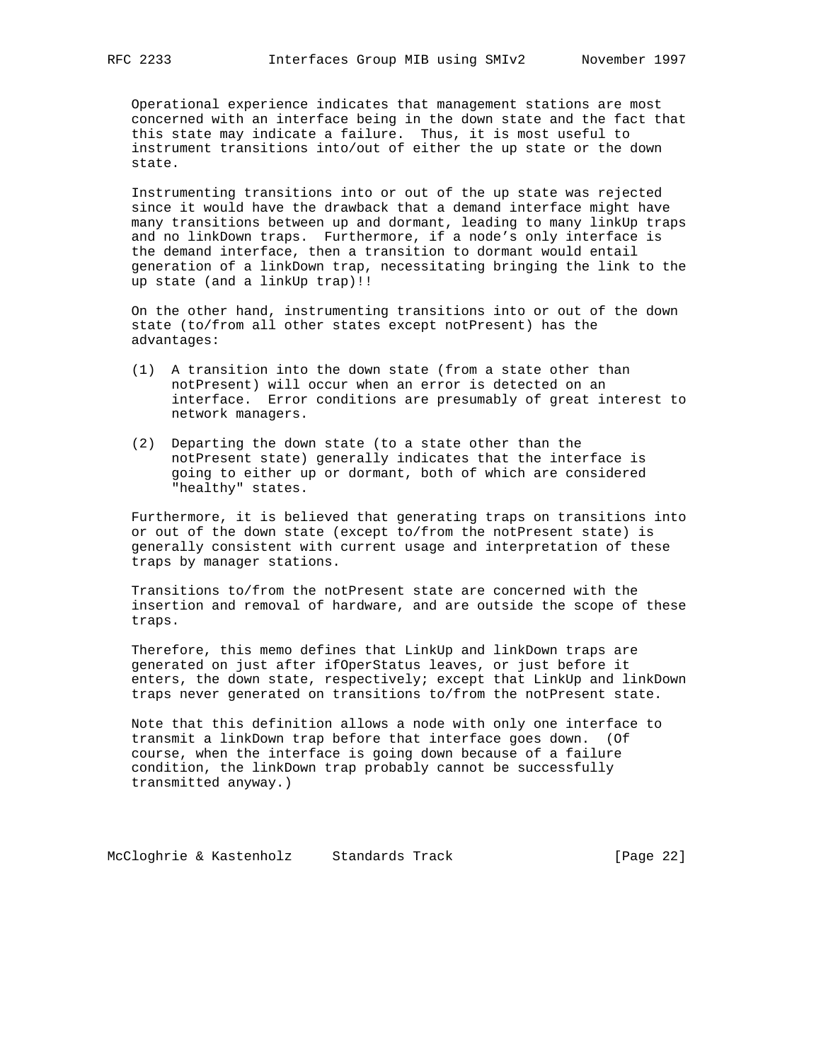Operational experience indicates that management stations are most concerned with an interface being in the down state and the fact that this state may indicate a failure. Thus, it is most useful to instrument transitions into/out of either the up state or the down state.

Instrumenting transitions into or out of the up state was rejected since it would have the drawback that a demand interface might have many transitions between up and dormant, leading to many linkUp traps and no linkDown traps. Furthermore, if a node's only interface is the demand interface, then a transition to dormant would entail generation of a linkDown trap, necessitating bringing the link to the up state (and a linkUp trap)!!

On the other hand, instrumenting transitions into or out of the down state (to/from all other states except notPresent) has the advantages:

(1) A transition into the down state (from a state other than notPresent) will occur when an error is detected on an interface. Error conditions are presumably of great interest to network managers.

(2) Departing the down state (to a state other than the notPresent state) generally indicates that the interface is going to either up or dormant, both of which are considered "healthy" states.

Furthermore, it is believed that generating traps on transitions into or out of the down state (except to/from the notPresent state) is generally consistent with current usage and interpretation of these traps by manager stations.

Transitions to/from the notPresent state are concerned with the insertion and removal of hardware, and are outside the scope of these traps.

Therefore, this memo defines that LinkUp and linkDown traps are generated on just after ifOperStatus leaves, or just before it enters, the down state, respectively; except that LinkUp and linkDown traps never generated on transitions to/from the notPresent state.

Note that this definition allows a node with only one interface to transmit a linkDown trap before that interface goes down. (Of course, when the interface is going down because of a failure condition, the linkDown trap probably cannot be successfully transmitted anyway.)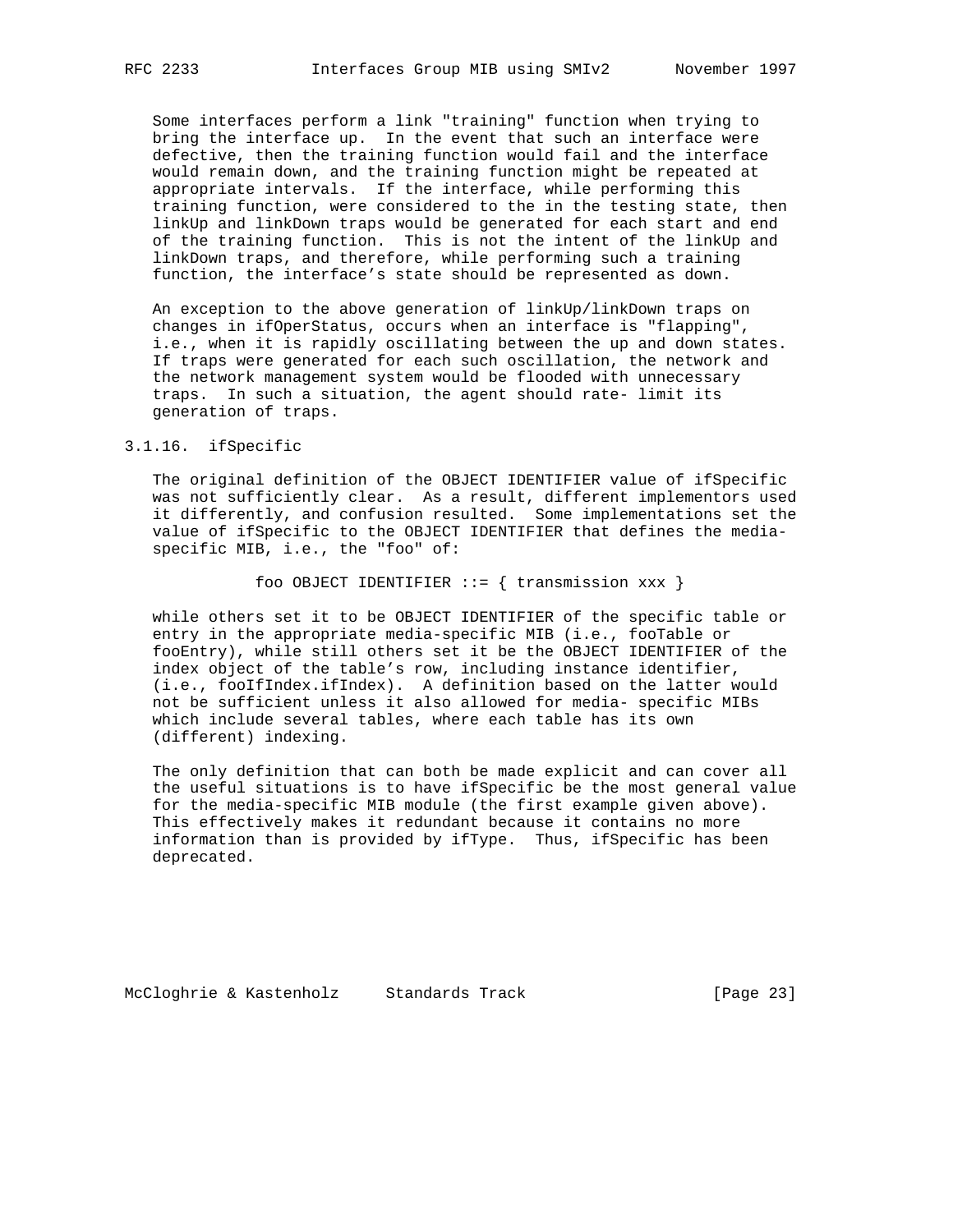Some interfaces perform a link "training" function when trying to bring the interface up. In the event that such an interface were defective, then the training function would fail and the interface would remain down, and the training function might be repeated at appropriate intervals. If the interface, while performing this training function, were considered to the in the testing state, then linkUp and linkDown traps would be generated for each start and end of the training function. This is not the intent of the linkUp and linkDown traps, and therefore, while performing such a training function, the interface's state should be represented as down.

An exception to the above generation of linkUp/linkDown traps on changes in ifOperStatus, occurs when an interface is "flapping", i.e., when it is rapidly oscillating between the up and down states. If traps were generated for each such oscillation, the network and the network management system would be flooded with unnecessary traps. In such a situation, the agent should rate- limit its generation of traps.

### 3.1.16. ifSpecific

The original definition of the OBJECT IDENTIFIER value of ifSpecific was not sufficiently clear. As a result, different implementors used it differently, and confusion resulted. Some implementations set the value of ifSpecific to the OBJECT IDENTIFIER that defines the media-specific MIB, i.e., the "foo" of:

```
foo OBJECT IDENTIFIER ::= { transmission xxx }
```

while others set it to be OBJECT IDENTIFIER of the specific table or entry in the appropriate media-specific MIB (i.e., fooTable or fooEntry), while still others set it be the OBJECT IDENTIFIER of the index object of the table's row, including instance identifier, (i.e., fooIfIndex.ifIndex). A definition based on the latter would not be sufficient unless it also allowed for media- specific MIBs which include several tables, where each table has its own (different) indexing.

The only definition that can both be made explicit and can cover all the useful situations is to have ifSpecific be the most general value for the media-specific MIB module (the first example given above). This effectively makes it redundant because it contains no more information than is provided by ifType. Thus, ifSpecific has been deprecated.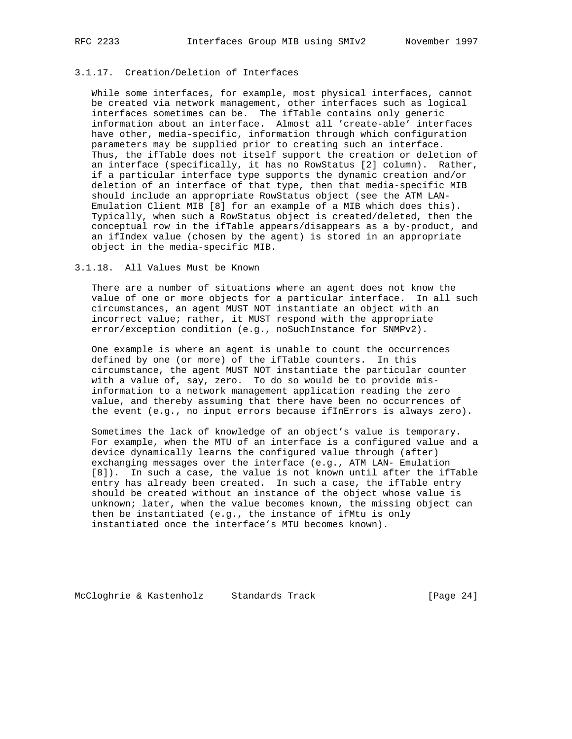### 3.1.17. Creation/Deletion of Interfaces

While some interfaces, for example, most physical interfaces, cannot be created via network management, other interfaces such as logical interfaces sometimes can be. The ifTable contains only generic information about an interface. Almost all 'create-able' interfaces have other, media-specific, information through which configuration parameters may be supplied prior to creating such an interface. Thus, the ifTable does not itself support the creation or deletion of an interface (specifically, it has no RowStatus [2] column). Rather, if a particular interface type supports the dynamic creation and/or deletion of an interface of that type, then that media-specific MIB should include an appropriate RowStatus object (see the ATM LAN-Emulation Client MIB [8] for an example of a MIB which does this). Typically, when such a RowStatus object is created/deleted, then the conceptual row in the ifTable appears/disappears as a by-product, and an ifIndex value (chosen by the agent) is stored in an appropriate object in the media-specific MIB.

### 3.1.18. All Values Must be Known

There are a number of situations where an agent does not know the value of one or more objects for a particular interface. In all such circumstances, an agent MUST NOT instantiate an object with an incorrect value; rather, it MUST respond with the appropriate error/exception condition (e.g., noSuchInstance for SNMPv2).

One example is where an agent is unable to count the occurrences defined by one (or more) of the ifTable counters. In this circumstance, the agent MUST NOT instantiate the particular counter with a value of, say, zero. To do so would be to provide mis-information to a network management application reading the zero value, and thereby assuming that there have been no occurrences of the event (e.g., no input errors because ifInErrors is always zero).

Sometimes the lack of knowledge of an object's value is temporary. For example, when the MTU of an interface is a configured value and a device dynamically learns the configured value through (after) exchanging messages over the interface (e.g., ATM LAN- Emulation [8]). In such a case, the value is not known until after the ifTable entry has already been created. In such a case, the ifTable entry should be created without an instance of the object whose value is unknown; later, when the value becomes known, the missing object can then be instantiated (e.g., the instance of ifMtu is only instantiated once the interface's MTU becomes known).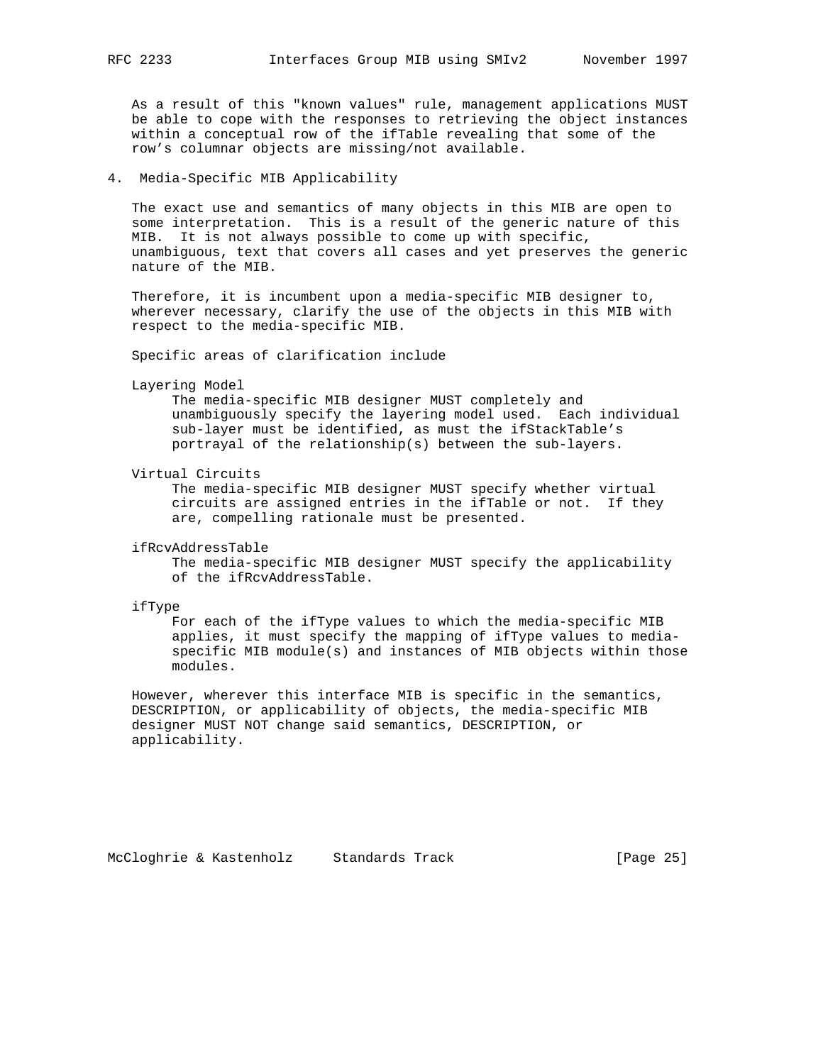As a result of this "known values" rule, management applications MUST be able to cope with the responses to retrieving the object instances within a conceptual row of the ifTable revealing that some of the row's columnar objects are missing/not available.

## 4. Media-Specific MIB Applicability

The exact use and semantics of many objects in this MIB are open to some interpretation. This is a result of the generic nature of this MIB. It is not always possible to come up with specific, unambiguous, text that covers all cases and yet preserves the generic nature of the MIB.

Therefore, it is incumbent upon a media-specific MIB designer to, wherever necessary, clarify the use of the objects in this MIB with respect to the media-specific MIB.

Specific areas of clarification include

Layering Model
: The media-specific MIB designer MUST completely and unambiguously specify the layering model used. Each individual sub-layer must be identified, as must the ifStackTable's portrayal of the relationship(s) between the sub-layers.

Virtual Circuits
: The media-specific MIB designer MUST specify whether virtual circuits are assigned entries in the ifTable or not. If they are, compelling rationale must be presented.

ifRcvAddressTable
: The media-specific MIB designer MUST specify the applicability of the ifRcvAddressTable.

ifType
: For each of the ifType values to which the media-specific MIB applies, it must specify the mapping of ifType values to media-specific MIB module(s) and instances of MIB objects within those modules.

However, wherever this interface MIB is specific in the semantics, DESCRIPTION, or applicability of objects, the media-specific MIB designer MUST NOT change said semantics, DESCRIPTION, or applicability.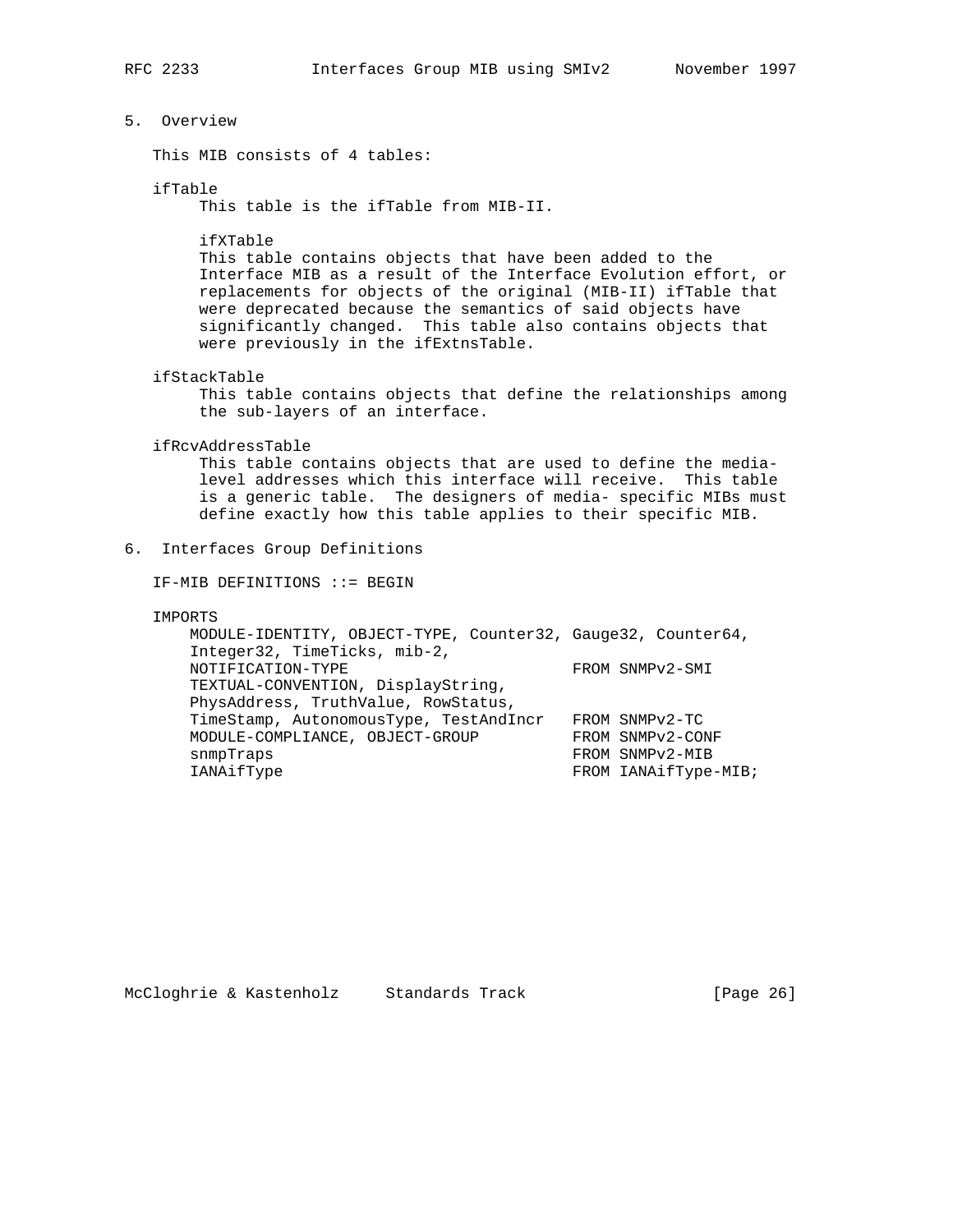## 5. Overview

This MIB consists of 4 tables:

ifTable
: This table is the ifTable from MIB-II.

ifXTable
: This table contains objects that have been added to the Interface MIB as a result of the Interface Evolution effort, or replacements for objects of the original (MIB-II) ifTable that were deprecated because the semantics of said objects have significantly changed. This table also contains objects that were previously in the ifExtnsTable.

ifStackTable
: This table contains objects that define the relationships among the sub-layers of an interface.

ifRcvAddressTable
: This table contains objects that are used to define the media-level addresses which this interface will receive. This table is a generic table. The designers of media- specific MIBs must define exactly how this table applies to their specific MIB.

## 6. Interfaces Group Definitions

```
IF-MIB DEFINITIONS ::= BEGIN

IMPORTS
    MODULE-IDENTITY, OBJECT-TYPE, Counter32, Gauge32, Counter64,
    Integer32, TimeTicks, mib-2,
    NOTIFICATION-TYPE                        FROM SNMPv2-SMI
    TEXTUAL-CONVENTION, DisplayString,
    PhysAddress, TruthValue, RowStatus,
    TimeStamp, AutonomousType, TestAndIncr   FROM SNMPv2-TC
    MODULE-COMPLIANCE, OBJECT-GROUP          FROM SNMPv2-CONF
    snmpTraps                                FROM SNMPv2-MIB
    IANAifType                               FROM IANAifType-MIB;
```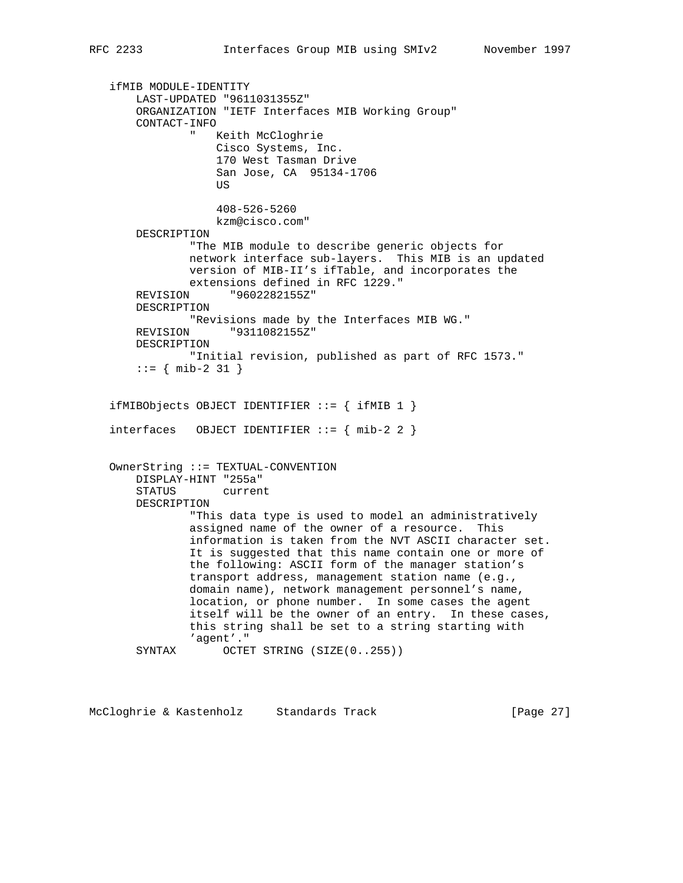```
   ifMIB MODULE-IDENTITY
       LAST-UPDATED "9611031355Z"
       ORGANIZATION "IETF Interfaces MIB Working Group"
       CONTACT-INFO
               "   Keith McCloghrie
                   Cisco Systems, Inc.
                   170 West Tasman Drive
                   San Jose, CA  95134-1706
                   US

                   408-526-5260
                   kzm@cisco.com"
       DESCRIPTION
               "The MIB module to describe generic objects for
               network interface sub-layers.  This MIB is an updated
               version of MIB-II's ifTable, and incorporates the
               extensions defined in RFC 1229."
       REVISION      "9602282155Z"
       DESCRIPTION
               "Revisions made by the Interfaces MIB WG."
       REVISION      "9311082155Z"
       DESCRIPTION
               "Initial revision, published as part of RFC 1573."
       ::= { mib-2 31 }


   ifMIBObjects OBJECT IDENTIFIER ::= { ifMIB 1 }

   interfaces   OBJECT IDENTIFIER ::= { mib-2 2 }


   OwnerString ::= TEXTUAL-CONVENTION
       DISPLAY-HINT "255a"
       STATUS       current
       DESCRIPTION
               "This data type is used to model an administratively
               assigned name of the owner of a resource.  This
               information is taken from the NVT ASCII character set.
               It is suggested that this name contain one or more of
               the following: ASCII form of the manager station's
               transport address, management station name (e.g.,
               domain name), network management personnel's name,
               location, or phone number.  In some cases the agent
               itself will be the owner of an entry.  In these cases,
               this string shall be set to a string starting with
               'agent'."
       SYNTAX       OCTET STRING (SIZE(0..255))
```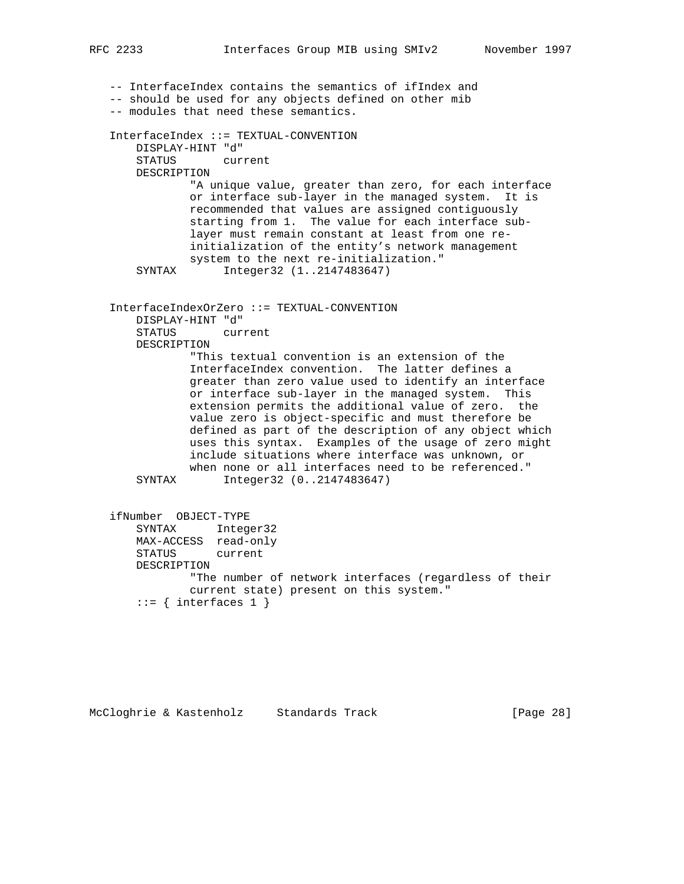```
   -- InterfaceIndex contains the semantics of ifIndex and
   -- should be used for any objects defined on other mib
   -- modules that need these semantics.

   InterfaceIndex ::= TEXTUAL-CONVENTION
       DISPLAY-HINT "d"
       STATUS       current
       DESCRIPTION
               "A unique value, greater than zero, for each interface
               or interface sub-layer in the managed system.  It is
               recommended that values are assigned contiguously
               starting from 1.  The value for each interface sub-
               layer must remain constant at least from one re-
               initialization of the entity's network management
               system to the next re-initialization."
       SYNTAX       Integer32 (1..2147483647)


   InterfaceIndexOrZero ::= TEXTUAL-CONVENTION
       DISPLAY-HINT "d"
       STATUS       current
       DESCRIPTION
               "This textual convention is an extension of the
               InterfaceIndex convention.  The latter defines a
               greater than zero value used to identify an interface
               or interface sub-layer in the managed system.  This
               extension permits the additional value of zero.  the
               value zero is object-specific and must therefore be
               defined as part of the description of any object which
               uses this syntax.  Examples of the usage of zero might
               include situations where interface was unknown, or
               when none or all interfaces need to be referenced."
       SYNTAX       Integer32 (0..2147483647)


   ifNumber  OBJECT-TYPE
       SYNTAX      Integer32
       MAX-ACCESS  read-only
       STATUS      current
       DESCRIPTION
               "The number of network interfaces (regardless of their
               current state) present on this system."
       ::= { interfaces 1 }
```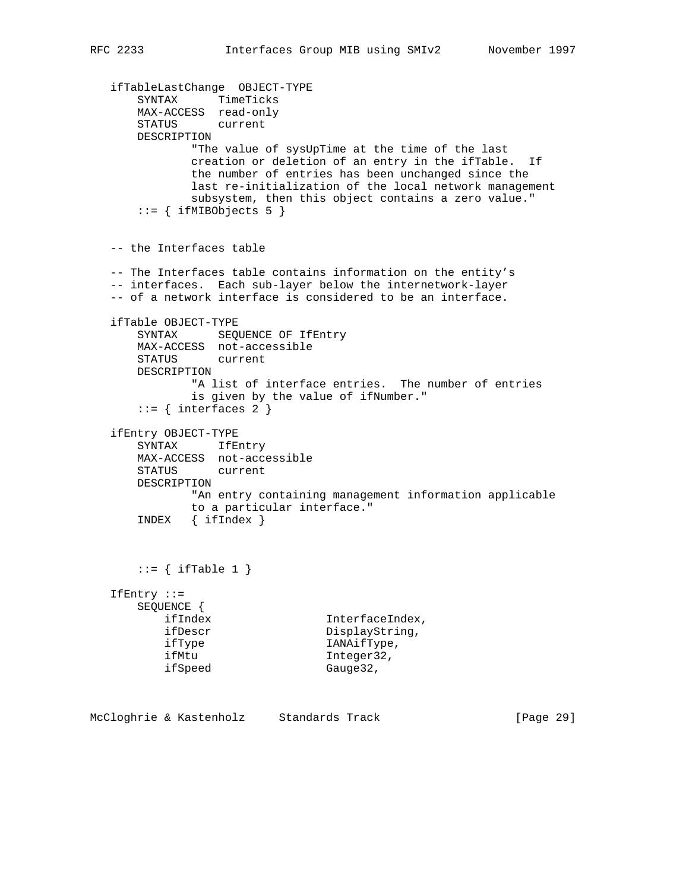```
   ifTableLastChange  OBJECT-TYPE
       SYNTAX      TimeTicks
       MAX-ACCESS  read-only
       STATUS      current
       DESCRIPTION
               "The value of sysUpTime at the time of the last
               creation or deletion of an entry in the ifTable.  If
               the number of entries has been unchanged since the
               last re-initialization of the local network management
               subsystem, then this object contains a zero value."
       ::= { ifMIBObjects 5 }


   -- the Interfaces table

   -- The Interfaces table contains information on the entity's
   -- interfaces.  Each sub-layer below the internetwork-layer
   -- of a network interface is considered to be an interface.

   ifTable OBJECT-TYPE
       SYNTAX      SEQUENCE OF IfEntry
       MAX-ACCESS  not-accessible
       STATUS      current
       DESCRIPTION
               "A list of interface entries.  The number of entries
               is given by the value of ifNumber."
       ::= { interfaces 2 }

   ifEntry OBJECT-TYPE
       SYNTAX      IfEntry
       MAX-ACCESS  not-accessible
       STATUS      current
       DESCRIPTION
               "An entry containing management information applicable
               to a particular interface."
       INDEX   { ifIndex }



       ::= { ifTable 1 }

   IfEntry ::=
       SEQUENCE {
           ifIndex                 InterfaceIndex,
           ifDescr                 DisplayString,
           ifType                  IANAifType,
           ifMtu                   Integer32,
           ifSpeed                 Gauge32,
```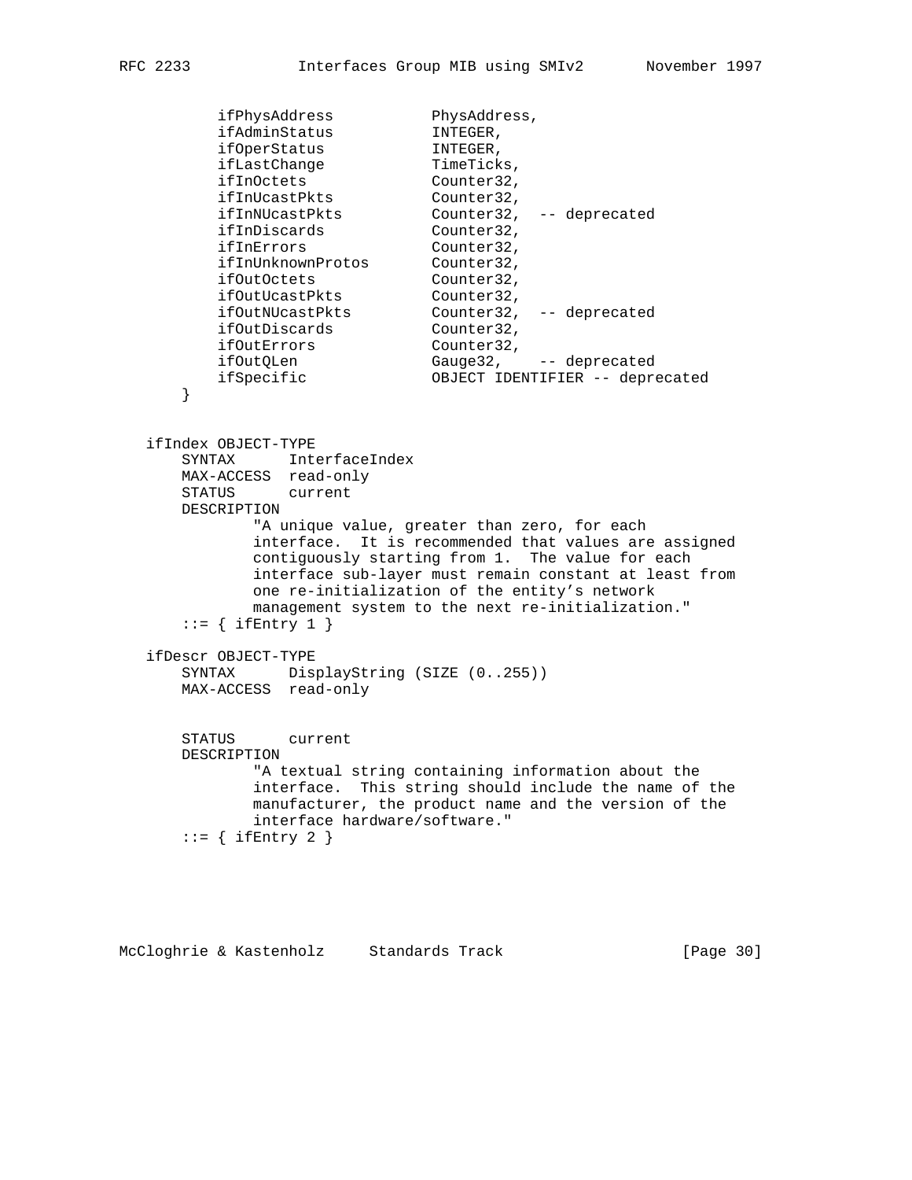```
           ifPhysAddress           PhysAddress,
           ifAdminStatus           INTEGER,
           ifOperStatus            INTEGER,
           ifLastChange            TimeTicks,
           ifInOctets              Counter32,
           ifInUcastPkts           Counter32,
           ifInNUcastPkts          Counter32,  -- deprecated
           ifInDiscards            Counter32,
           ifInErrors              Counter32,
           ifInUnknownProtos       Counter32,
           ifOutOctets             Counter32,
           ifOutUcastPkts          Counter32,
           ifOutNUcastPkts         Counter32,  -- deprecated
           ifOutDiscards           Counter32,
           ifOutErrors             Counter32,
           ifOutQLen               Gauge32,    -- deprecated
           ifSpecific              OBJECT IDENTIFIER -- deprecated
       }


   ifIndex OBJECT-TYPE
       SYNTAX      InterfaceIndex
       MAX-ACCESS  read-only
       STATUS      current
       DESCRIPTION
               "A unique value, greater than zero, for each
               interface.  It is recommended that values are assigned
               contiguously starting from 1.  The value for each
               interface sub-layer must remain constant at least from
               one re-initialization of the entity's network
               management system to the next re-initialization."
       ::= { ifEntry 1 }

   ifDescr OBJECT-TYPE
       SYNTAX      DisplayString (SIZE (0..255))
       MAX-ACCESS  read-only


       STATUS      current
       DESCRIPTION
               "A textual string containing information about the
               interface.  This string should include the name of the
               manufacturer, the product name and the version of the
               interface hardware/software."
       ::= { ifEntry 2 }
```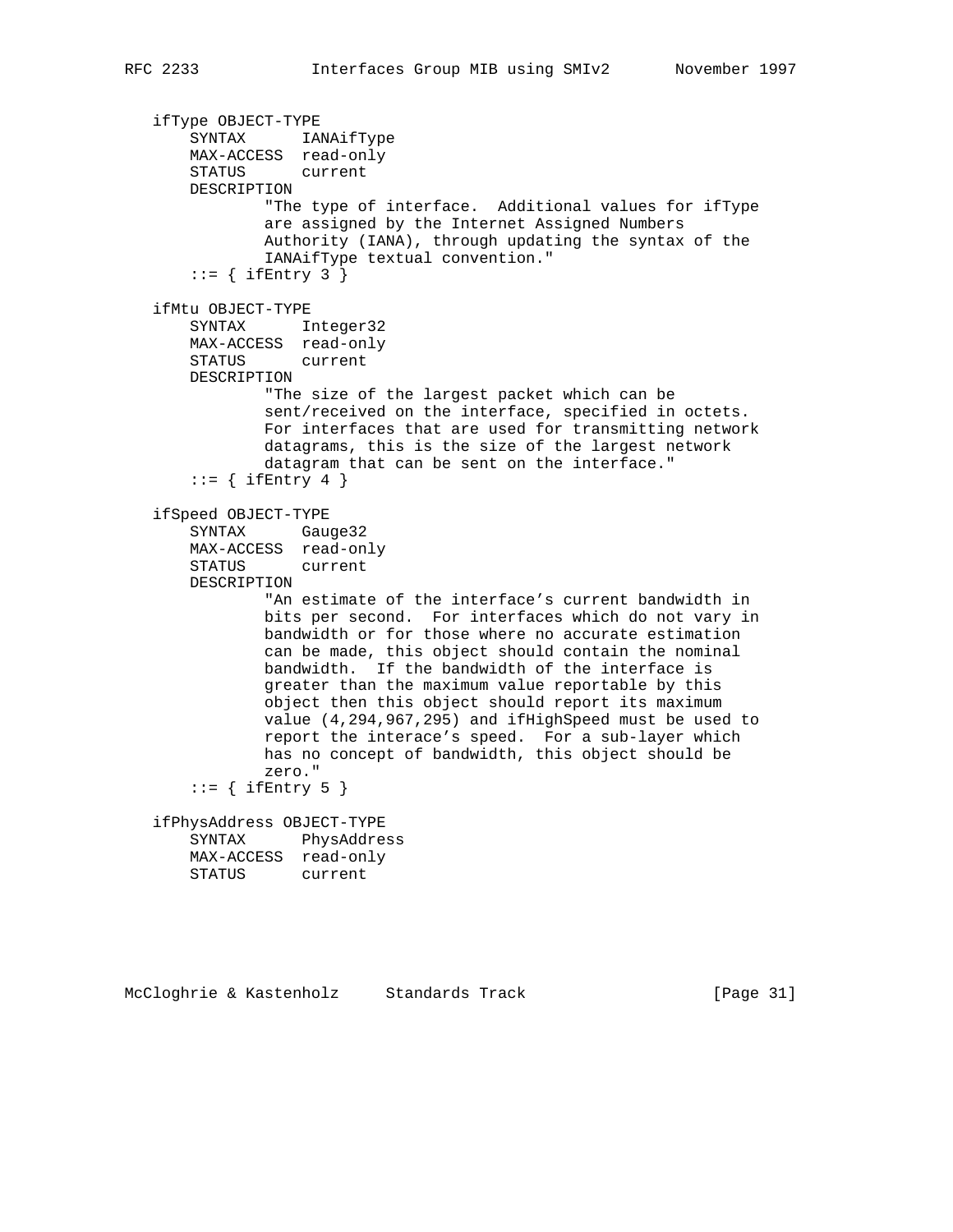```
   ifType OBJECT-TYPE
       SYNTAX      IANAifType
       MAX-ACCESS  read-only
       STATUS      current
       DESCRIPTION
               "The type of interface.  Additional values for ifType
               are assigned by the Internet Assigned Numbers
               Authority (IANA), through updating the syntax of the
               IANAifType textual convention."
       ::= { ifEntry 3 }

   ifMtu OBJECT-TYPE
       SYNTAX      Integer32
       MAX-ACCESS  read-only
       STATUS      current
       DESCRIPTION
               "The size of the largest packet which can be
               sent/received on the interface, specified in octets.
               For interfaces that are used for transmitting network
               datagrams, this is the size of the largest network
               datagram that can be sent on the interface."
       ::= { ifEntry 4 }

   ifSpeed OBJECT-TYPE
       SYNTAX      Gauge32
       MAX-ACCESS  read-only
       STATUS      current
       DESCRIPTION
               "An estimate of the interface's current bandwidth in
               bits per second.  For interfaces which do not vary in
               bandwidth or for those where no accurate estimation
               can be made, this object should contain the nominal
               bandwidth.  If the bandwidth of the interface is
               greater than the maximum value reportable by this
               object then this object should report its maximum
               value (4,294,967,295) and ifHighSpeed must be used to
               report the interace's speed.  For a sub-layer which
               has no concept of bandwidth, this object should be
               zero."
       ::= { ifEntry 5 }

   ifPhysAddress OBJECT-TYPE
       SYNTAX      PhysAddress
       MAX-ACCESS  read-only
       STATUS      current
```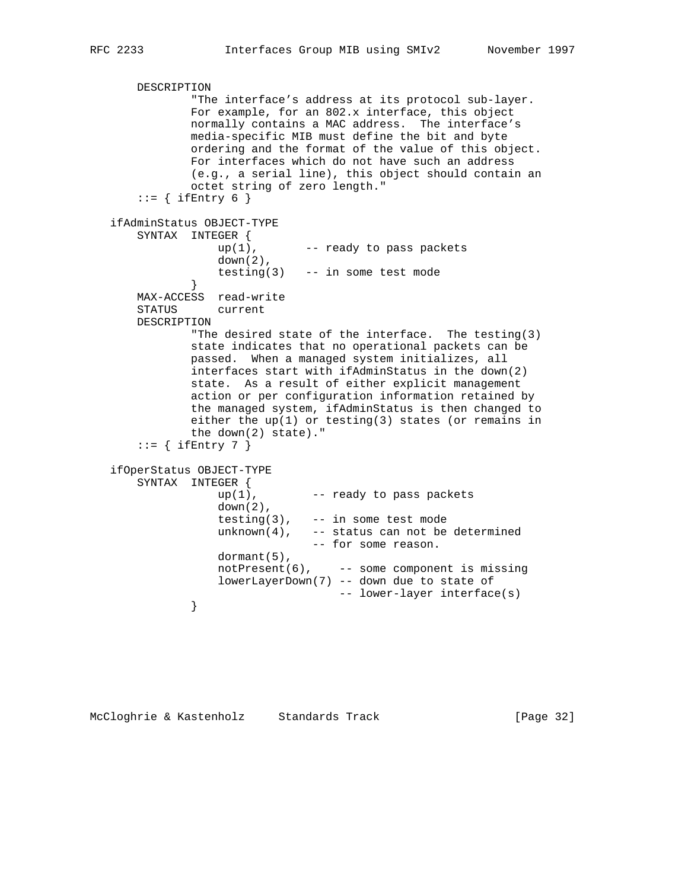```
       DESCRIPTION
               "The interface's address at its protocol sub-layer.
               For example, for an 802.x interface, this object
               normally contains a MAC address.  The interface's
               media-specific MIB must define the bit and byte
               ordering and the format of the value of this object.
               For interfaces which do not have such an address
               (e.g., a serial line), this object should contain an
               octet string of zero length."
       ::= { ifEntry 6 }

   ifAdminStatus OBJECT-TYPE
       SYNTAX  INTEGER {
                   up(1),       -- ready to pass packets
                   down(2),
                   testing(3)   -- in some test mode
               }
       MAX-ACCESS  read-write
       STATUS      current
       DESCRIPTION
               "The desired state of the interface.  The testing(3)
               state indicates that no operational packets can be
               passed.  When a managed system initializes, all
               interfaces start with ifAdminStatus in the down(2)
               state.  As a result of either explicit management
               action or per configuration information retained by
               the managed system, ifAdminStatus is then changed to
               either the up(1) or testing(3) states (or remains in
               the down(2) state)."
       ::= { ifEntry 7 }

   ifOperStatus OBJECT-TYPE
       SYNTAX  INTEGER {
                   up(1),        -- ready to pass packets
                   down(2),
                   testing(3),   -- in some test mode
                   unknown(4),   -- status can not be determined
                                 -- for some reason.
                   dormant(5),
                   notPresent(6),    -- some component is missing
                   lowerLayerDown(7) -- down due to state of
                                     -- lower-layer interface(s)
               }
```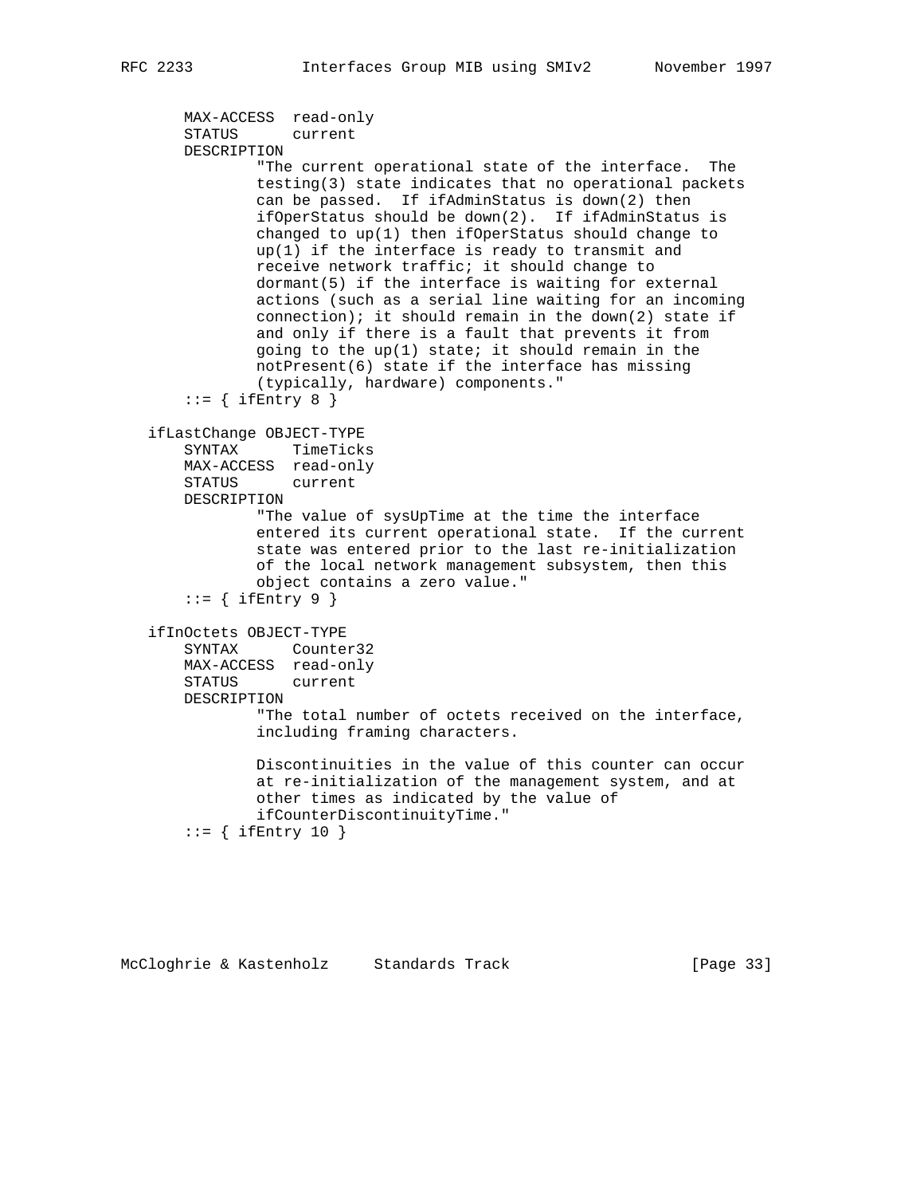```
       MAX-ACCESS  read-only
       STATUS      current
       DESCRIPTION
               "The current operational state of the interface.  The
               testing(3) state indicates that no operational packets
               can be passed.  If ifAdminStatus is down(2) then
               ifOperStatus should be down(2).  If ifAdminStatus is
               changed to up(1) then ifOperStatus should change to
               up(1) if the interface is ready to transmit and
               receive network traffic; it should change to
               dormant(5) if the interface is waiting for external
               actions (such as a serial line waiting for an incoming
               connection); it should remain in the down(2) state if
               and only if there is a fault that prevents it from
               going to the up(1) state; it should remain in the
               notPresent(6) state if the interface has missing
               (typically, hardware) components."
       ::= { ifEntry 8 }

   ifLastChange OBJECT-TYPE
       SYNTAX      TimeTicks
       MAX-ACCESS  read-only
       STATUS      current
       DESCRIPTION
               "The value of sysUpTime at the time the interface
               entered its current operational state.  If the current
               state was entered prior to the last re-initialization
               of the local network management subsystem, then this
               object contains a zero value."
       ::= { ifEntry 9 }

   ifInOctets OBJECT-TYPE
       SYNTAX      Counter32
       MAX-ACCESS  read-only
       STATUS      current
       DESCRIPTION
               "The total number of octets received on the interface,
               including framing characters.

               Discontinuities in the value of this counter can occur
               at re-initialization of the management system, and at
               other times as indicated by the value of
               ifCounterDiscontinuityTime."
       ::= { ifEntry 10 }
```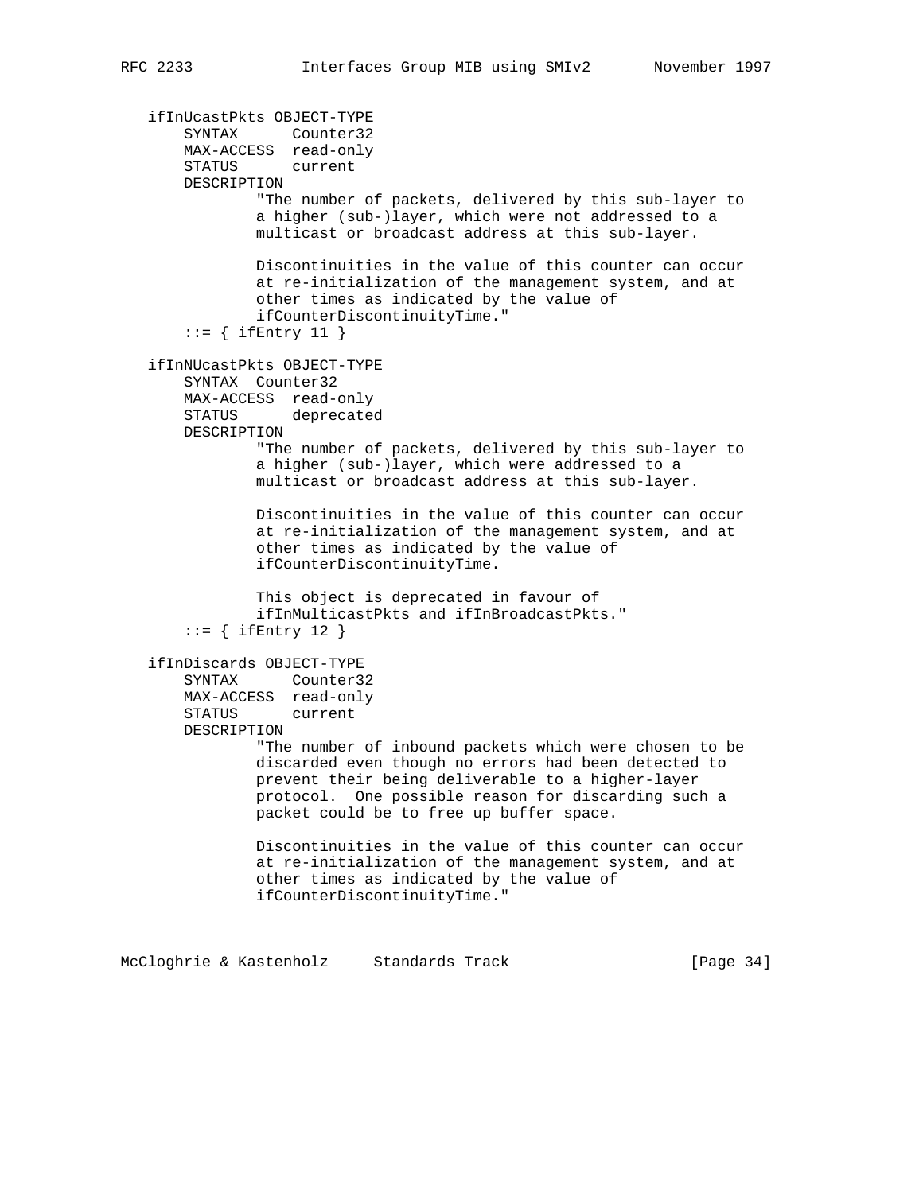```
   ifInUcastPkts OBJECT-TYPE
       SYNTAX      Counter32
       MAX-ACCESS  read-only
       STATUS      current
       DESCRIPTION
               "The number of packets, delivered by this sub-layer to
               a higher (sub-)layer, which were not addressed to a
               multicast or broadcast address at this sub-layer.

               Discontinuities in the value of this counter can occur
               at re-initialization of the management system, and at
               other times as indicated by the value of
               ifCounterDiscontinuityTime."
       ::= { ifEntry 11 }

   ifInNUcastPkts OBJECT-TYPE
       SYNTAX  Counter32
       MAX-ACCESS  read-only
       STATUS      deprecated
       DESCRIPTION
               "The number of packets, delivered by this sub-layer to
               a higher (sub-)layer, which were addressed to a
               multicast or broadcast address at this sub-layer.

               Discontinuities in the value of this counter can occur
               at re-initialization of the management system, and at
               other times as indicated by the value of
               ifCounterDiscontinuityTime.

               This object is deprecated in favour of
               ifInMulticastPkts and ifInBroadcastPkts."
       ::= { ifEntry 12 }

   ifInDiscards OBJECT-TYPE
       SYNTAX      Counter32
       MAX-ACCESS  read-only
       STATUS      current
       DESCRIPTION
               "The number of inbound packets which were chosen to be
               discarded even though no errors had been detected to
               prevent their being deliverable to a higher-layer
               protocol.  One possible reason for discarding such a
               packet could be to free up buffer space.

               Discontinuities in the value of this counter can occur
               at re-initialization of the management system, and at
               other times as indicated by the value of
               ifCounterDiscontinuityTime."
```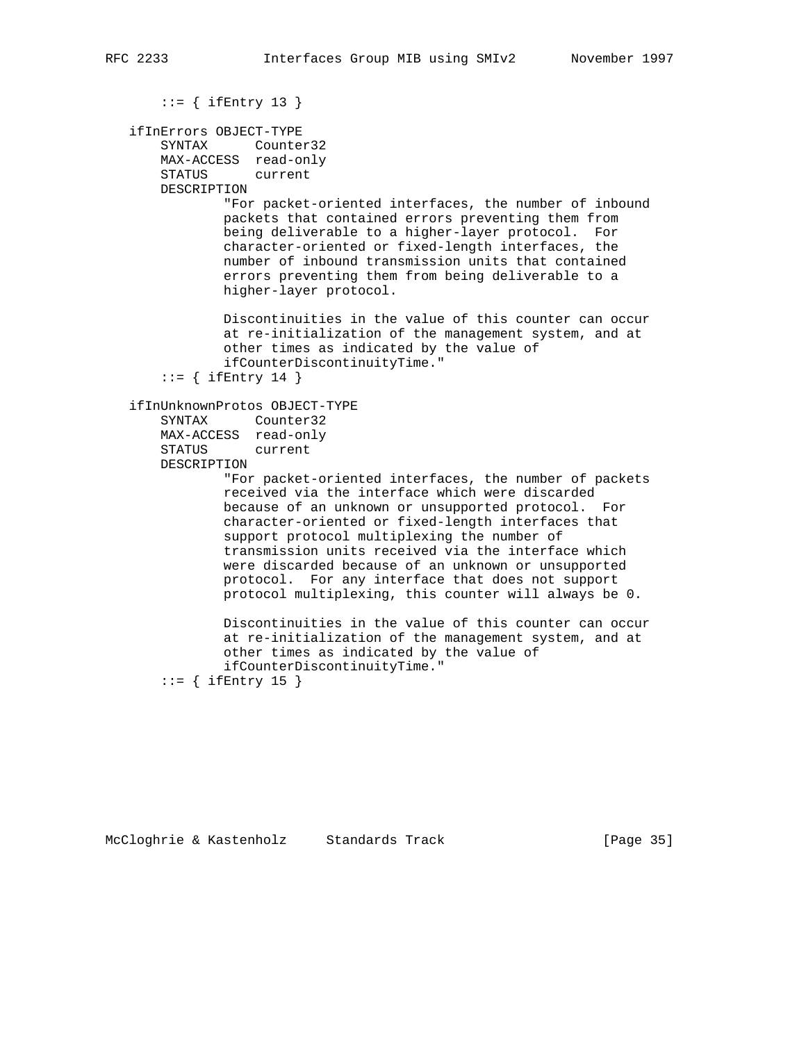```
       ::= { ifEntry 13 }

   ifInErrors OBJECT-TYPE
       SYNTAX      Counter32
       MAX-ACCESS  read-only
       STATUS      current
       DESCRIPTION
               "For packet-oriented interfaces, the number of inbound
               packets that contained errors preventing them from
               being deliverable to a higher-layer protocol.  For
               character-oriented or fixed-length interfaces, the
               number of inbound transmission units that contained
               errors preventing them from being deliverable to a
               higher-layer protocol.

               Discontinuities in the value of this counter can occur
               at re-initialization of the management system, and at
               other times as indicated by the value of
               ifCounterDiscontinuityTime."
       ::= { ifEntry 14 }

   ifInUnknownProtos OBJECT-TYPE
       SYNTAX      Counter32
       MAX-ACCESS  read-only
       STATUS      current
       DESCRIPTION
               "For packet-oriented interfaces, the number of packets
               received via the interface which were discarded
               because of an unknown or unsupported protocol.  For
               character-oriented or fixed-length interfaces that
               support protocol multiplexing the number of
               transmission units received via the interface which
               were discarded because of an unknown or unsupported
               protocol.  For any interface that does not support
               protocol multiplexing, this counter will always be 0.

               Discontinuities in the value of this counter can occur
               at re-initialization of the management system, and at
               other times as indicated by the value of
               ifCounterDiscontinuityTime."
       ::= { ifEntry 15 }
```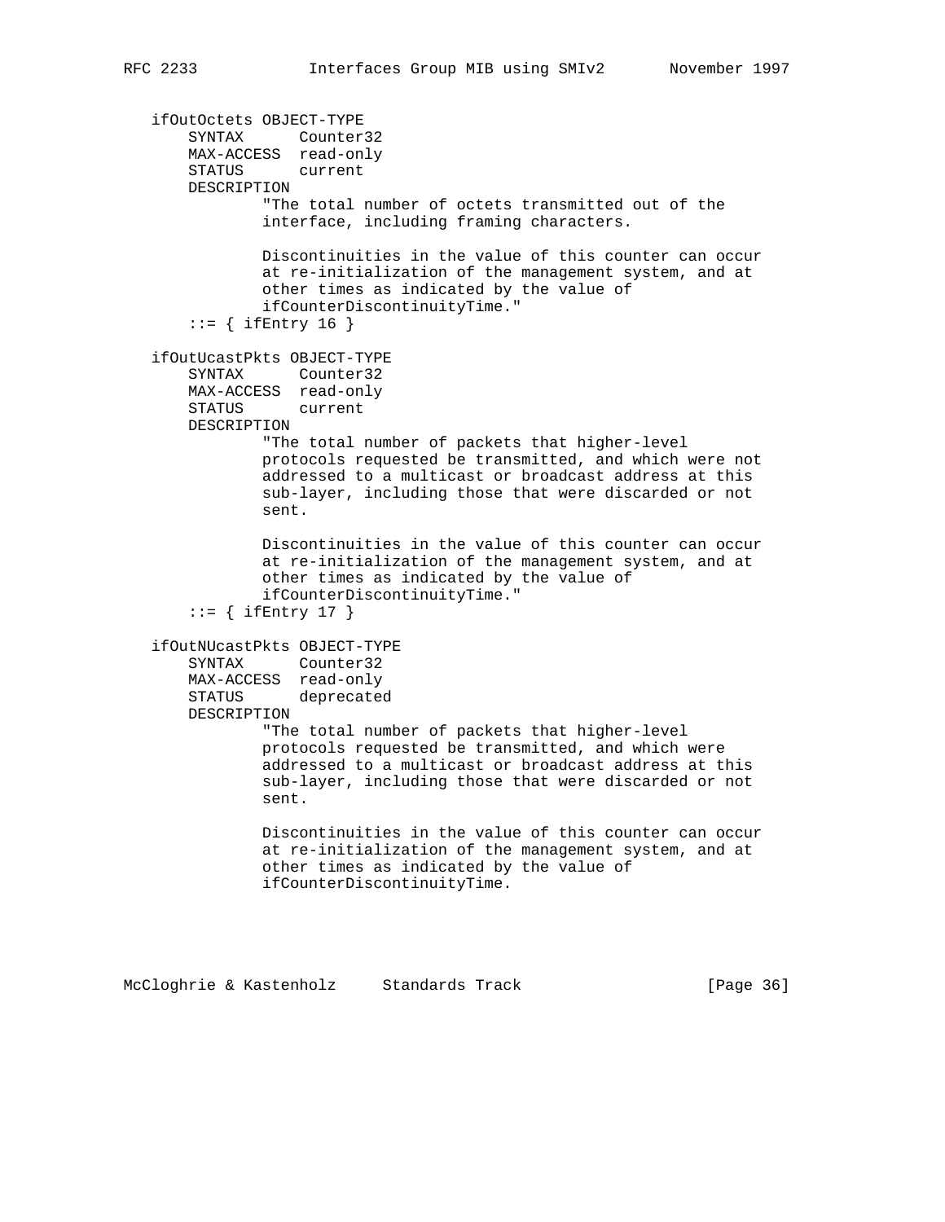```
   ifOutOctets OBJECT-TYPE
       SYNTAX      Counter32
       MAX-ACCESS  read-only
       STATUS      current
       DESCRIPTION
               "The total number of octets transmitted out of the
               interface, including framing characters.

               Discontinuities in the value of this counter can occur
               at re-initialization of the management system, and at
               other times as indicated by the value of
               ifCounterDiscontinuityTime."
       ::= { ifEntry 16 }

   ifOutUcastPkts OBJECT-TYPE
       SYNTAX      Counter32
       MAX-ACCESS  read-only
       STATUS      current
       DESCRIPTION
               "The total number of packets that higher-level
               protocols requested be transmitted, and which were not
               addressed to a multicast or broadcast address at this
               sub-layer, including those that were discarded or not
               sent.

               Discontinuities in the value of this counter can occur
               at re-initialization of the management system, and at
               other times as indicated by the value of
               ifCounterDiscontinuityTime."
       ::= { ifEntry 17 }

   ifOutNUcastPkts OBJECT-TYPE
       SYNTAX      Counter32
       MAX-ACCESS  read-only
       STATUS      deprecated
       DESCRIPTION
               "The total number of packets that higher-level
               protocols requested be transmitted, and which were
               addressed to a multicast or broadcast address at this
               sub-layer, including those that were discarded or not
               sent.

               Discontinuities in the value of this counter can occur
               at re-initialization of the management system, and at
               other times as indicated by the value of
               ifCounterDiscontinuityTime.
```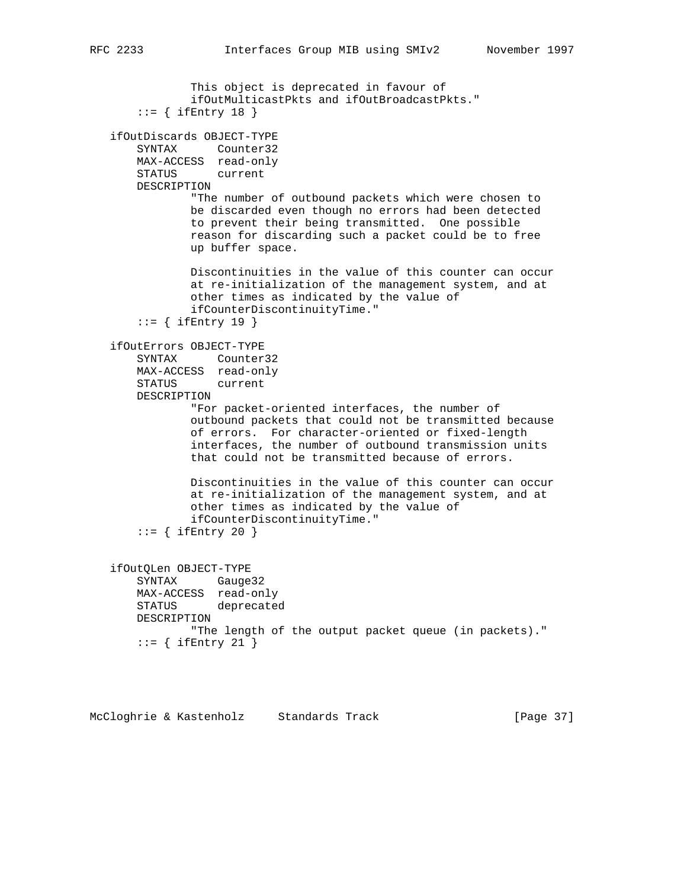```
               This object is deprecated in favour of
               ifOutMulticastPkts and ifOutBroadcastPkts."
       ::= { ifEntry 18 }

   ifOutDiscards OBJECT-TYPE
       SYNTAX      Counter32
       MAX-ACCESS  read-only
       STATUS      current
       DESCRIPTION
               "The number of outbound packets which were chosen to
               be discarded even though no errors had been detected
               to prevent their being transmitted.  One possible
               reason for discarding such a packet could be to free
               up buffer space.

               Discontinuities in the value of this counter can occur
               at re-initialization of the management system, and at
               other times as indicated by the value of
               ifCounterDiscontinuityTime."
       ::= { ifEntry 19 }

   ifOutErrors OBJECT-TYPE
       SYNTAX      Counter32
       MAX-ACCESS  read-only
       STATUS      current
       DESCRIPTION
               "For packet-oriented interfaces, the number of
               outbound packets that could not be transmitted because
               of errors.  For character-oriented or fixed-length
               interfaces, the number of outbound transmission units
               that could not be transmitted because of errors.

               Discontinuities in the value of this counter can occur
               at re-initialization of the management system, and at
               other times as indicated by the value of
               ifCounterDiscontinuityTime."
       ::= { ifEntry 20 }


   ifOutQLen OBJECT-TYPE
       SYNTAX      Gauge32
       MAX-ACCESS  read-only
       STATUS      deprecated
       DESCRIPTION
               "The length of the output packet queue (in packets)."
       ::= { ifEntry 21 }
```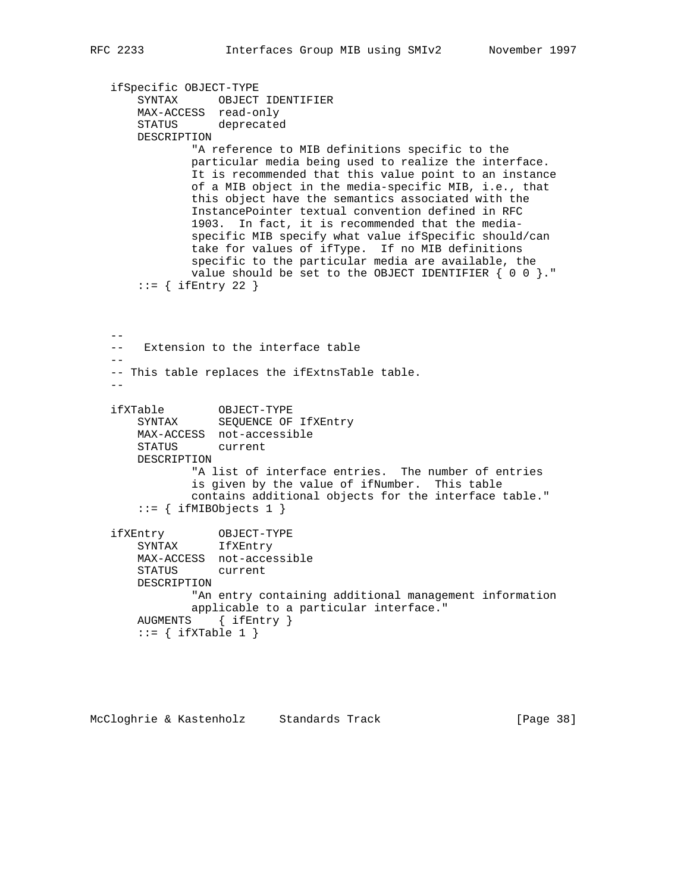```
   ifSpecific OBJECT-TYPE
       SYNTAX      OBJECT IDENTIFIER
       MAX-ACCESS  read-only
       STATUS      deprecated
       DESCRIPTION
               "A reference to MIB definitions specific to the
               particular media being used to realize the interface.
               It is recommended that this value point to an instance
               of a MIB object in the media-specific MIB, i.e., that
               this object have the semantics associated with the
               InstancePointer textual convention defined in RFC
               1903.  In fact, it is recommended that the media-
               specific MIB specify what value ifSpecific should/can
               take for values of ifType.  If no MIB definitions
               specific to the particular media are available, the
               value should be set to the OBJECT IDENTIFIER { 0 0 }."
       ::= { ifEntry 22 }



   --
   --   Extension to the interface table
   --
   -- This table replaces the ifExtnsTable table.
   --

   ifXTable        OBJECT-TYPE
       SYNTAX      SEQUENCE OF IfXEntry
       MAX-ACCESS  not-accessible
       STATUS      current
       DESCRIPTION
               "A list of interface entries.  The number of entries
               is given by the value of ifNumber.  This table
               contains additional objects for the interface table."
       ::= { ifMIBObjects 1 }

   ifXEntry        OBJECT-TYPE
       SYNTAX      IfXEntry
       MAX-ACCESS  not-accessible
       STATUS      current
       DESCRIPTION
               "An entry containing additional management information
               applicable to a particular interface."
       AUGMENTS    { ifEntry }
       ::= { ifXTable 1 }
```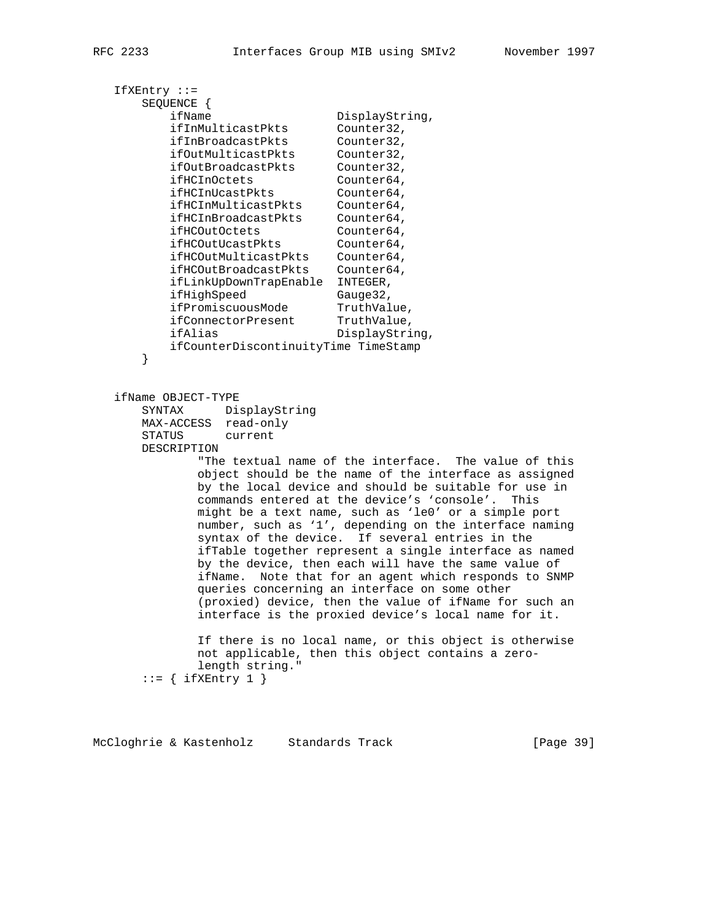```
   IfXEntry ::=
       SEQUENCE {
           ifName                  DisplayString,
           ifInMulticastPkts       Counter32,
           ifInBroadcastPkts       Counter32,
           ifOutMulticastPkts      Counter32,
           ifOutBroadcastPkts      Counter32,
           ifHCInOctets            Counter64,
           ifHCInUcastPkts         Counter64,
           ifHCInMulticastPkts     Counter64,
           ifHCInBroadcastPkts     Counter64,
           ifHCOutOctets           Counter64,
           ifHCOutUcastPkts        Counter64,
           ifHCOutMulticastPkts    Counter64,
           ifHCOutBroadcastPkts    Counter64,
           ifLinkUpDownTrapEnable  INTEGER,
           ifHighSpeed             Gauge32,
           ifPromiscuousMode       TruthValue,
           ifConnectorPresent      TruthValue,
           ifAlias                 DisplayString,
           ifCounterDiscontinuityTime TimeStamp
       }


   ifName OBJECT-TYPE
       SYNTAX      DisplayString
       MAX-ACCESS  read-only
       STATUS      current
       DESCRIPTION
               "The textual name of the interface.  The value of this
               object should be the name of the interface as assigned
               by the local device and should be suitable for use in
               commands entered at the device's `console'.  This
               might be a text name, such as `le0' or a simple port
               number, such as `1', depending on the interface naming
               syntax of the device.  If several entries in the
               ifTable together represent a single interface as named
               by the device, then each will have the same value of
               ifName.  Note that for an agent which responds to SNMP
               queries concerning an interface on some other
               (proxied) device, then the value of ifName for such an
               interface is the proxied device's local name for it.

               If there is no local name, or this object is otherwise
               not applicable, then this object contains a zero-
               length string."
       ::= { ifXEntry 1 }
```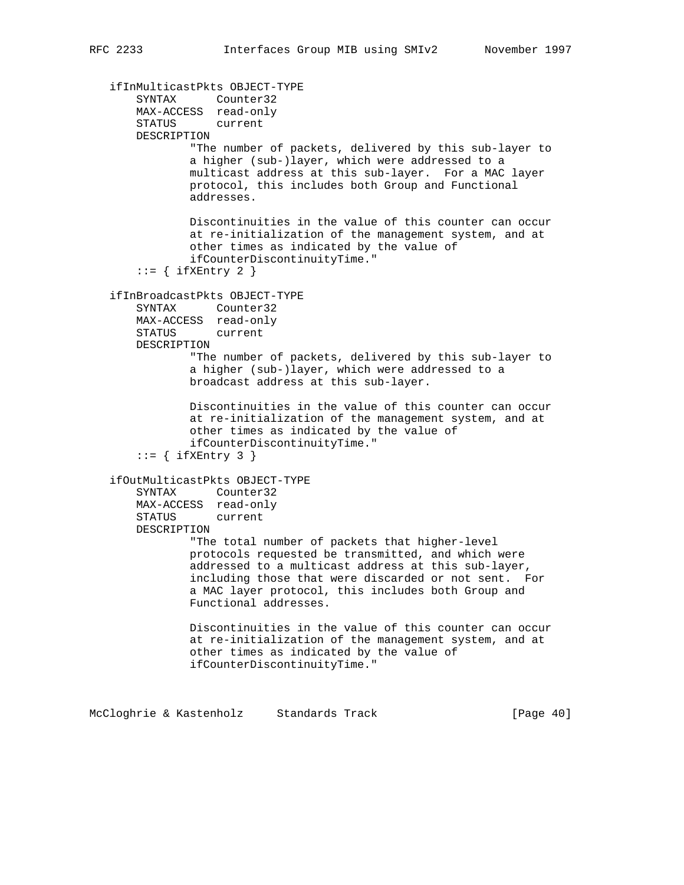```
   ifInMulticastPkts OBJECT-TYPE
       SYNTAX      Counter32
       MAX-ACCESS  read-only
       STATUS      current
       DESCRIPTION
               "The number of packets, delivered by this sub-layer to
               a higher (sub-)layer, which were addressed to a
               multicast address at this sub-layer.  For a MAC layer
               protocol, this includes both Group and Functional
               addresses.

               Discontinuities in the value of this counter can occur
               at re-initialization of the management system, and at
               other times as indicated by the value of
               ifCounterDiscontinuityTime."
       ::= { ifXEntry 2 }

   ifInBroadcastPkts OBJECT-TYPE
       SYNTAX      Counter32
       MAX-ACCESS  read-only
       STATUS      current
       DESCRIPTION
               "The number of packets, delivered by this sub-layer to
               a higher (sub-)layer, which were addressed to a
               broadcast address at this sub-layer.

               Discontinuities in the value of this counter can occur
               at re-initialization of the management system, and at
               other times as indicated by the value of
               ifCounterDiscontinuityTime."
       ::= { ifXEntry 3 }

   ifOutMulticastPkts OBJECT-TYPE
       SYNTAX      Counter32
       MAX-ACCESS  read-only
       STATUS      current
       DESCRIPTION
               "The total number of packets that higher-level
               protocols requested be transmitted, and which were
               addressed to a multicast address at this sub-layer,
               including those that were discarded or not sent.  For
               a MAC layer protocol, this includes both Group and
               Functional addresses.

               Discontinuities in the value of this counter can occur
               at re-initialization of the management system, and at
               other times as indicated by the value of
               ifCounterDiscontinuityTime."
```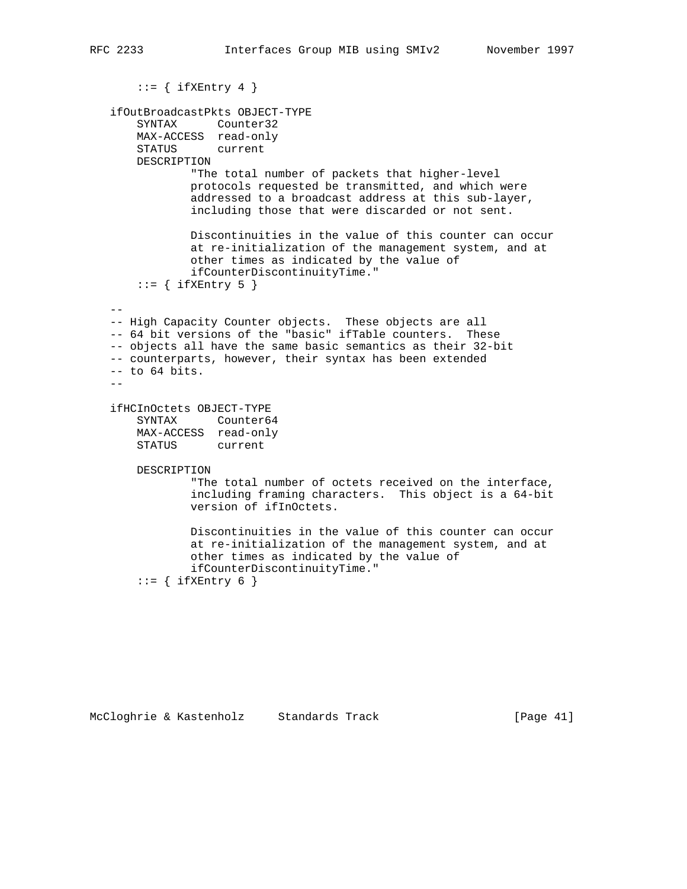```
       ::= { ifXEntry 4 }

   ifOutBroadcastPkts OBJECT-TYPE
       SYNTAX      Counter32
       MAX-ACCESS  read-only
       STATUS      current
       DESCRIPTION
               "The total number of packets that higher-level
               protocols requested be transmitted, and which were
               addressed to a broadcast address at this sub-layer,
               including those that were discarded or not sent.

               Discontinuities in the value of this counter can occur
               at re-initialization of the management system, and at
               other times as indicated by the value of
               ifCounterDiscontinuityTime."
       ::= { ifXEntry 5 }

   --
   -- High Capacity Counter objects.  These objects are all
   -- 64 bit versions of the "basic" ifTable counters.  These
   -- objects all have the same basic semantics as their 32-bit
   -- counterparts, however, their syntax has been extended
   -- to 64 bits.
   --

   ifHCInOctets OBJECT-TYPE
       SYNTAX      Counter64
       MAX-ACCESS  read-only
       STATUS      current

       DESCRIPTION
               "The total number of octets received on the interface,
               including framing characters.  This object is a 64-bit
               version of ifInOctets.

               Discontinuities in the value of this counter can occur
               at re-initialization of the management system, and at
               other times as indicated by the value of
               ifCounterDiscontinuityTime."
       ::= { ifXEntry 6 }
```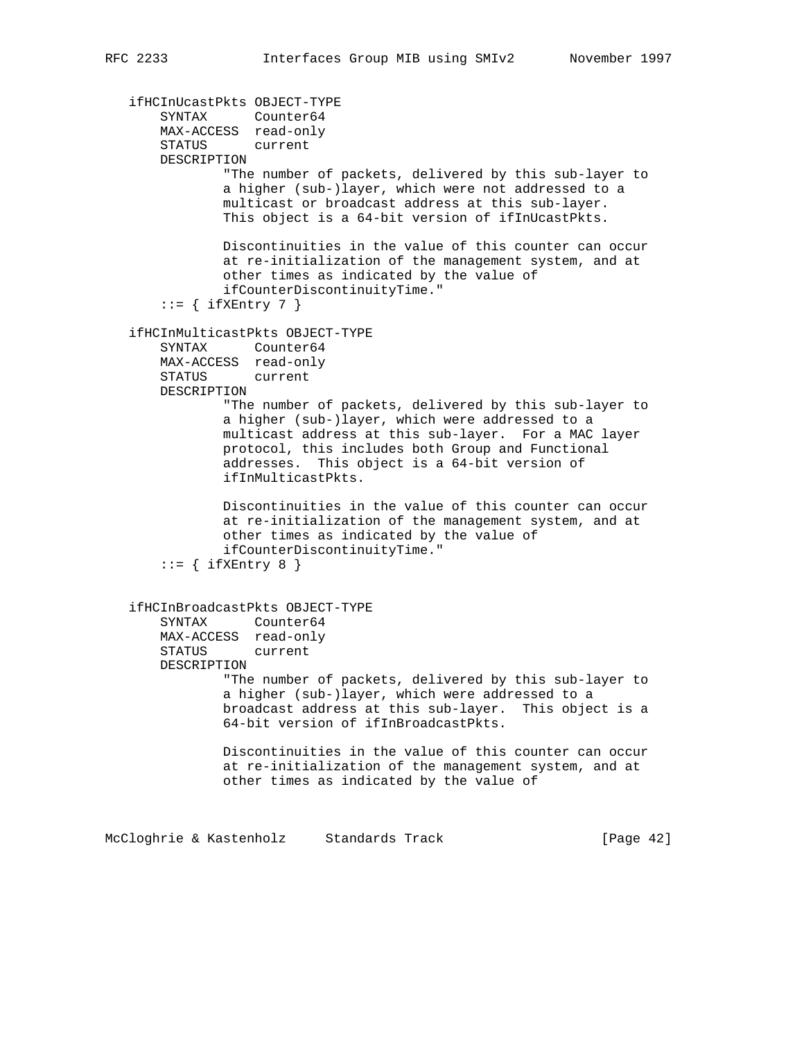```
   ifHCInUcastPkts OBJECT-TYPE
       SYNTAX      Counter64
       MAX-ACCESS  read-only
       STATUS      current
       DESCRIPTION
               "The number of packets, delivered by this sub-layer to
               a higher (sub-)layer, which were not addressed to a
               multicast or broadcast address at this sub-layer.
               This object is a 64-bit version of ifInUcastPkts.

               Discontinuities in the value of this counter can occur
               at re-initialization of the management system, and at
               other times as indicated by the value of
               ifCounterDiscontinuityTime."
       ::= { ifXEntry 7 }

   ifHCInMulticastPkts OBJECT-TYPE
       SYNTAX      Counter64
       MAX-ACCESS  read-only
       STATUS      current
       DESCRIPTION
               "The number of packets, delivered by this sub-layer to
               a higher (sub-)layer, which were addressed to a
               multicast address at this sub-layer.  For a MAC layer
               protocol, this includes both Group and Functional
               addresses.  This object is a 64-bit version of
               ifInMulticastPkts.

               Discontinuities in the value of this counter can occur
               at re-initialization of the management system, and at
               other times as indicated by the value of
               ifCounterDiscontinuityTime."
       ::= { ifXEntry 8 }


   ifHCInBroadcastPkts OBJECT-TYPE
       SYNTAX      Counter64
       MAX-ACCESS  read-only
       STATUS      current
       DESCRIPTION
               "The number of packets, delivered by this sub-layer to
               a higher (sub-)layer, which were addressed to a
               broadcast address at this sub-layer.  This object is a
               64-bit version of ifInBroadcastPkts.

               Discontinuities in the value of this counter can occur
               at re-initialization of the management system, and at
               other times as indicated by the value of
```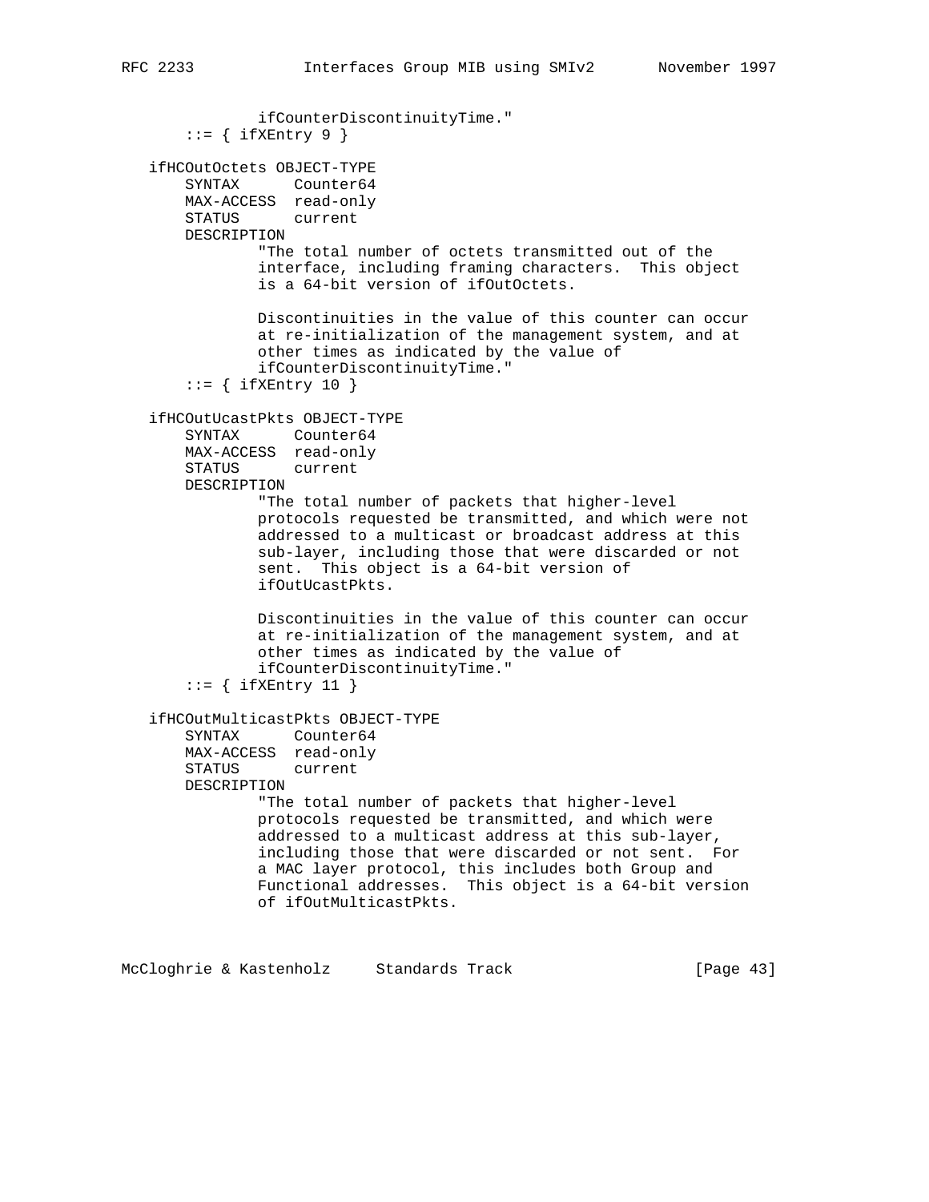```
              ifCounterDiscontinuityTime."
       ::= { ifXEntry 9 }

   ifHCOutOctets OBJECT-TYPE
       SYNTAX      Counter64
       MAX-ACCESS  read-only
       STATUS      current
       DESCRIPTION
               "The total number of octets transmitted out of the
               interface, including framing characters.  This object
               is a 64-bit version of ifOutOctets.

               Discontinuities in the value of this counter can occur
               at re-initialization of the management system, and at
               other times as indicated by the value of
               ifCounterDiscontinuityTime."
       ::= { ifXEntry 10 }

   ifHCOutUcastPkts OBJECT-TYPE
       SYNTAX      Counter64
       MAX-ACCESS  read-only
       STATUS      current
       DESCRIPTION
               "The total number of packets that higher-level
               protocols requested be transmitted, and which were not
               addressed to a multicast or broadcast address at this
               sub-layer, including those that were discarded or not
               sent.  This object is a 64-bit version of
               ifOutUcastPkts.

               Discontinuities in the value of this counter can occur
               at re-initialization of the management system, and at
               other times as indicated by the value of
               ifCounterDiscontinuityTime."
       ::= { ifXEntry 11 }

   ifHCOutMulticastPkts OBJECT-TYPE
       SYNTAX      Counter64
       MAX-ACCESS  read-only
       STATUS      current
       DESCRIPTION
               "The total number of packets that higher-level
               protocols requested be transmitted, and which were
               addressed to a multicast address at this sub-layer,
               including those that were discarded or not sent.  For
               a MAC layer protocol, this includes both Group and
               Functional addresses.  This object is a 64-bit version
               of ifOutMulticastPkts.
```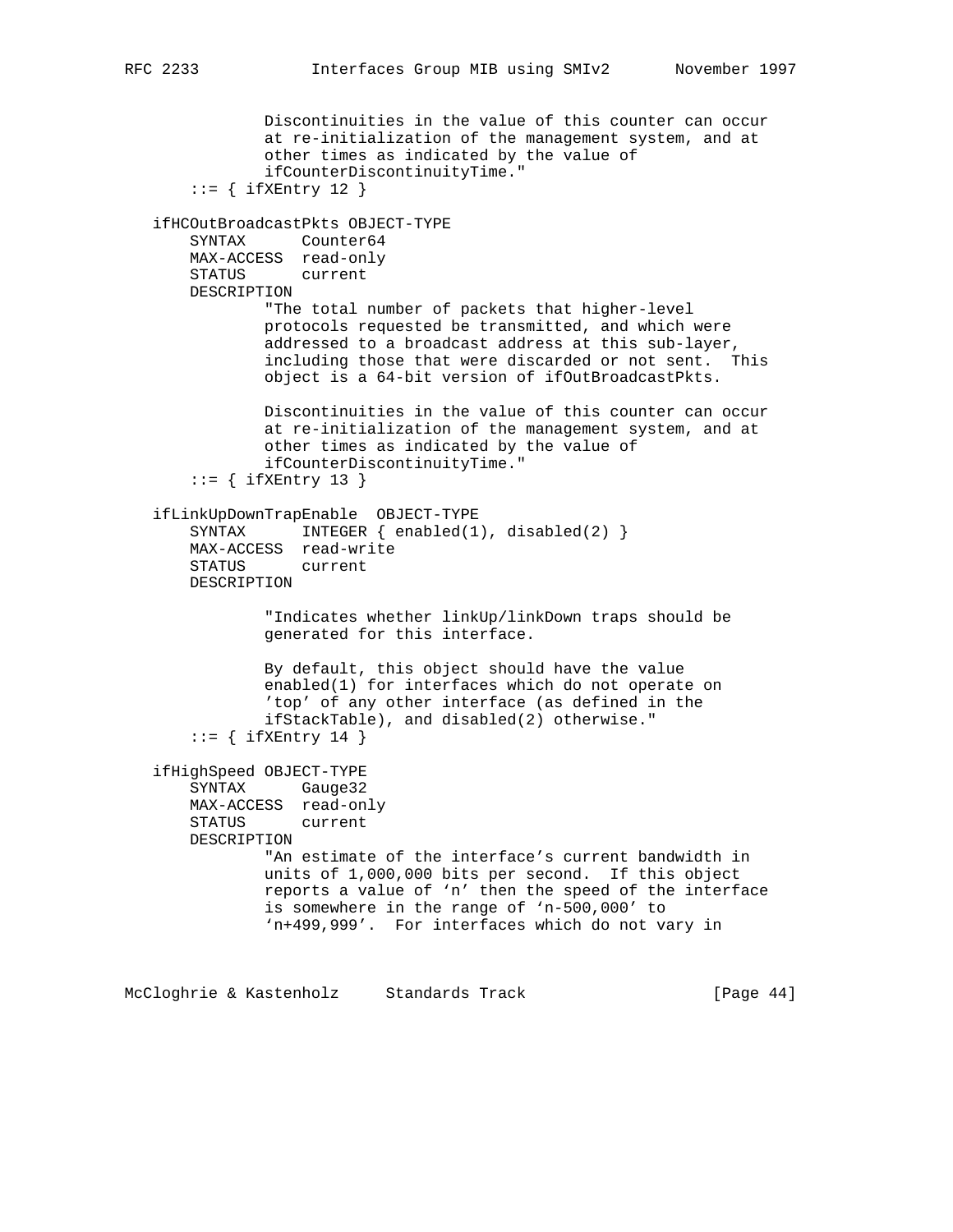```
              Discontinuities in the value of this counter can occur
              at re-initialization of the management system, and at
              other times as indicated by the value of
              ifCounterDiscontinuityTime."
       ::= { ifXEntry 12 }

   ifHCOutBroadcastPkts OBJECT-TYPE
       SYNTAX      Counter64
       MAX-ACCESS  read-only
       STATUS      current
       DESCRIPTION
               "The total number of packets that higher-level
               protocols requested be transmitted, and which were
               addressed to a broadcast address at this sub-layer,
               including those that were discarded or not sent.  This
               object is a 64-bit version of ifOutBroadcastPkts.

               Discontinuities in the value of this counter can occur
               at re-initialization of the management system, and at
               other times as indicated by the value of
               ifCounterDiscontinuityTime."
       ::= { ifXEntry 13 }

   ifLinkUpDownTrapEnable  OBJECT-TYPE
       SYNTAX      INTEGER { enabled(1), disabled(2) }
       MAX-ACCESS  read-write
       STATUS      current
       DESCRIPTION

               "Indicates whether linkUp/linkDown traps should be
               generated for this interface.

               By default, this object should have the value
               enabled(1) for interfaces which do not operate on
               'top' of any other interface (as defined in the
               ifStackTable), and disabled(2) otherwise."
       ::= { ifXEntry 14 }

   ifHighSpeed OBJECT-TYPE
       SYNTAX      Gauge32
       MAX-ACCESS  read-only
       STATUS      current
       DESCRIPTION
               "An estimate of the interface's current bandwidth in
               units of 1,000,000 bits per second.  If this object
               reports a value of 'n' then the speed of the interface
               is somewhere in the range of 'n-500,000' to
               'n+499,999'.  For interfaces which do not vary in
```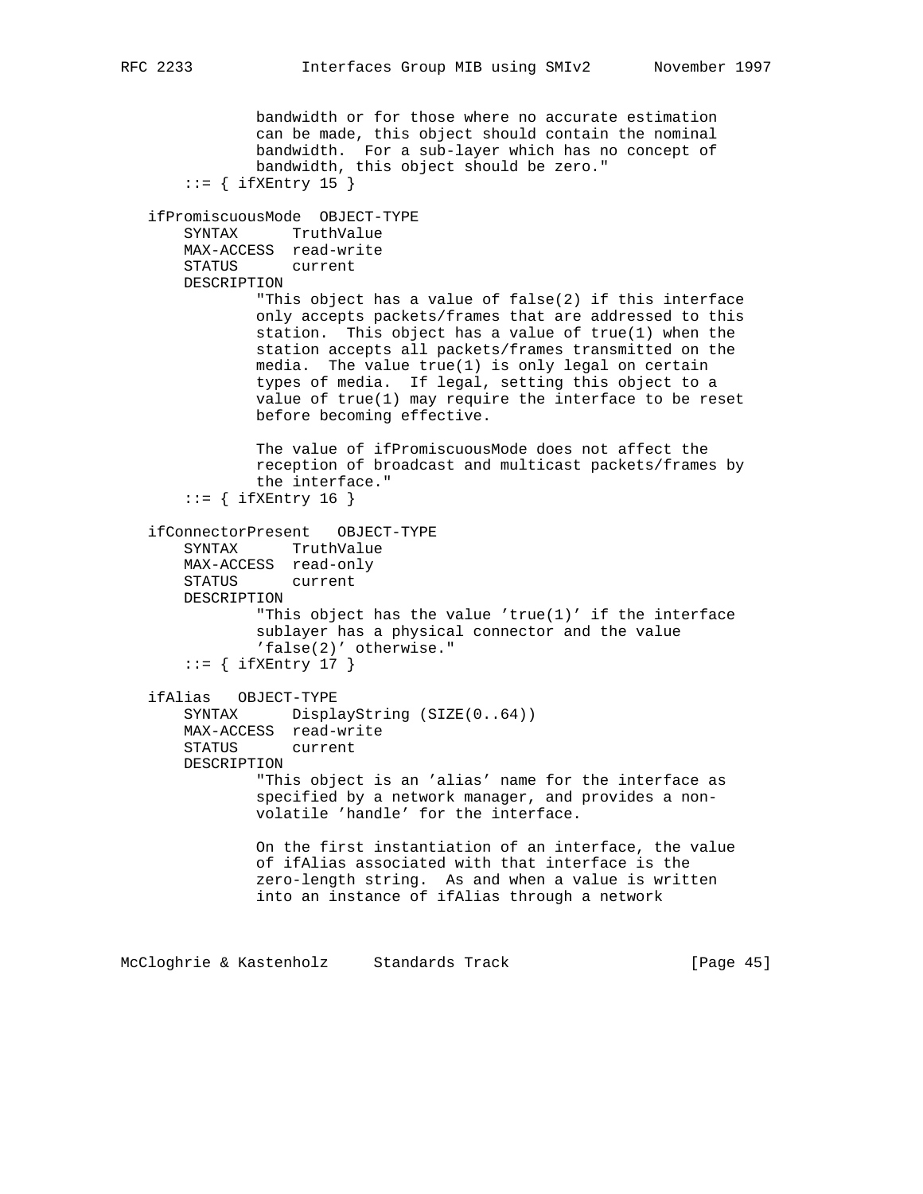```
              bandwidth or for those where no accurate estimation
              can be made, this object should contain the nominal
              bandwidth.  For a sub-layer which has no concept of
              bandwidth, this object should be zero."
      ::= { ifXEntry 15 }

  ifPromiscuousMode  OBJECT-TYPE
      SYNTAX      TruthValue
      MAX-ACCESS  read-write
      STATUS      current
      DESCRIPTION
              "This object has a value of false(2) if this interface
              only accepts packets/frames that are addressed to this
              station.  This object has a value of true(1) when the
              station accepts all packets/frames transmitted on the
              media.  The value true(1) is only legal on certain
              types of media.  If legal, setting this object to a
              value of true(1) may require the interface to be reset
              before becoming effective.

              The value of ifPromiscuousMode does not affect the
              reception of broadcast and multicast packets/frames by
              the interface."
      ::= { ifXEntry 16 }

  ifConnectorPresent   OBJECT-TYPE
      SYNTAX      TruthValue
      MAX-ACCESS  read-only
      STATUS      current
      DESCRIPTION
              "This object has the value 'true(1)' if the interface
              sublayer has a physical connector and the value
              'false(2)' otherwise."
      ::= { ifXEntry 17 }

  ifAlias   OBJECT-TYPE
      SYNTAX      DisplayString (SIZE(0..64))
      MAX-ACCESS  read-write
      STATUS      current
      DESCRIPTION
              "This object is an 'alias' name for the interface as
              specified by a network manager, and provides a non-
              volatile 'handle' for the interface.

              On the first instantiation of an interface, the value
              of ifAlias associated with that interface is the
              zero-length string.  As and when a value is written
              into an instance of ifAlias through a network
```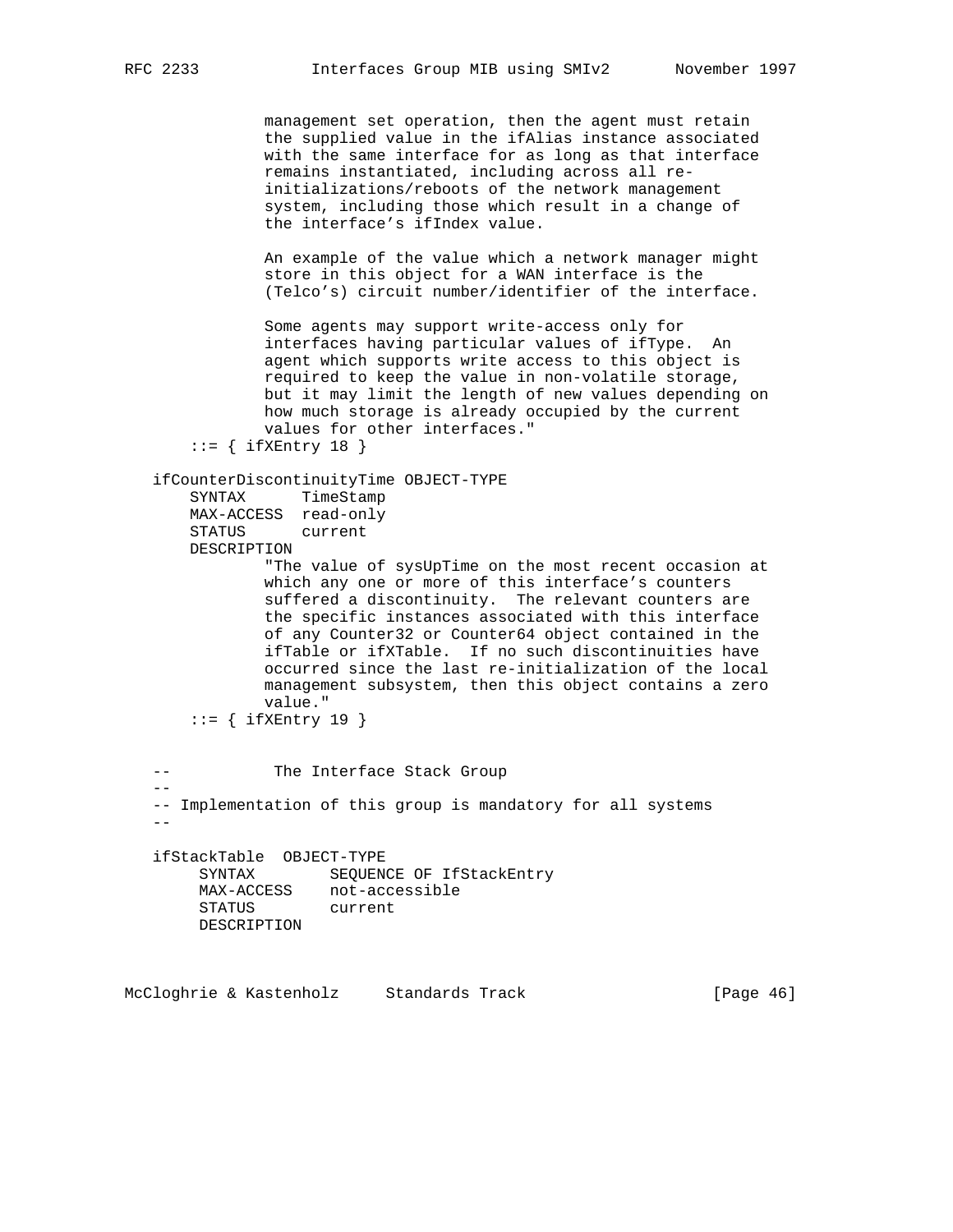```
              management set operation, then the agent must retain
              the supplied value in the ifAlias instance associated
              with the same interface for as long as that interface
              remains instantiated, including across all re-
              initializations/reboots of the network management
              system, including those which result in a change of
              the interface's ifIndex value.

              An example of the value which a network manager might
              store in this object for a WAN interface is the
              (Telco's) circuit number/identifier of the interface.

              Some agents may support write-access only for
              interfaces having particular values of ifType.  An
              agent which supports write access to this object is
              required to keep the value in non-volatile storage,
              but it may limit the length of new values depending on
              how much storage is already occupied by the current
              values for other interfaces."
       ::= { ifXEntry 18 }

   ifCounterDiscontinuityTime OBJECT-TYPE
       SYNTAX      TimeStamp
       MAX-ACCESS  read-only
       STATUS      current
       DESCRIPTION
               "The value of sysUpTime on the most recent occasion at
               which any one or more of this interface's counters
               suffered a discontinuity.  The relevant counters are
               the specific instances associated with this interface
               of any Counter32 or Counter64 object contained in the
               ifTable or ifXTable.  If no such discontinuities have
               occurred since the last re-initialization of the local
               management subsystem, then this object contains a zero
               value."
       ::= { ifXEntry 19 }


   --           The Interface Stack Group
   --
   -- Implementation of this group is mandatory for all systems
   --

   ifStackTable  OBJECT-TYPE
        SYNTAX        SEQUENCE OF IfStackEntry
        MAX-ACCESS    not-accessible
        STATUS        current
        DESCRIPTION
```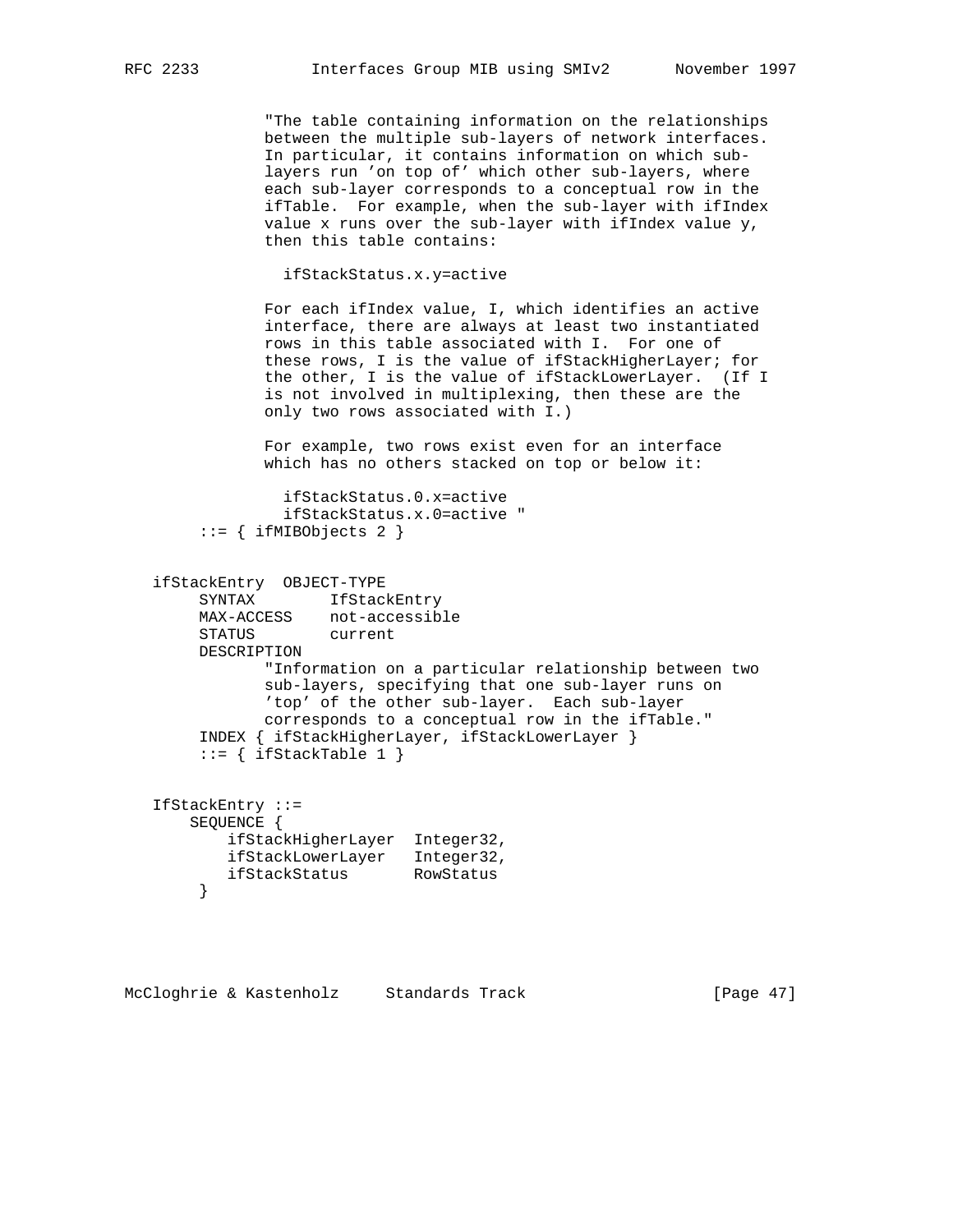```
              "The table containing information on the relationships
              between the multiple sub-layers of network interfaces.
              In particular, it contains information on which sub-
              layers run 'on top of' which other sub-layers, where
              each sub-layer corresponds to a conceptual row in the
              ifTable.  For example, when the sub-layer with ifIndex
              value x runs over the sub-layer with ifIndex value y,
              then this table contains:

                ifStackStatus.x.y=active

              For each ifIndex value, I, which identifies an active
              interface, there are always at least two instantiated
              rows in this table associated with I.  For one of
              these rows, I is the value of ifStackHigherLayer; for
              the other, I is the value of ifStackLowerLayer.  (If I
              is not involved in multiplexing, then these are the
              only two rows associated with I.)

              For example, two rows exist even for an interface
              which has no others stacked on top or below it:

                ifStackStatus.0.x=active
                ifStackStatus.x.0=active "
       ::= { ifMIBObjects 2 }


   ifStackEntry  OBJECT-TYPE
        SYNTAX        IfStackEntry
        MAX-ACCESS    not-accessible
        STATUS        current
        DESCRIPTION
              "Information on a particular relationship between two
              sub-layers, specifying that one sub-layer runs on
              'top' of the other sub-layer.  Each sub-layer
              corresponds to a conceptual row in the ifTable."
        INDEX { ifStackHigherLayer, ifStackLowerLayer }
        ::= { ifStackTable 1 }


   IfStackEntry ::=
       SEQUENCE {
          ifStackHigherLayer  Integer32,
          ifStackLowerLayer   Integer32,
          ifStackStatus       RowStatus
        }
```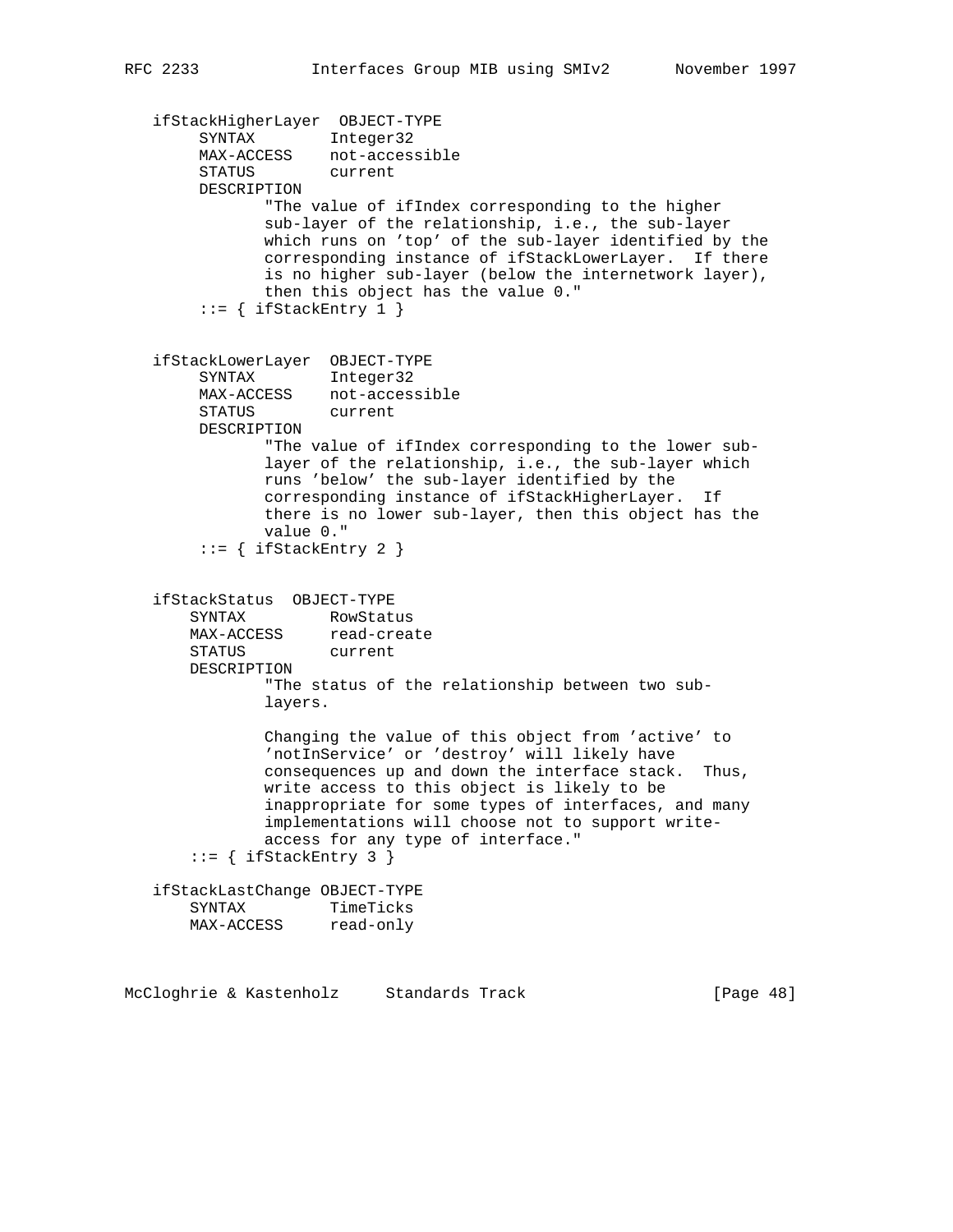```
   ifStackHigherLayer  OBJECT-TYPE
        SYNTAX        Integer32
        MAX-ACCESS    not-accessible
        STATUS        current
        DESCRIPTION
               "The value of ifIndex corresponding to the higher
               sub-layer of the relationship, i.e., the sub-layer
               which runs on 'top' of the sub-layer identified by the
               corresponding instance of ifStackLowerLayer.  If there
               is no higher sub-layer (below the internetwork layer),
               then this object has the value 0."
        ::= { ifStackEntry 1 }


   ifStackLowerLayer  OBJECT-TYPE
        SYNTAX        Integer32
        MAX-ACCESS    not-accessible
        STATUS        current
        DESCRIPTION
               "The value of ifIndex corresponding to the lower sub-
               layer of the relationship, i.e., the sub-layer which
               runs 'below' the sub-layer identified by the
               corresponding instance of ifStackHigherLayer.  If
               there is no lower sub-layer, then this object has the
               value 0."
        ::= { ifStackEntry 2 }


   ifStackStatus  OBJECT-TYPE
       SYNTAX         RowStatus
       MAX-ACCESS     read-create
       STATUS         current
       DESCRIPTION
               "The status of the relationship between two sub-
               layers.

               Changing the value of this object from 'active' to
               'notInService' or 'destroy' will likely have
               consequences up and down the interface stack.  Thus,
               write access to this object is likely to be
               inappropriate for some types of interfaces, and many
               implementations will choose not to support write-
               access for any type of interface."
       ::= { ifStackEntry 3 }

   ifStackLastChange OBJECT-TYPE
       SYNTAX         TimeTicks
       MAX-ACCESS     read-only
```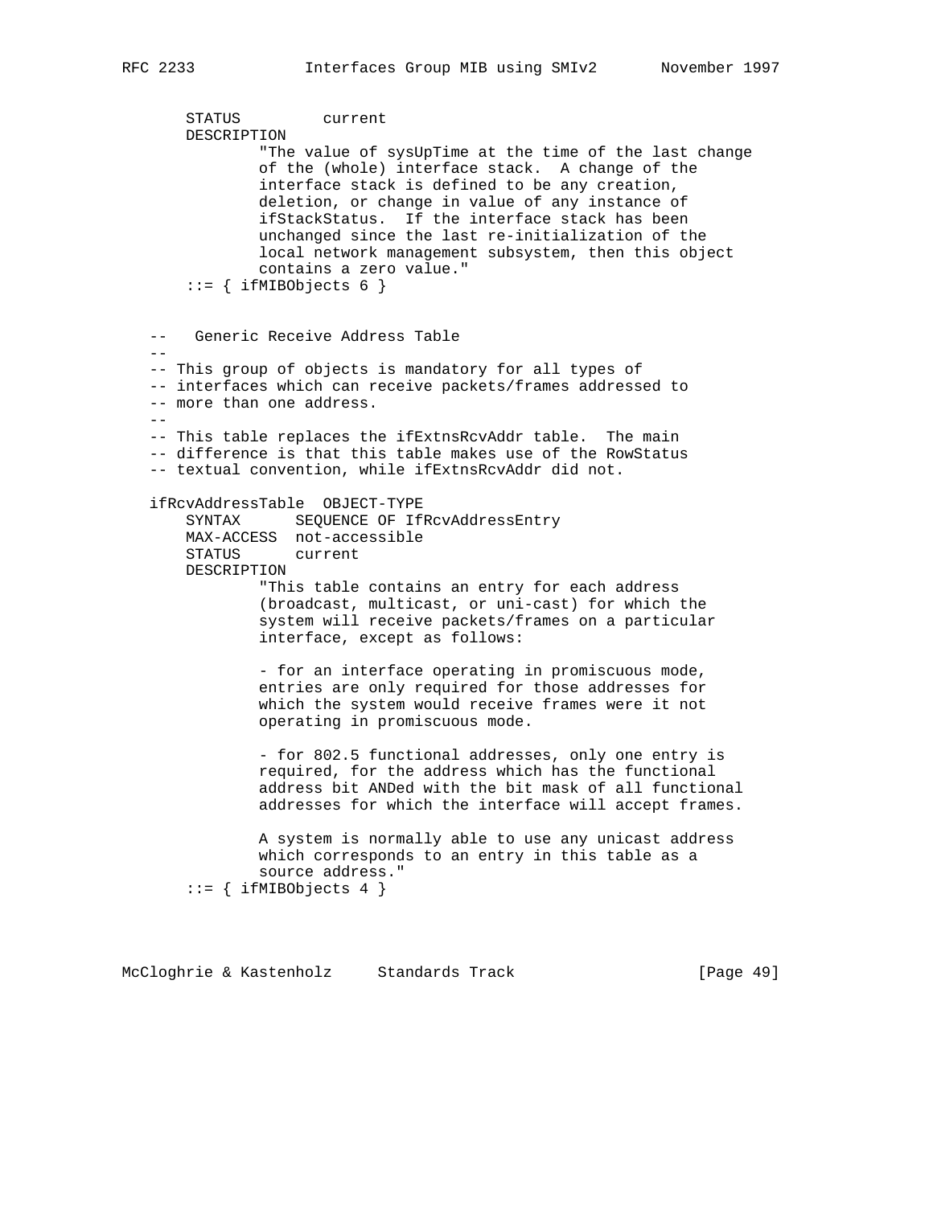```
       STATUS         current
       DESCRIPTION
               "The value of sysUpTime at the time of the last change
               of the (whole) interface stack.  A change of the
               interface stack is defined to be any creation,
               deletion, or change in value of any instance of
               ifStackStatus.  If the interface stack has been
               unchanged since the last re-initialization of the
               local network management subsystem, then this object
               contains a zero value."
       ::= { ifMIBObjects 6 }


   --   Generic Receive Address Table
   --
   -- This group of objects is mandatory for all types of
   -- interfaces which can receive packets/frames addressed to
   -- more than one address.
   --
   -- This table replaces the ifExtnsRcvAddr table.  The main
   -- difference is that this table makes use of the RowStatus
   -- textual convention, while ifExtnsRcvAddr did not.

   ifRcvAddressTable  OBJECT-TYPE
       SYNTAX      SEQUENCE OF IfRcvAddressEntry
       MAX-ACCESS  not-accessible
       STATUS      current
       DESCRIPTION
               "This table contains an entry for each address
               (broadcast, multicast, or uni-cast) for which the
               system will receive packets/frames on a particular
               interface, except as follows:

               - for an interface operating in promiscuous mode,
               entries are only required for those addresses for
               which the system would receive frames were it not
               operating in promiscuous mode.

               - for 802.5 functional addresses, only one entry is
               required, for the address which has the functional
               address bit ANDed with the bit mask of all functional
               addresses for which the interface will accept frames.

               A system is normally able to use any unicast address
               which corresponds to an entry in this table as a
               source address."
       ::= { ifMIBObjects 4 }
```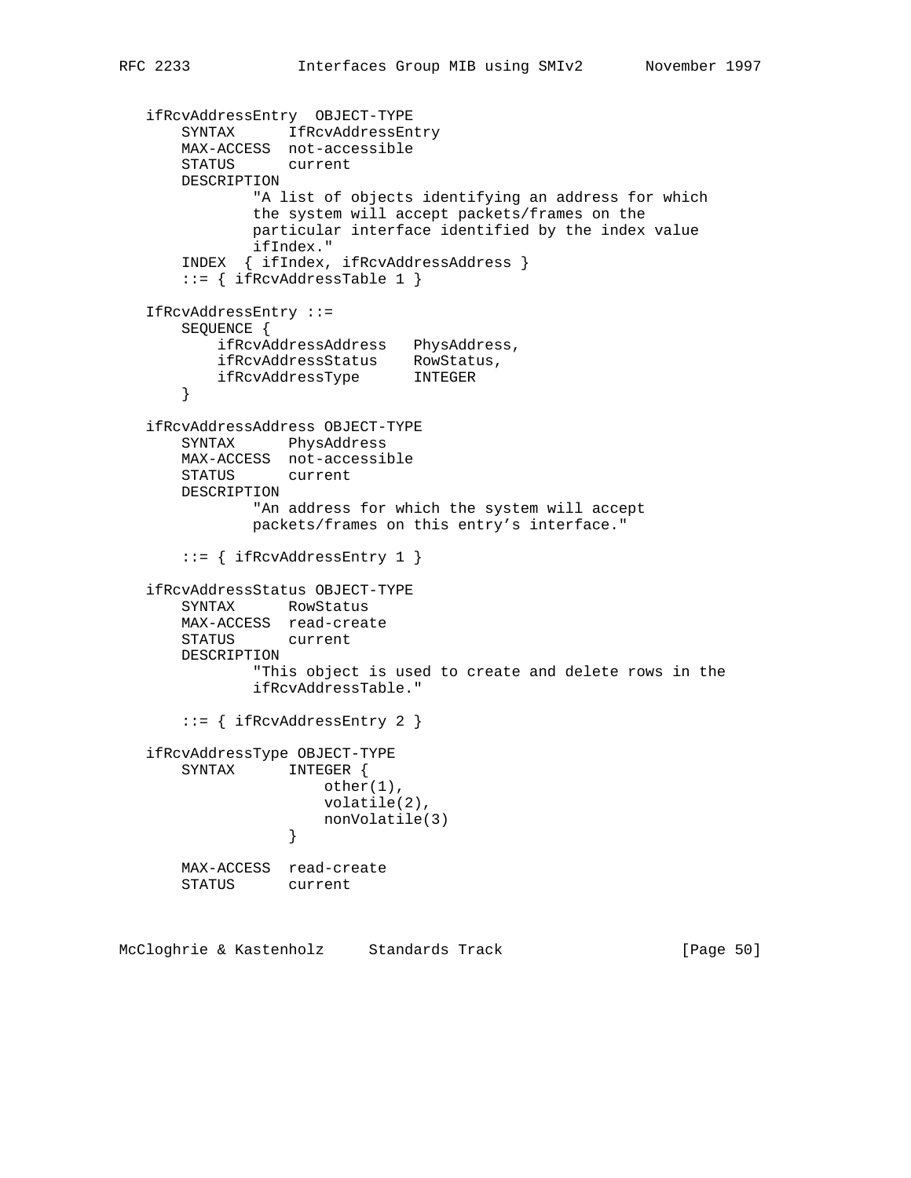```
   ifRcvAddressEntry  OBJECT-TYPE
       SYNTAX      IfRcvAddressEntry
       MAX-ACCESS  not-accessible
       STATUS      current
       DESCRIPTION
               "A list of objects identifying an address for which
               the system will accept packets/frames on the
               particular interface identified by the index value
               ifIndex."
       INDEX  { ifIndex, ifRcvAddressAddress }
       ::= { ifRcvAddressTable 1 }

   IfRcvAddressEntry ::=
       SEQUENCE {
           ifRcvAddressAddress   PhysAddress,
           ifRcvAddressStatus    RowStatus,
           ifRcvAddressType      INTEGER
       }

   ifRcvAddressAddress OBJECT-TYPE
       SYNTAX      PhysAddress
       MAX-ACCESS  not-accessible
       STATUS      current
       DESCRIPTION
               "An address for which the system will accept
               packets/frames on this entry's interface."

       ::= { ifRcvAddressEntry 1 }

   ifRcvAddressStatus OBJECT-TYPE
       SYNTAX      RowStatus
       MAX-ACCESS  read-create
       STATUS      current
       DESCRIPTION
               "This object is used to create and delete rows in the
               ifRcvAddressTable."

       ::= { ifRcvAddressEntry 2 }

   ifRcvAddressType OBJECT-TYPE
       SYNTAX      INTEGER {
                       other(1),
                       volatile(2),
                       nonVolatile(3)
                   }

       MAX-ACCESS  read-create
       STATUS      current
```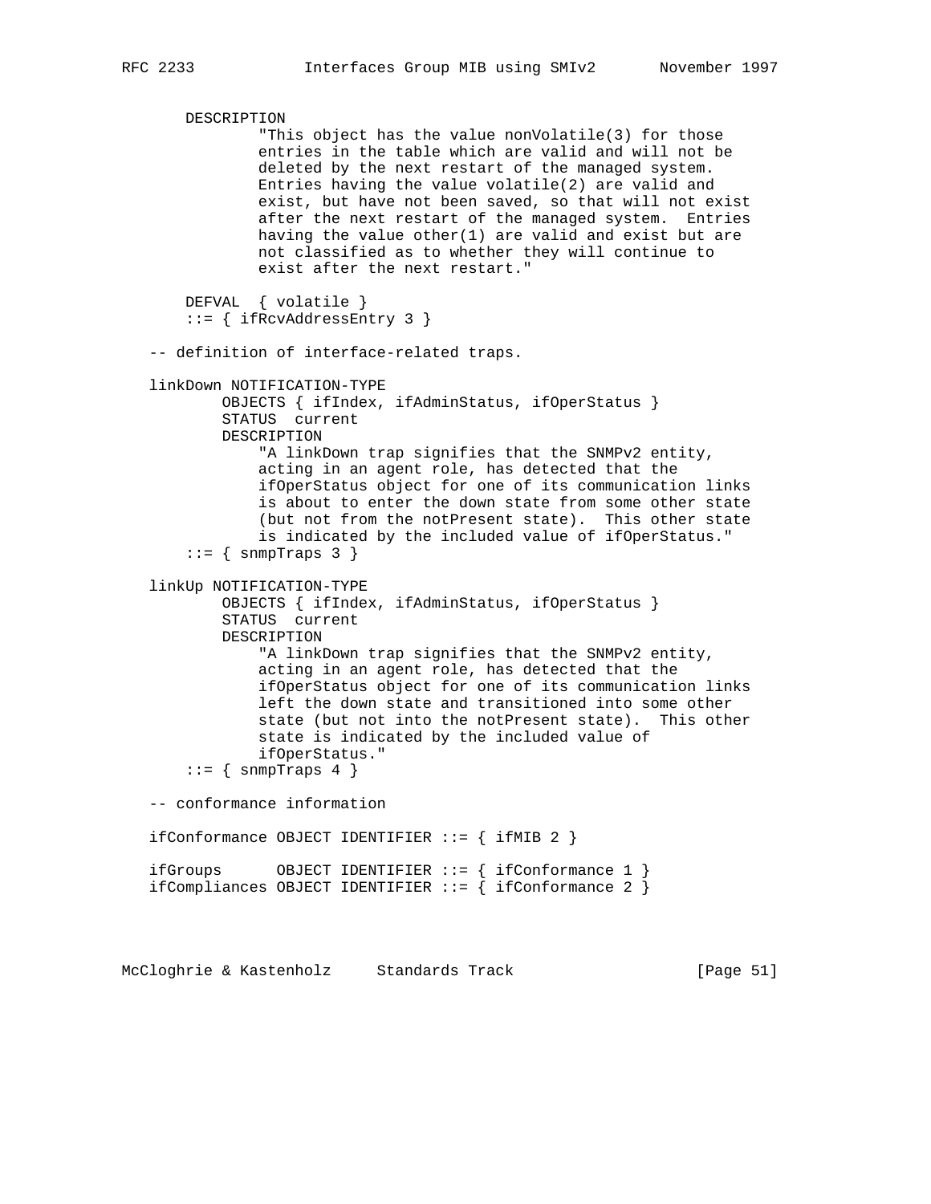```
       DESCRIPTION
               "This object has the value nonVolatile(3) for those
               entries in the table which are valid and will not be
               deleted by the next restart of the managed system.
               Entries having the value volatile(2) are valid and
               exist, but have not been saved, so that will not exist
               after the next restart of the managed system.  Entries
               having the value other(1) are valid and exist but are
               not classified as to whether they will continue to
               exist after the next restart."

       DEFVAL  { volatile }
       ::= { ifRcvAddressEntry 3 }

   -- definition of interface-related traps.

   linkDown NOTIFICATION-TYPE
           OBJECTS { ifIndex, ifAdminStatus, ifOperStatus }
           STATUS  current
           DESCRIPTION
               "A linkDown trap signifies that the SNMPv2 entity,
               acting in an agent role, has detected that the
               ifOperStatus object for one of its communication links
               is about to enter the down state from some other state
               (but not from the notPresent state).  This other state
               is indicated by the included value of ifOperStatus."
       ::= { snmpTraps 3 }

   linkUp NOTIFICATION-TYPE
           OBJECTS { ifIndex, ifAdminStatus, ifOperStatus }
           STATUS  current
           DESCRIPTION
               "A linkDown trap signifies that the SNMPv2 entity,
               acting in an agent role, has detected that the
               ifOperStatus object for one of its communication links
               left the down state and transitioned into some other
               state (but not into the notPresent state).  This other
               state is indicated by the included value of
               ifOperStatus."
       ::= { snmpTraps 4 }

   -- conformance information

   ifConformance OBJECT IDENTIFIER ::= { ifMIB 2 }

   ifGroups      OBJECT IDENTIFIER ::= { ifConformance 1 }
   ifCompliances OBJECT IDENTIFIER ::= { ifConformance 2 }
```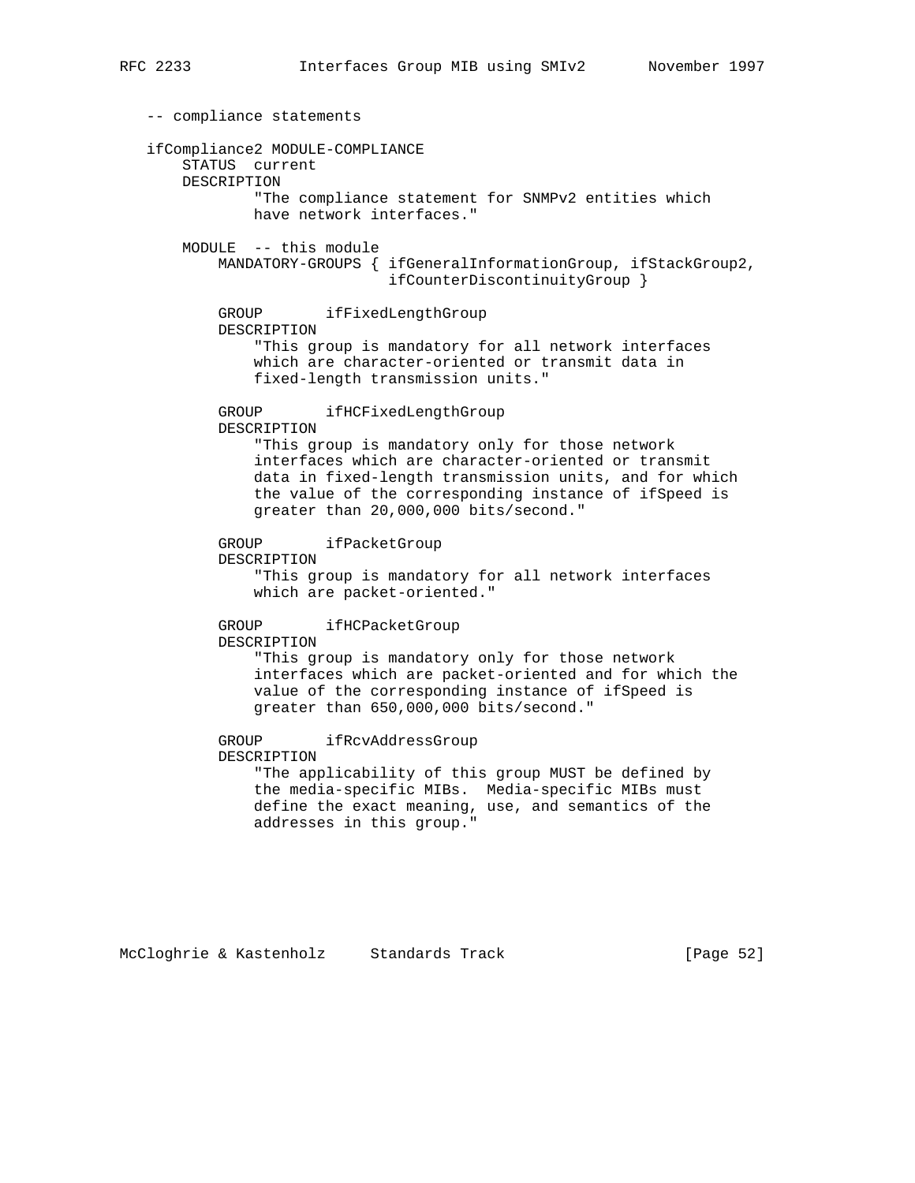```
   -- compliance statements

   ifCompliance2 MODULE-COMPLIANCE
       STATUS  current
       DESCRIPTION
               "The compliance statement for SNMPv2 entities which
               have network interfaces."

       MODULE  -- this module
           MANDATORY-GROUPS { ifGeneralInformationGroup, ifStackGroup2,
                              ifCounterDiscontinuityGroup }

           GROUP       ifFixedLengthGroup
           DESCRIPTION
               "This group is mandatory for all network interfaces
               which are character-oriented or transmit data in
               fixed-length transmission units."

           GROUP       ifHCFixedLengthGroup
           DESCRIPTION
               "This group is mandatory only for those network
               interfaces which are character-oriented or transmit
               data in fixed-length transmission units, and for which
               the value of the corresponding instance of ifSpeed is
               greater than 20,000,000 bits/second."

           GROUP       ifPacketGroup
           DESCRIPTION
               "This group is mandatory for all network interfaces
               which are packet-oriented."

           GROUP       ifHCPacketGroup
           DESCRIPTION
               "This group is mandatory only for those network
               interfaces which are packet-oriented and for which the
               value of the corresponding instance of ifSpeed is
               greater than 650,000,000 bits/second."

           GROUP       ifRcvAddressGroup
           DESCRIPTION
               "The applicability of this group MUST be defined by
               the media-specific MIBs.  Media-specific MIBs must
               define the exact meaning, use, and semantics of the
               addresses in this group."
```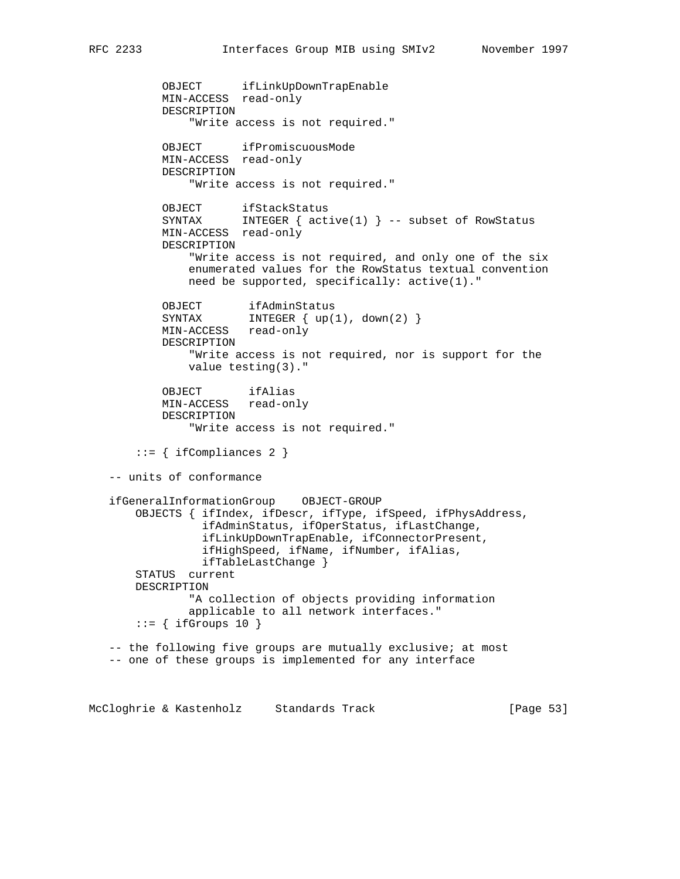```
          OBJECT      ifLinkUpDownTrapEnable
          MIN-ACCESS  read-only
          DESCRIPTION
              "Write access is not required."

          OBJECT      ifPromiscuousMode
          MIN-ACCESS  read-only
          DESCRIPTION
              "Write access is not required."

          OBJECT      ifStackStatus
          SYNTAX      INTEGER { active(1) } -- subset of RowStatus
          MIN-ACCESS  read-only
          DESCRIPTION
              "Write access is not required, and only one of the six
              enumerated values for the RowStatus textual convention
              need be supported, specifically: active(1)."

          OBJECT       ifAdminStatus
          SYNTAX       INTEGER { up(1), down(2) }
          MIN-ACCESS   read-only
          DESCRIPTION
              "Write access is not required, nor is support for the
              value testing(3)."

          OBJECT       ifAlias
          MIN-ACCESS   read-only
          DESCRIPTION
              "Write access is not required."

      ::= { ifCompliances 2 }

  -- units of conformance

  ifGeneralInformationGroup    OBJECT-GROUP
      OBJECTS { ifIndex, ifDescr, ifType, ifSpeed, ifPhysAddress,
                ifAdminStatus, ifOperStatus, ifLastChange,
                ifLinkUpDownTrapEnable, ifConnectorPresent,
                ifHighSpeed, ifName, ifNumber, ifAlias,
                ifTableLastChange }
      STATUS  current
      DESCRIPTION
              "A collection of objects providing information
              applicable to all network interfaces."
      ::= { ifGroups 10 }

  -- the following five groups are mutually exclusive; at most
  -- one of these groups is implemented for any interface
```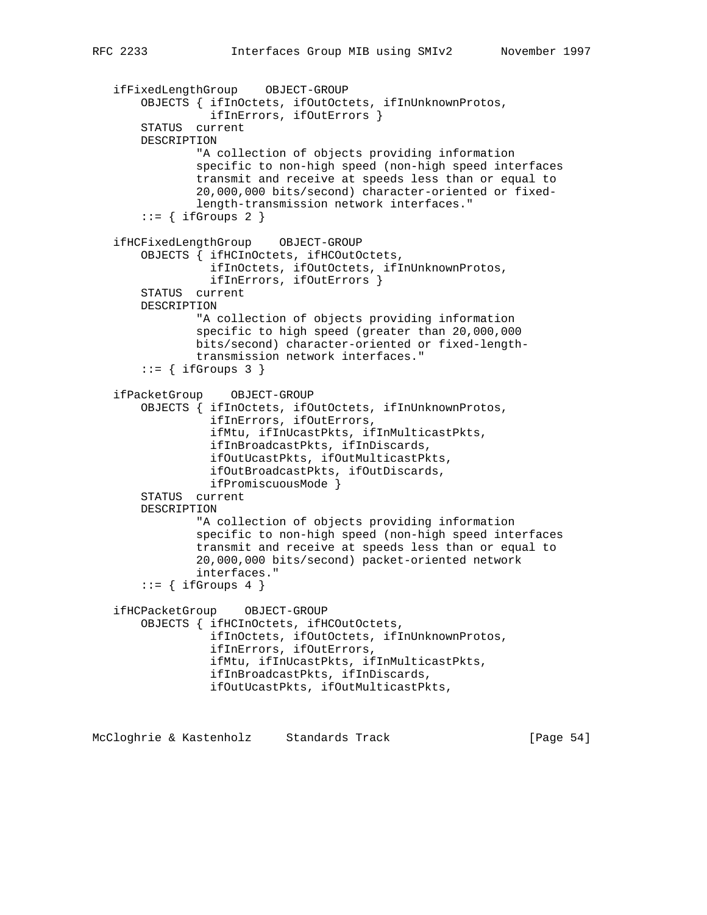```
   ifFixedLengthGroup    OBJECT-GROUP
       OBJECTS { ifInOctets, ifOutOctets, ifInUnknownProtos,
                 ifInErrors, ifOutErrors }
       STATUS  current
       DESCRIPTION
               "A collection of objects providing information
               specific to non-high speed (non-high speed interfaces
               transmit and receive at speeds less than or equal to
               20,000,000 bits/second) character-oriented or fixed-
               length-transmission network interfaces."
       ::= { ifGroups 2 }

   ifHCFixedLengthGroup    OBJECT-GROUP
       OBJECTS { ifHCInOctets, ifHCOutOctets,
                 ifInOctets, ifOutOctets, ifInUnknownProtos,
                 ifInErrors, ifOutErrors }
       STATUS  current
       DESCRIPTION
               "A collection of objects providing information
               specific to high speed (greater than 20,000,000
               bits/second) character-oriented or fixed-length-
               transmission network interfaces."
       ::= { ifGroups 3 }

   ifPacketGroup    OBJECT-GROUP
       OBJECTS { ifInOctets, ifOutOctets, ifInUnknownProtos,
                 ifInErrors, ifOutErrors,
                 ifMtu, ifInUcastPkts, ifInMulticastPkts,
                 ifInBroadcastPkts, ifInDiscards,
                 ifOutUcastPkts, ifOutMulticastPkts,
                 ifOutBroadcastPkts, ifOutDiscards,
                 ifPromiscuousMode }
       STATUS  current
       DESCRIPTION
               "A collection of objects providing information
               specific to non-high speed (non-high speed interfaces
               transmit and receive at speeds less than or equal to
               20,000,000 bits/second) packet-oriented network
               interfaces."
       ::= { ifGroups 4 }

   ifHCPacketGroup    OBJECT-GROUP
       OBJECTS { ifHCInOctets, ifHCOutOctets,
                 ifInOctets, ifOutOctets, ifInUnknownProtos,
                 ifInErrors, ifOutErrors,
                 ifMtu, ifInUcastPkts, ifInMulticastPkts,
                 ifInBroadcastPkts, ifInDiscards,
                 ifOutUcastPkts, ifOutMulticastPkts,
```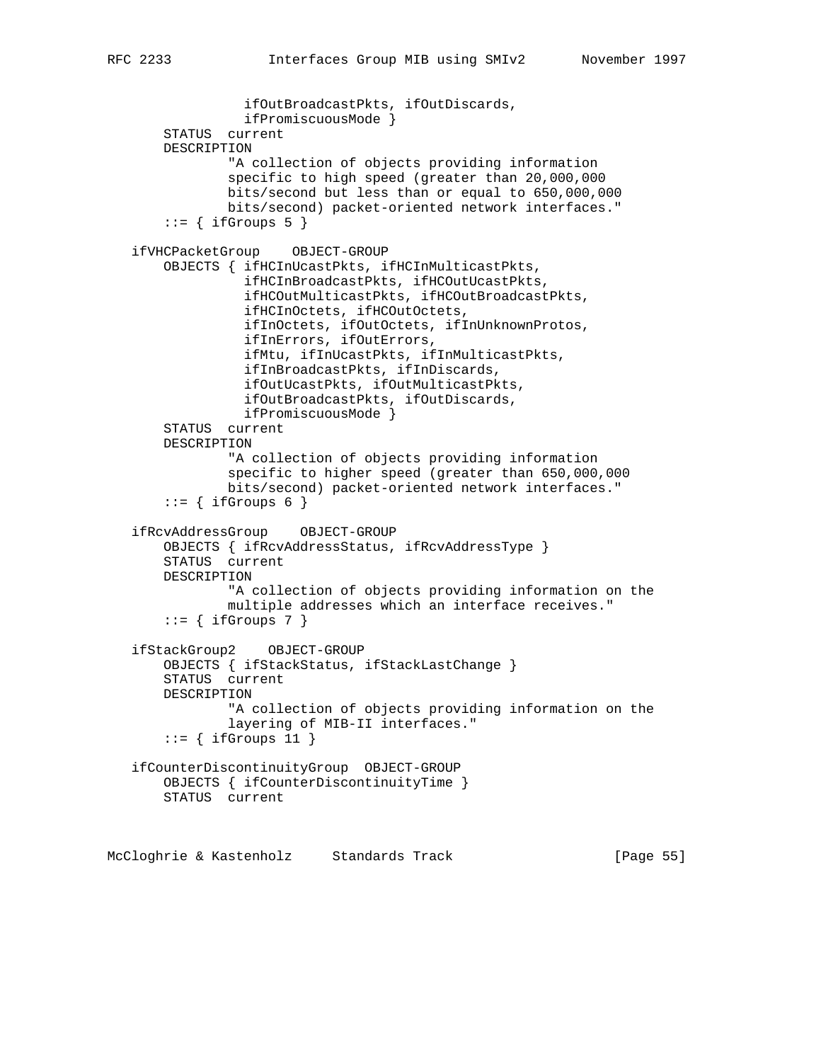```
                 ifOutBroadcastPkts, ifOutDiscards,
                 ifPromiscuousMode }
       STATUS  current
       DESCRIPTION
               "A collection of objects providing information
               specific to high speed (greater than 20,000,000
               bits/second but less than or equal to 650,000,000
               bits/second) packet-oriented network interfaces."
       ::= { ifGroups 5 }

   ifVHCPacketGroup    OBJECT-GROUP
       OBJECTS { ifHCInUcastPkts, ifHCInMulticastPkts,
                 ifHCInBroadcastPkts, ifHCOutUcastPkts,
                 ifHCOutMulticastPkts, ifHCOutBroadcastPkts,
                 ifHCInOctets, ifHCOutOctets,
                 ifInOctets, ifOutOctets, ifInUnknownProtos,
                 ifInErrors, ifOutErrors,
                 ifMtu, ifInUcastPkts, ifInMulticastPkts,
                 ifInBroadcastPkts, ifInDiscards,
                 ifOutUcastPkts, ifOutMulticastPkts,
                 ifOutBroadcastPkts, ifOutDiscards,
                 ifPromiscuousMode }
       STATUS  current
       DESCRIPTION
               "A collection of objects providing information
               specific to higher speed (greater than 650,000,000
               bits/second) packet-oriented network interfaces."
       ::= { ifGroups 6 }

   ifRcvAddressGroup    OBJECT-GROUP
       OBJECTS { ifRcvAddressStatus, ifRcvAddressType }
       STATUS  current
       DESCRIPTION
               "A collection of objects providing information on the
               multiple addresses which an interface receives."
       ::= { ifGroups 7 }

   ifStackGroup2    OBJECT-GROUP
       OBJECTS { ifStackStatus, ifStackLastChange }
       STATUS  current
       DESCRIPTION
               "A collection of objects providing information on the
               layering of MIB-II interfaces."
       ::= { ifGroups 11 }

   ifCounterDiscontinuityGroup  OBJECT-GROUP
       OBJECTS { ifCounterDiscontinuityTime }
       STATUS  current
```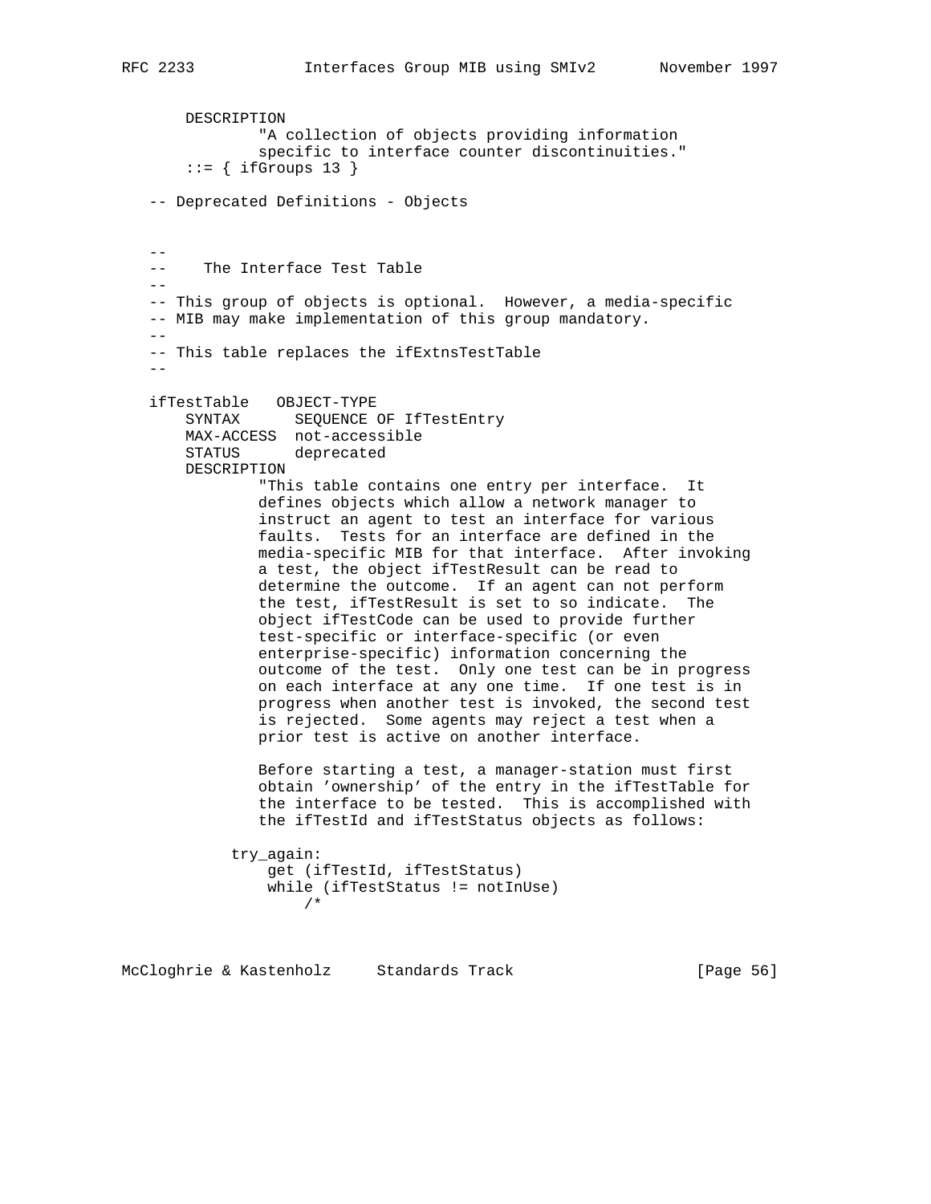```
     DESCRIPTION
             "A collection of objects providing information
             specific to interface counter discontinuities."
     ::= { ifGroups 13 }

-- Deprecated Definitions - Objects


--
--    The Interface Test Table
--
-- This group of objects is optional.  However, a media-specific
-- MIB may make implementation of this group mandatory.
--
-- This table replaces the ifExtnsTestTable
--

ifTestTable   OBJECT-TYPE
    SYNTAX      SEQUENCE OF IfTestEntry
    MAX-ACCESS  not-accessible
    STATUS      deprecated
    DESCRIPTION
            "This table contains one entry per interface.  It
            defines objects which allow a network manager to
            instruct an agent to test an interface for various
            faults.  Tests for an interface are defined in the
            media-specific MIB for that interface.  After invoking
            a test, the object ifTestResult can be read to
            determine the outcome.  If an agent can not perform
            the test, ifTestResult is set to so indicate.  The
            object ifTestCode can be used to provide further
            test-specific or interface-specific (or even
            enterprise-specific) information concerning the
            outcome of the test.  Only one test can be in progress
            on each interface at any one time.  If one test is in
            progress when another test is invoked, the second test
            is rejected.  Some agents may reject a test when a
            prior test is active on another interface.

            Before starting a test, a manager-station must first
            obtain 'ownership' of the entry in the ifTestTable for
            the interface to be tested.  This is accomplished with
            the ifTestId and ifTestStatus objects as follows:

         try_again:
             get (ifTestId, ifTestStatus)
             while (ifTestStatus != notInUse)
                 /*
```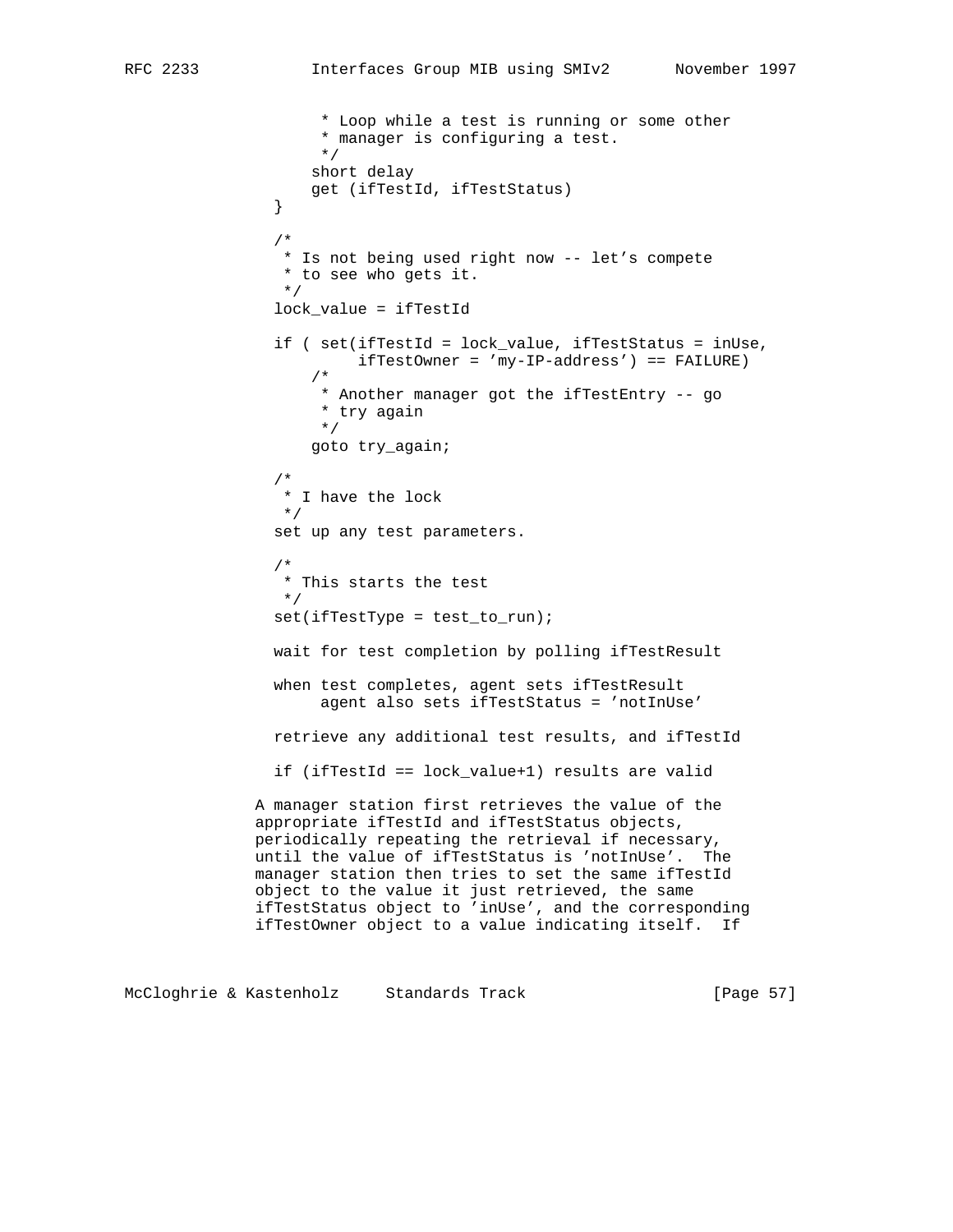```
                     * Loop while a test is running or some other
                     * manager is configuring a test.
                     */
                    short delay
                    get (ifTestId, ifTestStatus)
                }

                /*
                 * Is not being used right now -- let's compete
                 * to see who gets it.
                 */
                lock_value = ifTestId

                if ( set(ifTestId = lock_value, ifTestStatus = inUse,
                         ifTestOwner = 'my-IP-address') == FAILURE)
                    /*
                     * Another manager got the ifTestEntry -- go
                     * try again
                     */
                    goto try_again;

                /*
                 * I have the lock
                 */
                set up any test parameters.

                /*
                 * This starts the test
                 */
                set(ifTestType = test_to_run);

                wait for test completion by polling ifTestResult

                when test completes, agent sets ifTestResult
                     agent also sets ifTestStatus = 'notInUse'

                retrieve any additional test results, and ifTestId

                if (ifTestId == lock_value+1) results are valid
```

A manager station first retrieves the value of the appropriate ifTestId and ifTestStatus objects, periodically repeating the retrieval if necessary, until the value of ifTestStatus is 'notInUse'. The manager station then tries to set the same ifTestId object to the value it just retrieved, the same ifTestStatus object to 'inUse', and the corresponding ifTestOwner object to a value indicating itself. If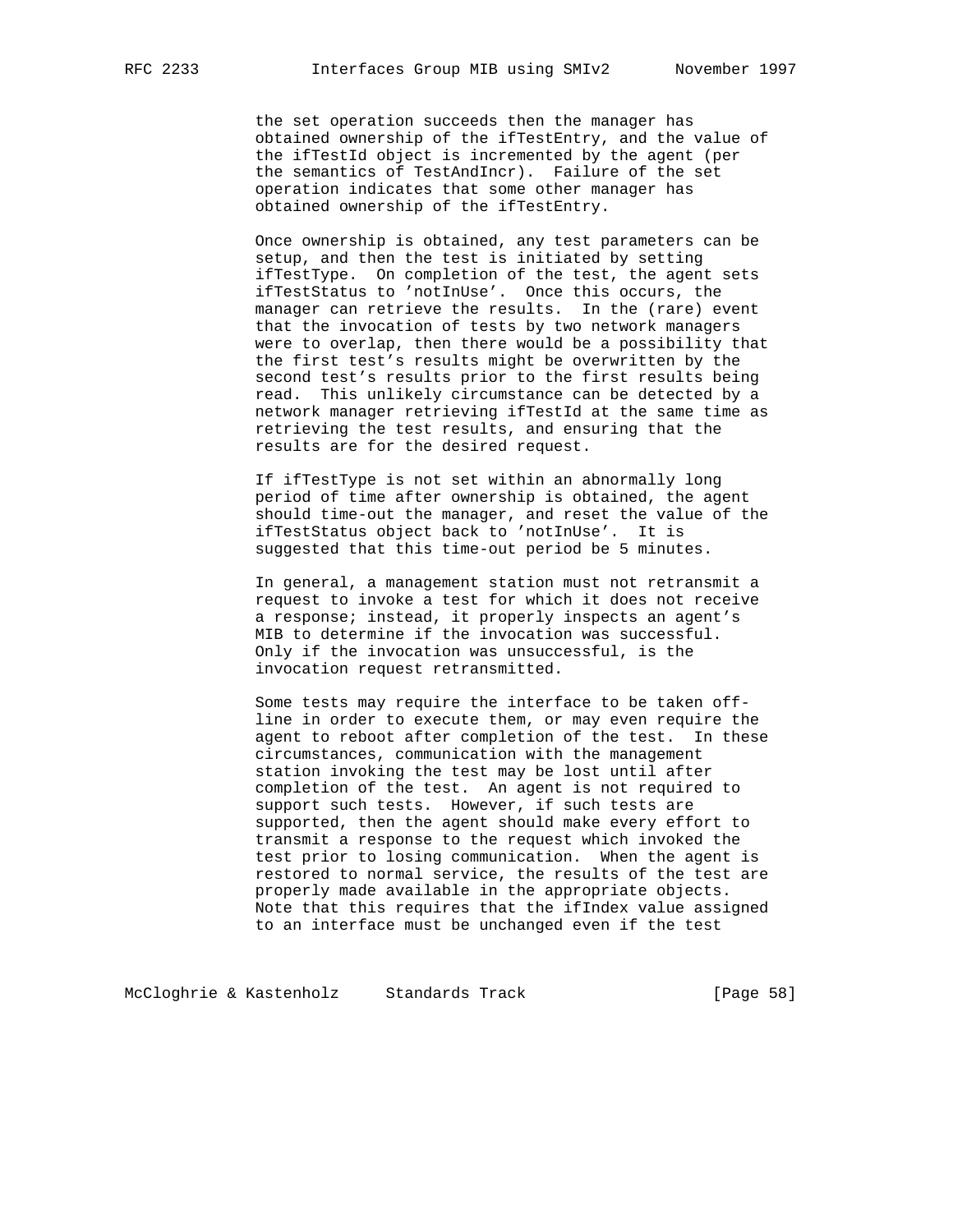the set operation succeeds then the manager has obtained ownership of the ifTestEntry, and the value of the ifTestId object is incremented by the agent (per the semantics of TestAndIncr). Failure of the set operation indicates that some other manager has obtained ownership of the ifTestEntry.

Once ownership is obtained, any test parameters can be setup, and then the test is initiated by setting ifTestType. On completion of the test, the agent sets ifTestStatus to 'notInUse'. Once this occurs, the manager can retrieve the results. In the (rare) event that the invocation of tests by two network managers were to overlap, then there would be a possibility that the first test's results might be overwritten by the second test's results prior to the first results being read. This unlikely circumstance can be detected by a network manager retrieving ifTestId at the same time as retrieving the test results, and ensuring that the results are for the desired request.

If ifTestType is not set within an abnormally long period of time after ownership is obtained, the agent should time-out the manager, and reset the value of the ifTestStatus object back to 'notInUse'. It is suggested that this time-out period be 5 minutes.

In general, a management station must not retransmit a request to invoke a test for which it does not receive a response; instead, it properly inspects an agent's MIB to determine if the invocation was successful. Only if the invocation was unsuccessful, is the invocation request retransmitted.

Some tests may require the interface to be taken off-line in order to execute them, or may even require the agent to reboot after completion of the test. In these circumstances, communication with the management station invoking the test may be lost until after completion of the test. An agent is not required to support such tests. However, if such tests are supported, then the agent should make every effort to transmit a response to the request which invoked the test prior to losing communication. When the agent is restored to normal service, the results of the test are properly made available in the appropriate objects. Note that this requires that the ifIndex value assigned to an interface must be unchanged even if the test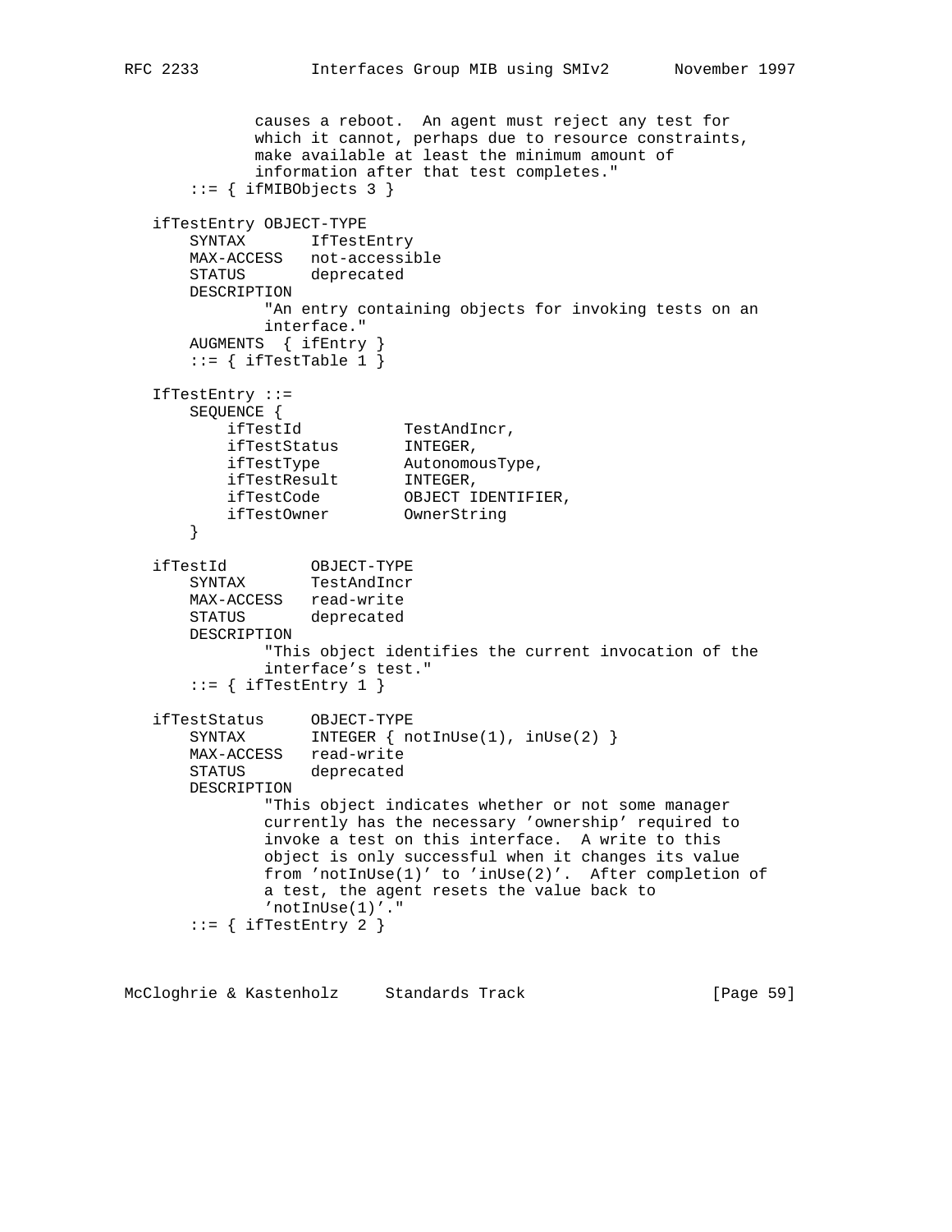```
              causes a reboot.  An agent must reject any test for
              which it cannot, perhaps due to resource constraints,
              make available at least the minimum amount of
              information after that test completes."
       ::= { ifMIBObjects 3 }

   ifTestEntry OBJECT-TYPE
       SYNTAX       IfTestEntry
       MAX-ACCESS   not-accessible
       STATUS       deprecated
       DESCRIPTION
               "An entry containing objects for invoking tests on an
               interface."
       AUGMENTS  { ifEntry }
       ::= { ifTestTable 1 }

   IfTestEntry ::=
       SEQUENCE {
           ifTestId           TestAndIncr,
           ifTestStatus       INTEGER,
           ifTestType         AutonomousType,
           ifTestResult       INTEGER,
           ifTestCode         OBJECT IDENTIFIER,
           ifTestOwner        OwnerString
       }

   ifTestId         OBJECT-TYPE
       SYNTAX       TestAndIncr
       MAX-ACCESS   read-write
       STATUS       deprecated
       DESCRIPTION
               "This object identifies the current invocation of the
               interface's test."
       ::= { ifTestEntry 1 }

   ifTestStatus     OBJECT-TYPE
       SYNTAX       INTEGER { notInUse(1), inUse(2) }
       MAX-ACCESS   read-write
       STATUS       deprecated
       DESCRIPTION
               "This object indicates whether or not some manager
               currently has the necessary 'ownership' required to
               invoke a test on this interface.  A write to this
               object is only successful when it changes its value
               from 'notInUse(1)' to 'inUse(2)'.  After completion of
               a test, the agent resets the value back to
               'notInUse(1)'."
       ::= { ifTestEntry 2 }
```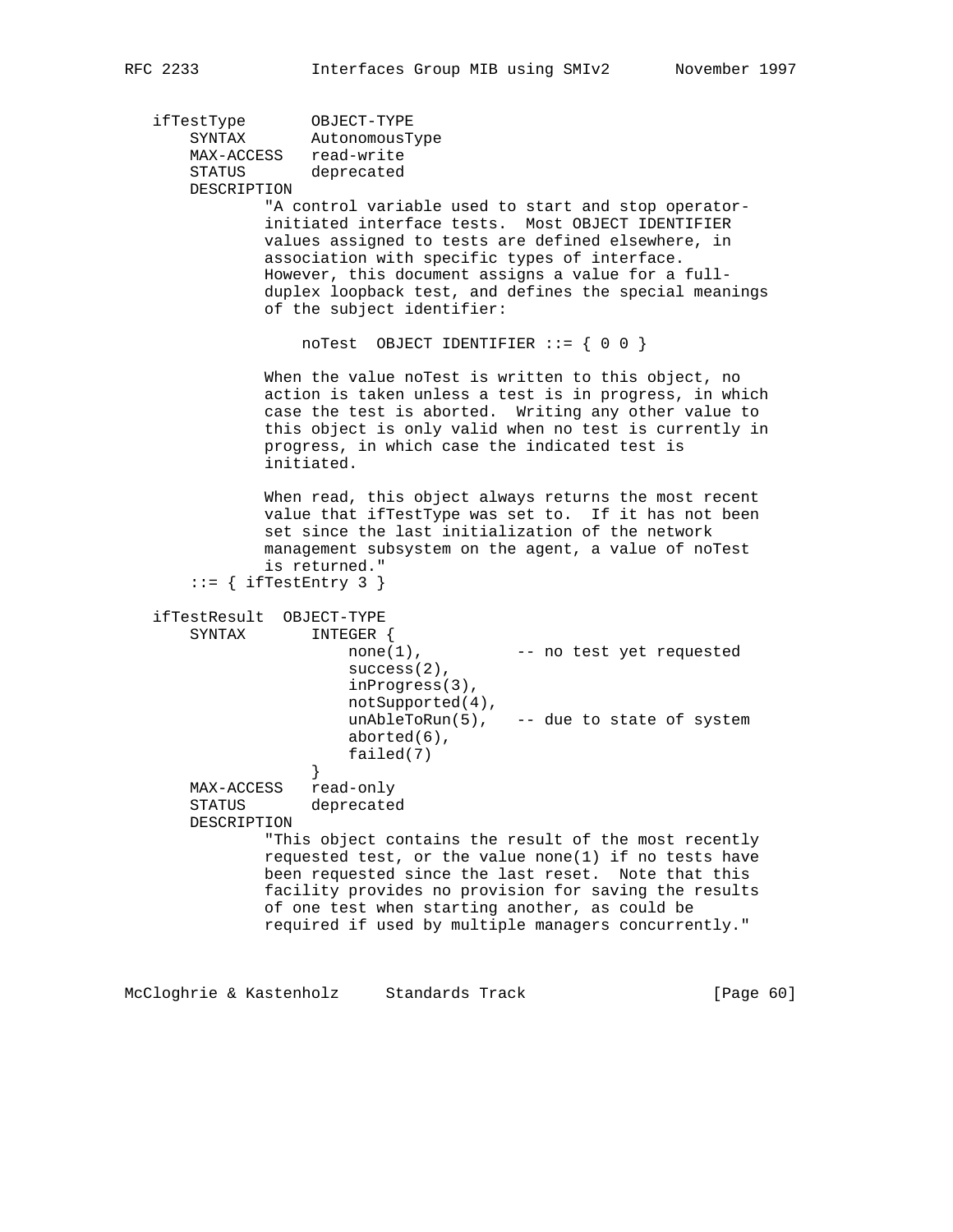```
   ifTestType       OBJECT-TYPE
       SYNTAX       AutonomousType
       MAX-ACCESS   read-write
       STATUS       deprecated
       DESCRIPTION
               "A control variable used to start and stop operator-
               initiated interface tests.  Most OBJECT IDENTIFIER
               values assigned to tests are defined elsewhere, in
               association with specific types of interface.
               However, this document assigns a value for a full-
               duplex loopback test, and defines the special meanings
               of the subject identifier:

                   noTest  OBJECT IDENTIFIER ::= { 0 0 }

               When the value noTest is written to this object, no
               action is taken unless a test is in progress, in which
               case the test is aborted.  Writing any other value to
               this object is only valid when no test is currently in
               progress, in which case the indicated test is
               initiated.

               When read, this object always returns the most recent
               value that ifTestType was set to.  If it has not been
               set since the last initialization of the network
               management subsystem on the agent, a value of noTest
               is returned."
       ::= { ifTestEntry 3 }

   ifTestResult  OBJECT-TYPE
       SYNTAX       INTEGER {
                        none(1),          -- no test yet requested
                        success(2),
                        inProgress(3),
                        notSupported(4),
                        unAbleToRun(5),   -- due to state of system
                        aborted(6),
                        failed(7)
                    }
       MAX-ACCESS   read-only
       STATUS       deprecated
       DESCRIPTION
               "This object contains the result of the most recently
               requested test, or the value none(1) if no tests have
               been requested since the last reset.  Note that this
               facility provides no provision for saving the results
               of one test when starting another, as could be
               required if used by multiple managers concurrently."
```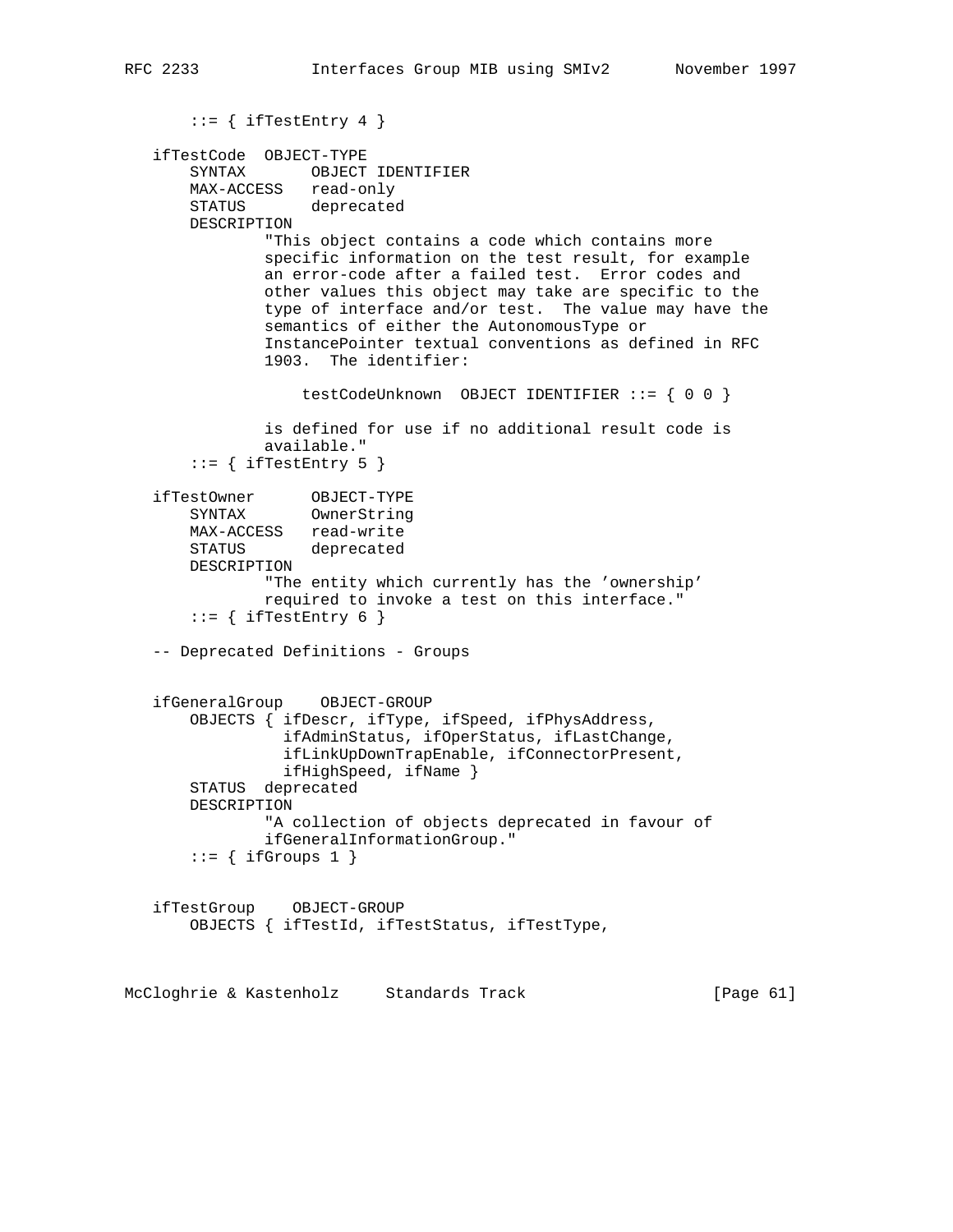```
       ::= { ifTestEntry 4 }

   ifTestCode  OBJECT-TYPE
       SYNTAX       OBJECT IDENTIFIER
       MAX-ACCESS   read-only
       STATUS       deprecated
       DESCRIPTION
               "This object contains a code which contains more
               specific information on the test result, for example
               an error-code after a failed test.  Error codes and
               other values this object may take are specific to the
               type of interface and/or test.  The value may have the
               semantics of either the AutonomousType or
               InstancePointer textual conventions as defined in RFC
               1903.  The identifier:

                   testCodeUnknown  OBJECT IDENTIFIER ::= { 0 0 }

               is defined for use if no additional result code is
               available."
       ::= { ifTestEntry 5 }

   ifTestOwner      OBJECT-TYPE
       SYNTAX       OwnerString
       MAX-ACCESS   read-write
       STATUS       deprecated
       DESCRIPTION
               "The entity which currently has the 'ownership'
               required to invoke a test on this interface."
       ::= { ifTestEntry 6 }

   -- Deprecated Definitions - Groups


   ifGeneralGroup    OBJECT-GROUP
       OBJECTS { ifDescr, ifType, ifSpeed, ifPhysAddress,
                 ifAdminStatus, ifOperStatus, ifLastChange,
                 ifLinkUpDownTrapEnable, ifConnectorPresent,
                 ifHighSpeed, ifName }
       STATUS  deprecated
       DESCRIPTION
               "A collection of objects deprecated in favour of
               ifGeneralInformationGroup."
       ::= { ifGroups 1 }


   ifTestGroup    OBJECT-GROUP
       OBJECTS { ifTestId, ifTestStatus, ifTestType,
```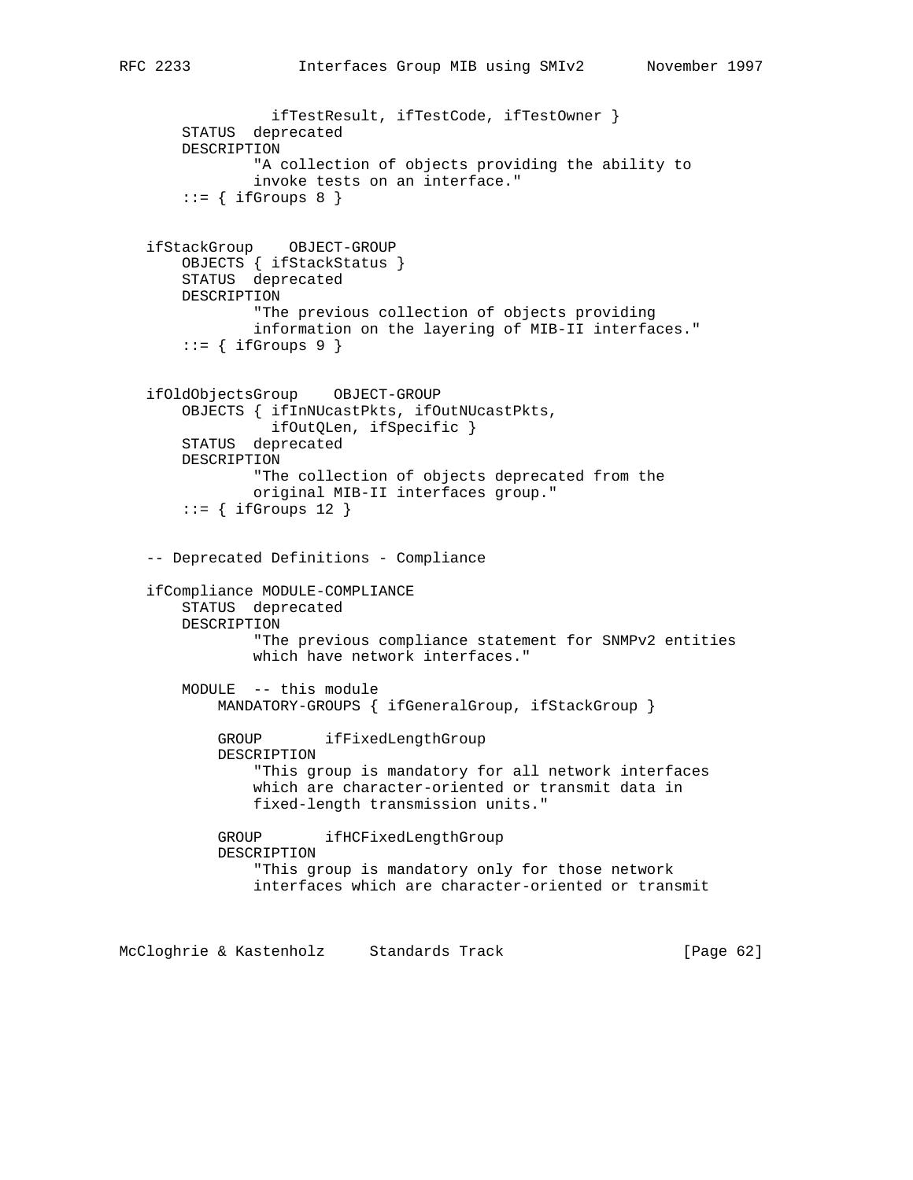```
                 ifTestResult, ifTestCode, ifTestOwner }
       STATUS  deprecated
       DESCRIPTION
               "A collection of objects providing the ability to
               invoke tests on an interface."
       ::= { ifGroups 8 }


   ifStackGroup    OBJECT-GROUP
       OBJECTS { ifStackStatus }
       STATUS  deprecated
       DESCRIPTION
               "The previous collection of objects providing
               information on the layering of MIB-II interfaces."
       ::= { ifGroups 9 }


   ifOldObjectsGroup    OBJECT-GROUP
       OBJECTS { ifInNUcastPkts, ifOutNUcastPkts,
                 ifOutQLen, ifSpecific }
       STATUS  deprecated
       DESCRIPTION
               "The collection of objects deprecated from the
               original MIB-II interfaces group."
       ::= { ifGroups 12 }


   -- Deprecated Definitions - Compliance

   ifCompliance MODULE-COMPLIANCE
       STATUS  deprecated
       DESCRIPTION
               "The previous compliance statement for SNMPv2 entities
               which have network interfaces."

       MODULE  -- this module
           MANDATORY-GROUPS { ifGeneralGroup, ifStackGroup }

           GROUP       ifFixedLengthGroup
           DESCRIPTION
               "This group is mandatory for all network interfaces
               which are character-oriented or transmit data in
               fixed-length transmission units."

           GROUP       ifHCFixedLengthGroup
           DESCRIPTION
               "This group is mandatory only for those network
               interfaces which are character-oriented or transmit
```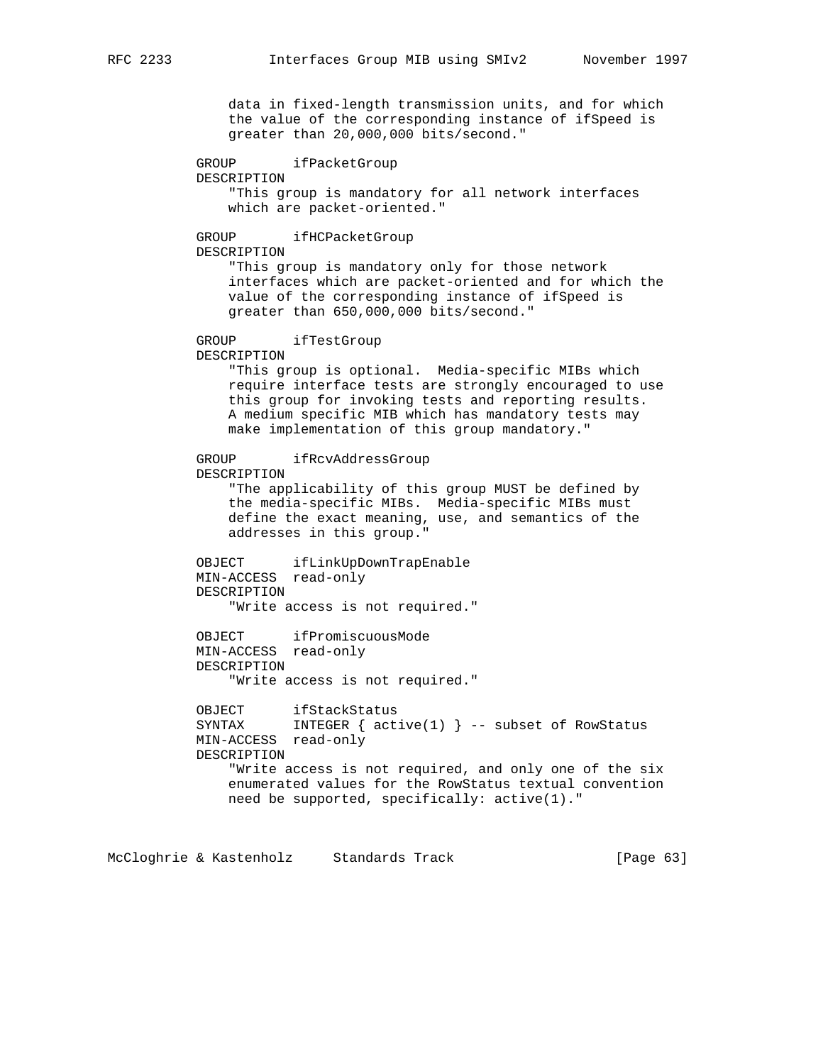```
              data in fixed-length transmission units, and for which
              the value of the corresponding instance of ifSpeed is
              greater than 20,000,000 bits/second."

          GROUP       ifPacketGroup
          DESCRIPTION
              "This group is mandatory for all network interfaces
              which are packet-oriented."

          GROUP       ifHCPacketGroup
          DESCRIPTION
              "This group is mandatory only for those network
              interfaces which are packet-oriented and for which the
              value of the corresponding instance of ifSpeed is
              greater than 650,000,000 bits/second."

          GROUP       ifTestGroup
          DESCRIPTION
              "This group is optional.  Media-specific MIBs which
              require interface tests are strongly encouraged to use
              this group for invoking tests and reporting results.
              A medium specific MIB which has mandatory tests may
              make implementation of this group mandatory."

          GROUP       ifRcvAddressGroup
          DESCRIPTION
              "The applicability of this group MUST be defined by
              the media-specific MIBs.  Media-specific MIBs must
              define the exact meaning, use, and semantics of the
              addresses in this group."

          OBJECT      ifLinkUpDownTrapEnable
          MIN-ACCESS  read-only
          DESCRIPTION
              "Write access is not required."

          OBJECT      ifPromiscuousMode
          MIN-ACCESS  read-only
          DESCRIPTION
              "Write access is not required."

          OBJECT      ifStackStatus
          SYNTAX      INTEGER { active(1) } -- subset of RowStatus
          MIN-ACCESS  read-only
          DESCRIPTION
              "Write access is not required, and only one of the six
              enumerated values for the RowStatus textual convention
              need be supported, specifically: active(1)."
```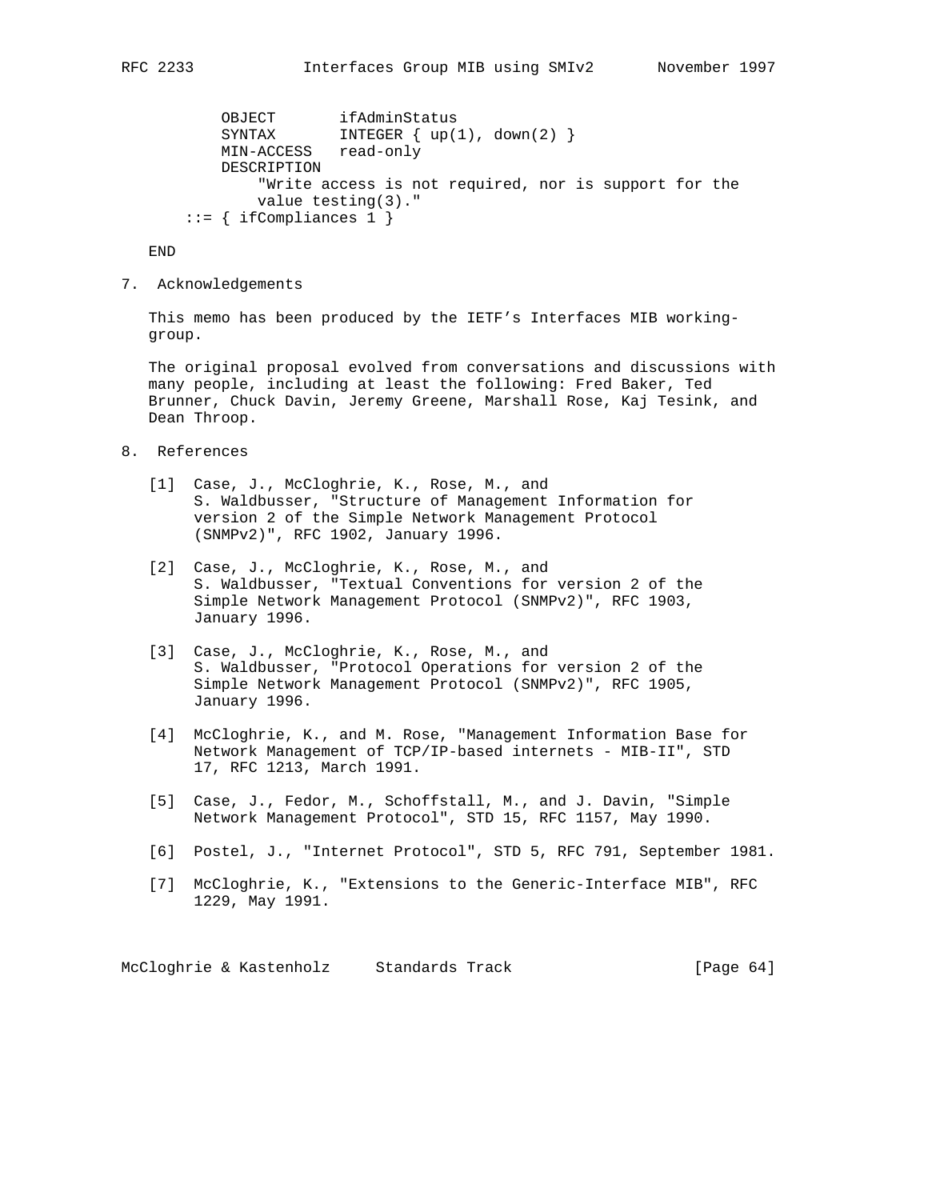```
          OBJECT       ifAdminStatus
          SYNTAX       INTEGER { up(1), down(2) }
          MIN-ACCESS   read-only
          DESCRIPTION
              "Write access is not required, nor is support for the
              value testing(3)."
      ::= { ifCompliances 1 }

   END
```

## 7. Acknowledgements

This memo has been produced by the IETF's Interfaces MIB working-group.

The original proposal evolved from conversations and discussions with many people, including at least the following: Fred Baker, Ted Brunner, Chuck Davin, Jeremy Greene, Marshall Rose, Kaj Tesink, and Dean Throop.

## 8. References

[1] Case, J., McCloghrie, K., Rose, M., and S. Waldbusser, "Structure of Management Information for version 2 of the Simple Network Management Protocol (SNMPv2)", RFC 1902, January 1996.

[2] Case, J., McCloghrie, K., Rose, M., and S. Waldbusser, "Textual Conventions for version 2 of the Simple Network Management Protocol (SNMPv2)", RFC 1903, January 1996.

[3] Case, J., McCloghrie, K., Rose, M., and S. Waldbusser, "Protocol Operations for version 2 of the Simple Network Management Protocol (SNMPv2)", RFC 1905, January 1996.

[4] McCloghrie, K., and M. Rose, "Management Information Base for Network Management of TCP/IP-based internets - MIB-II", STD 17, RFC 1213, March 1991.

[5] Case, J., Fedor, M., Schoffstall, M., and J. Davin, "Simple Network Management Protocol", STD 15, RFC 1157, May 1990.

[6] Postel, J., "Internet Protocol", STD 5, RFC 791, September 1981.

[7] McCloghrie, K., "Extensions to the Generic-Interface MIB", RFC 1229, May 1991.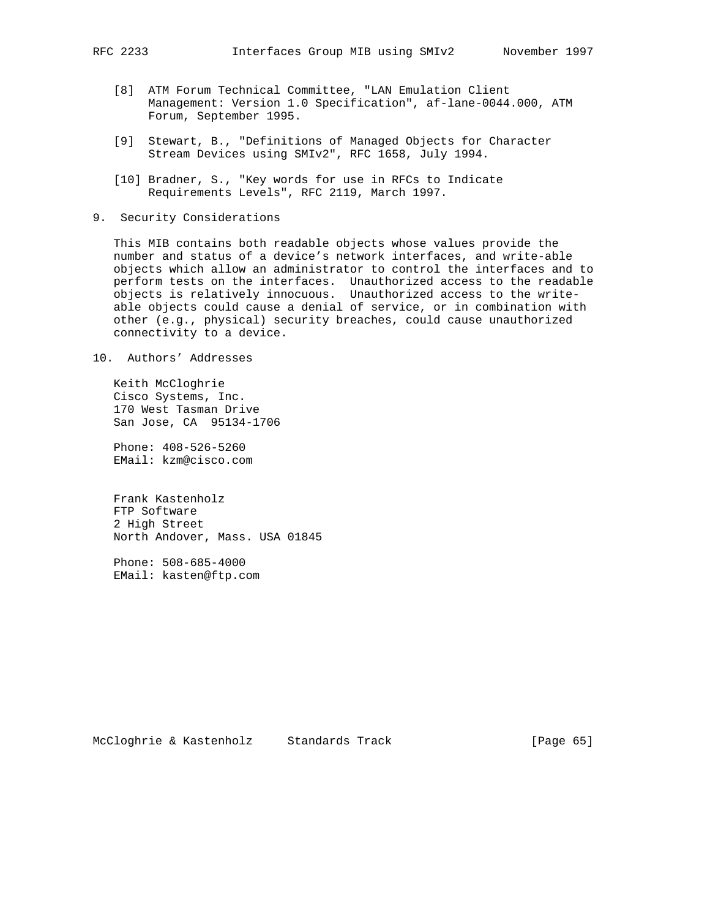[8] ATM Forum Technical Committee, "LAN Emulation Client Management: Version 1.0 Specification", af-lane-0044.000, ATM Forum, September 1995.

[9] Stewart, B., "Definitions of Managed Objects for Character Stream Devices using SMIv2", RFC 1658, July 1994.

[10] Bradner, S., "Key words for use in RFCs to Indicate Requirements Levels", RFC 2119, March 1997.

## 9. Security Considerations

This MIB contains both readable objects whose values provide the number and status of a device's network interfaces, and write-able objects which allow an administrator to control the interfaces and to perform tests on the interfaces. Unauthorized access to the readable objects is relatively innocuous. Unauthorized access to the write-able objects could cause a denial of service, or in combination with other (e.g., physical) security breaches, could cause unauthorized connectivity to a device.

## 10. Authors' Addresses

Keith McCloghrie
Cisco Systems, Inc.
170 West Tasman Drive
San Jose, CA 95134-1706

Phone: 408-526-5260
EMail: kzm@cisco.com

Frank Kastenholz
FTP Software
2 High Street
North Andover, Mass. USA 01845

Phone: 508-685-4000
EMail: kasten@ftp.com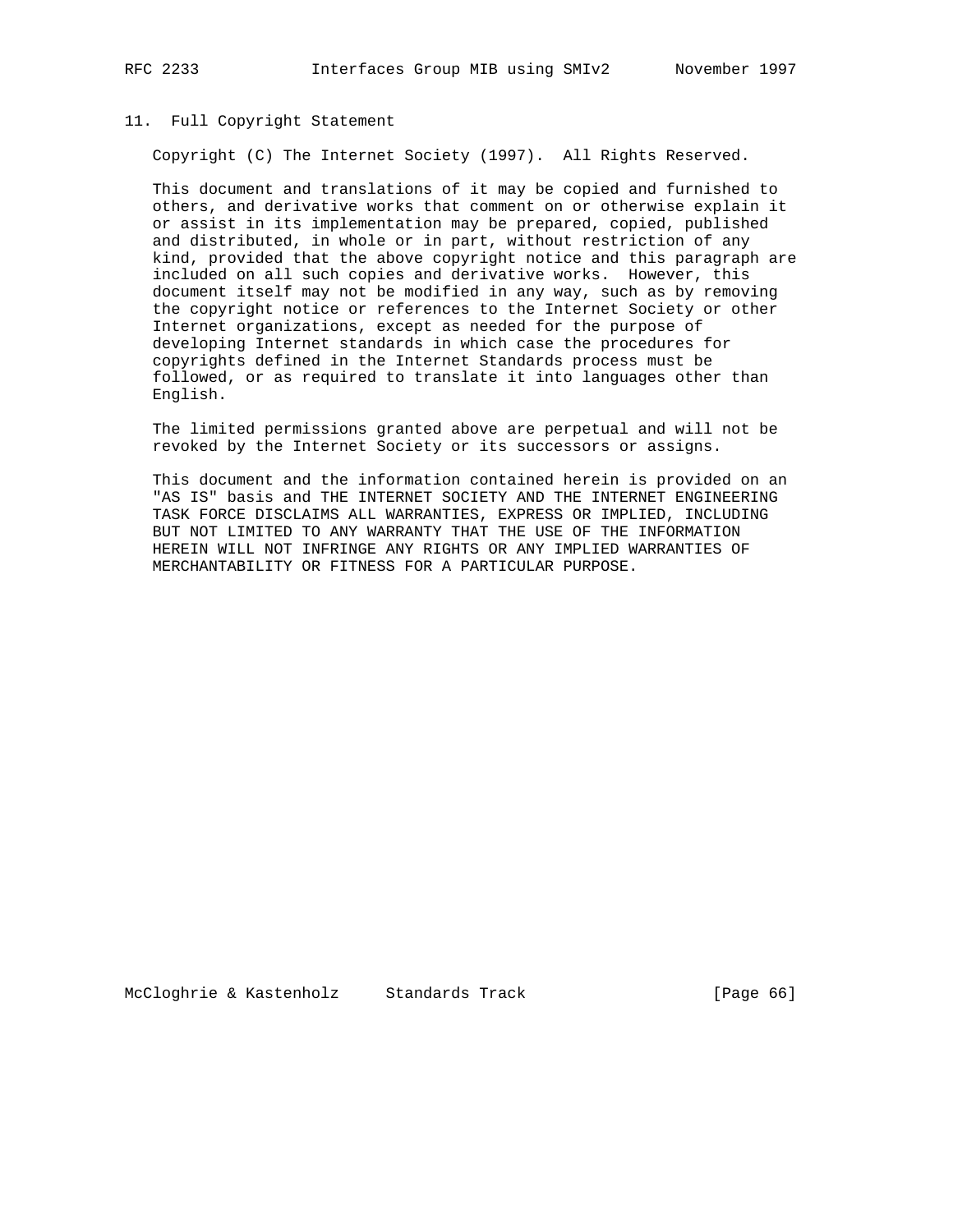## 11. Full Copyright Statement

Copyright (C) The Internet Society (1997). All Rights Reserved.

This document and translations of it may be copied and furnished to others, and derivative works that comment on or otherwise explain it or assist in its implementation may be prepared, copied, published and distributed, in whole or in part, without restriction of any kind, provided that the above copyright notice and this paragraph are included on all such copies and derivative works. However, this document itself may not be modified in any way, such as by removing the copyright notice or references to the Internet Society or other Internet organizations, except as needed for the purpose of developing Internet standards in which case the procedures for copyrights defined in the Internet Standards process must be followed, or as required to translate it into languages other than English.

The limited permissions granted above are perpetual and will not be revoked by the Internet Society or its successors or assigns.

This document and the information contained herein is provided on an "AS IS" basis and THE INTERNET SOCIETY AND THE INTERNET ENGINEERING TASK FORCE DISCLAIMS ALL WARRANTIES, EXPRESS OR IMPLIED, INCLUDING BUT NOT LIMITED TO ANY WARRANTY THAT THE USE OF THE INFORMATION HEREIN WILL NOT INFRINGE ANY RIGHTS OR ANY IMPLIED WARRANTIES OF MERCHANTABILITY OR FITNESS FOR A PARTICULAR PURPOSE.